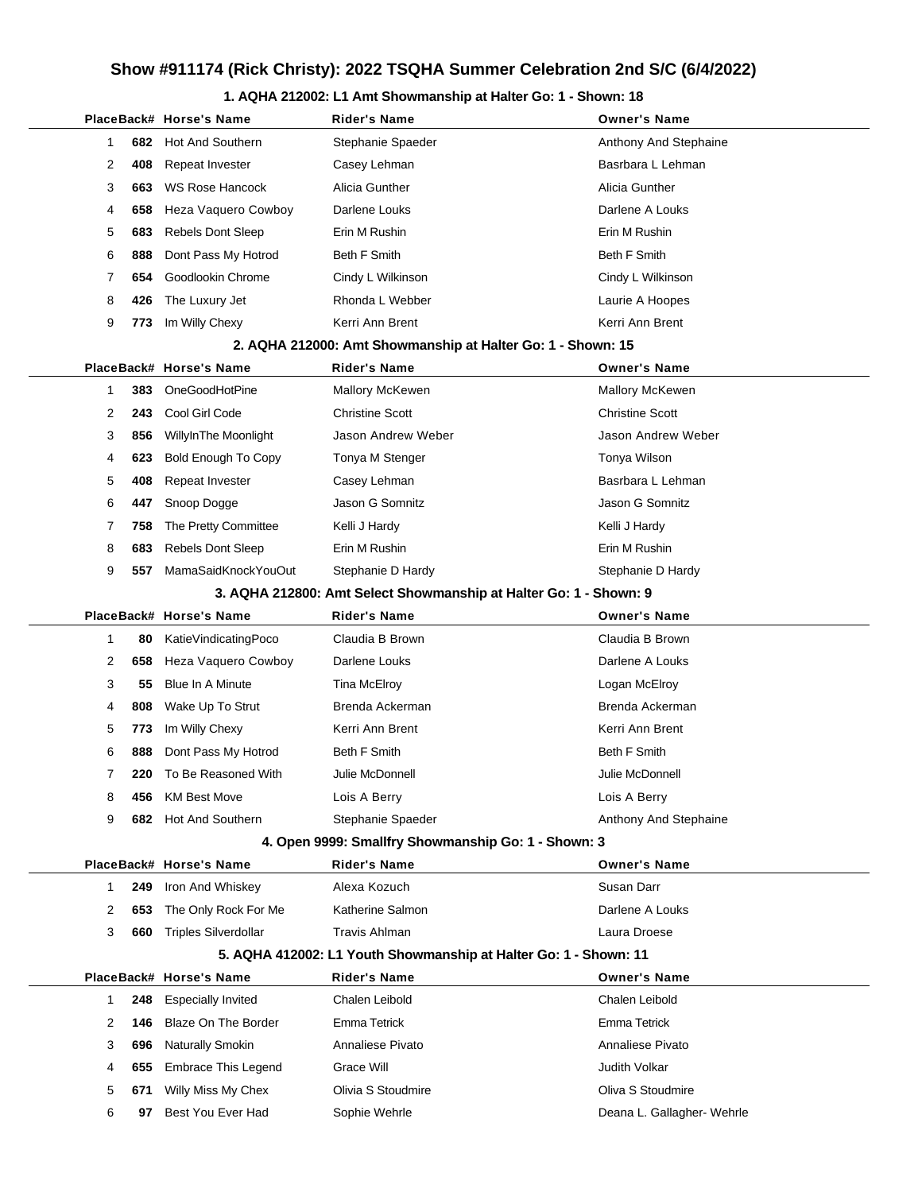# Show #911174 (Rick Christy): 2022 TSQHA Summer Celebration 2nd S/C (6/4/2022)

## 1. AQHA 212002: L1 Amt Showmanship at Halter Go: 1 - Shown: 18

| Place | Back# | Horse's Name | Rider's Name | Owner's Name |
|---|---|---|---|---|
| 1 | 682 | Hot And Southern | Stephanie Spaeder | Anthony And Stephaine |
| 2 | 408 | Repeat Invester | Casey Lehman | Basrbara L Lehman |
| 3 | 663 | WS Rose Hancock | Alicia Gunther | Alicia Gunther |
| 4 | 658 | Heza Vaquero Cowboy | Darlene Louks | Darlene A Louks |
| 5 | 683 | Rebels Dont Sleep | Erin M Rushin | Erin M Rushin |
| 6 | 888 | Dont Pass My Hotrod | Beth F Smith | Beth F Smith |
| 7 | 654 | Goodlookin Chrome | Cindy L Wilkinson | Cindy L Wilkinson |
| 8 | 426 | The Luxury Jet | Rhonda L Webber | Laurie A Hoopes |
| 9 | 773 | Im Willy Chexy | Kerri Ann Brent | Kerri Ann Brent |

## 2. AQHA 212000: Amt Showmanship at Halter Go: 1 - Shown: 15

| Place | Back# | Horse's Name | Rider's Name | Owner's Name |
|---|---|---|---|---|
| 1 | 383 | OneGoodHotPine | Mallory McKewen | Mallory McKewen |
| 2 | 243 | Cool Girl Code | Christine Scott | Christine Scott |
| 3 | 856 | WillyInThe Moonlight | Jason Andrew Weber | Jason Andrew Weber |
| 4 | 623 | Bold Enough To Copy | Tonya M Stenger | Tonya Wilson |
| 5 | 408 | Repeat Invester | Casey Lehman | Basrbara L Lehman |
| 6 | 447 | Snoop Dogge | Jason G Somnitz | Jason G Somnitz |
| 7 | 758 | The Pretty Committee | Kelli J Hardy | Kelli J Hardy |
| 8 | 683 | Rebels Dont Sleep | Erin M Rushin | Erin M Rushin |
| 9 | 557 | MamaSaidKnockYouOut | Stephanie D Hardy | Stephanie D Hardy |

## 3. AQHA 212800: Amt Select Showmanship at Halter Go: 1 - Shown: 9

| Place | Back# | Horse's Name | Rider's Name | Owner's Name |
|---|---|---|---|---|
| 1 | 80 | KatieVindicatingPoco | Claudia B Brown | Claudia B Brown |
| 2 | 658 | Heza Vaquero Cowboy | Darlene Louks | Darlene A Louks |
| 3 | 55 | Blue In A Minute | Tina McElroy | Logan McElroy |
| 4 | 808 | Wake Up To Strut | Brenda Ackerman | Brenda Ackerman |
| 5 | 773 | Im Willy Chexy | Kerri Ann Brent | Kerri Ann Brent |
| 6 | 888 | Dont Pass My Hotrod | Beth F Smith | Beth F Smith |
| 7 | 220 | To Be Reasoned With | Julie McDonnell | Julie McDonnell |
| 8 | 456 | KM Best Move | Lois A Berry | Lois A Berry |
| 9 | 682 | Hot And Southern | Stephanie Spaeder | Anthony And Stephaine |

## 4. Open 9999: Smallfry Showmanship Go: 1 - Shown: 3

| Place | Back# | Horse's Name | Rider's Name | Owner's Name |
|---|---|---|---|---|
| 1 | 249 | Iron And Whiskey | Alexa Kozuch | Susan Darr |
| 2 | 653 | The Only Rock For Me | Katherine Salmon | Darlene A Louks |
| 3 | 660 | Triples Silverdollar | Travis Ahlman | Laura Droese |

## 5. AQHA 412002: L1 Youth Showmanship at Halter Go: 1 - Shown: 11

| Place | Back# | Horse's Name | Rider's Name | Owner's Name |
|---|---|---|---|---|
| 1 | 248 | Especially Invited | Chalen Leibold | Chalen Leibold |
| 2 | 146 | Blaze On The Border | Emma Tetrick | Emma Tetrick |
| 3 | 696 | Naturally Smokin | Annaliese Pivato | Annaliese Pivato |
| 4 | 655 | Embrace This Legend | Grace Will | Judith Volkar |
| 5 | 671 | Willy Miss My Chex | Olivia S Stoudmire | Oliva S Stoudmire |
| 6 | 97 | Best You Ever Had | Sophie Wehrle | Deana L. Gallagher- Wehrle |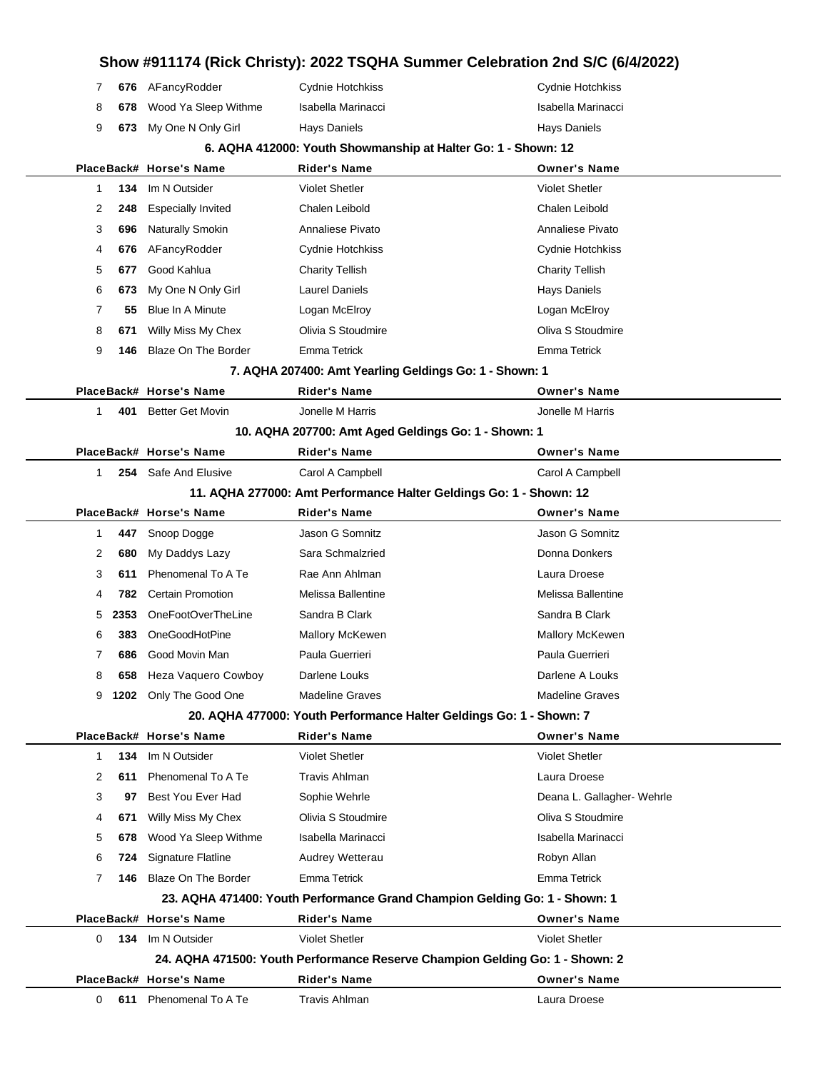# Show #911174 (Rick Christy): 2022 TSQHA Summer Celebration 2nd S/C (6/4/2022)

| Place | Back# | Horse's Name | Rider's Name | Owner's Name |
|---|---|---|---|---|
| 7 | 676 | AFancyRodder | Cydnie Hotchkiss | Cydnie Hotchkiss |
| 8 | 678 | Wood Ya Sleep Withme | Isabella Marinacci | Isabella Marinacci |
| 9 | 673 | My One N Only Girl | Hays Daniels | Hays Daniels |

### 6. AQHA 412000: Youth Showmanship at Halter Go: 1 - Shown: 12

| Place | Back# | Horse's Name | Rider's Name | Owner's Name |
|---|---|---|---|---|
| 1 | 134 | Im N Outsider | Violet Shetler | Violet Shetler |
| 2 | 248 | Especially Invited | Chalen Leibold | Chalen Leibold |
| 3 | 696 | Naturally Smokin | Annaliese Pivato | Annaliese Pivato |
| 4 | 676 | AFancyRodder | Cydnie Hotchkiss | Cydnie Hotchkiss |
| 5 | 677 | Good Kahlua | Charity Tellish | Charity Tellish |
| 6 | 673 | My One N Only Girl | Laurel Daniels | Hays Daniels |
| 7 | 55 | Blue In A Minute | Logan McElroy | Logan McElroy |
| 8 | 671 | Willy Miss My Chex | Olivia S Stoudmire | Oliva S Stoudmire |
| 9 | 146 | Blaze On The Border | Emma Tetrick | Emma Tetrick |

### 7. AQHA 207400: Amt Yearling Geldings Go: 1 - Shown: 1

| Place | Back# | Horse's Name | Rider's Name | Owner's Name |
|---|---|---|---|---|
| 1 | 401 | Better Get Movin | Jonelle M Harris | Jonelle M Harris |

### 10. AQHA 207700: Amt Aged Geldings Go: 1 - Shown: 1

| Place | Back# | Horse's Name | Rider's Name | Owner's Name |
|---|---|---|---|---|
| 1 | 254 | Safe And Elusive | Carol A Campbell | Carol A Campbell |

### 11. AQHA 277000: Amt Performance Halter Geldings Go: 1 - Shown: 12

| Place | Back# | Horse's Name | Rider's Name | Owner's Name |
|---|---|---|---|---|
| 1 | 447 | Snoop Dogge | Jason G Somnitz | Jason G Somnitz |
| 2 | 680 | My Daddys Lazy | Sara Schmalzried | Donna Donkers |
| 3 | 611 | Phenomenal To A Te | Rae Ann Ahlman | Laura Droese |
| 4 | 782 | Certain Promotion | Melissa Ballentine | Melissa Ballentine |
| 5 | 2353 | OneFootOverTheLine | Sandra B Clark | Sandra B Clark |
| 6 | 383 | OneGoodHotPine | Mallory McKewen | Mallory McKewen |
| 7 | 686 | Good Movin Man | Paula Guerrieri | Paula Guerrieri |
| 8 | 658 | Heza Vaquero Cowboy | Darlene Louks | Darlene A Louks |
| 9 | 1202 | Only The Good One | Madeline Graves | Madeline Graves |

### 20. AQHA 477000: Youth Performance Halter Geldings Go: 1 - Shown: 7

| Place | Back# | Horse's Name | Rider's Name | Owner's Name |
|---|---|---|---|---|
| 1 | 134 | Im N Outsider | Violet Shetler | Violet Shetler |
| 2 | 611 | Phenomenal To A Te | Travis Ahlman | Laura Droese |
| 3 | 97 | Best You Ever Had | Sophie Wehrle | Deana L. Gallagher- Wehrle |
| 4 | 671 | Willy Miss My Chex | Olivia S Stoudmire | Oliva S Stoudmire |
| 5 | 678 | Wood Ya Sleep Withme | Isabella Marinacci | Isabella Marinacci |
| 6 | 724 | Signature Flatline | Audrey Wetterau | Robyn Allan |
| 7 | 146 | Blaze On The Border | Emma Tetrick | Emma Tetrick |

### 23. AQHA 471400: Youth Performance Grand Champion Gelding Go: 1 - Shown: 1

| Place | Back# | Horse's Name | Rider's Name | Owner's Name |
|---|---|---|---|---|
| 0 | 134 | Im N Outsider | Violet Shetler | Violet Shetler |

### 24. AQHA 471500: Youth Performance Reserve Champion Gelding Go: 1 - Shown: 2

| Place | Back# | Horse's Name | Rider's Name | Owner's Name |
|---|---|---|---|---|
| 0 | 611 | Phenomenal To A Te | Travis Ahlman | Laura Droese |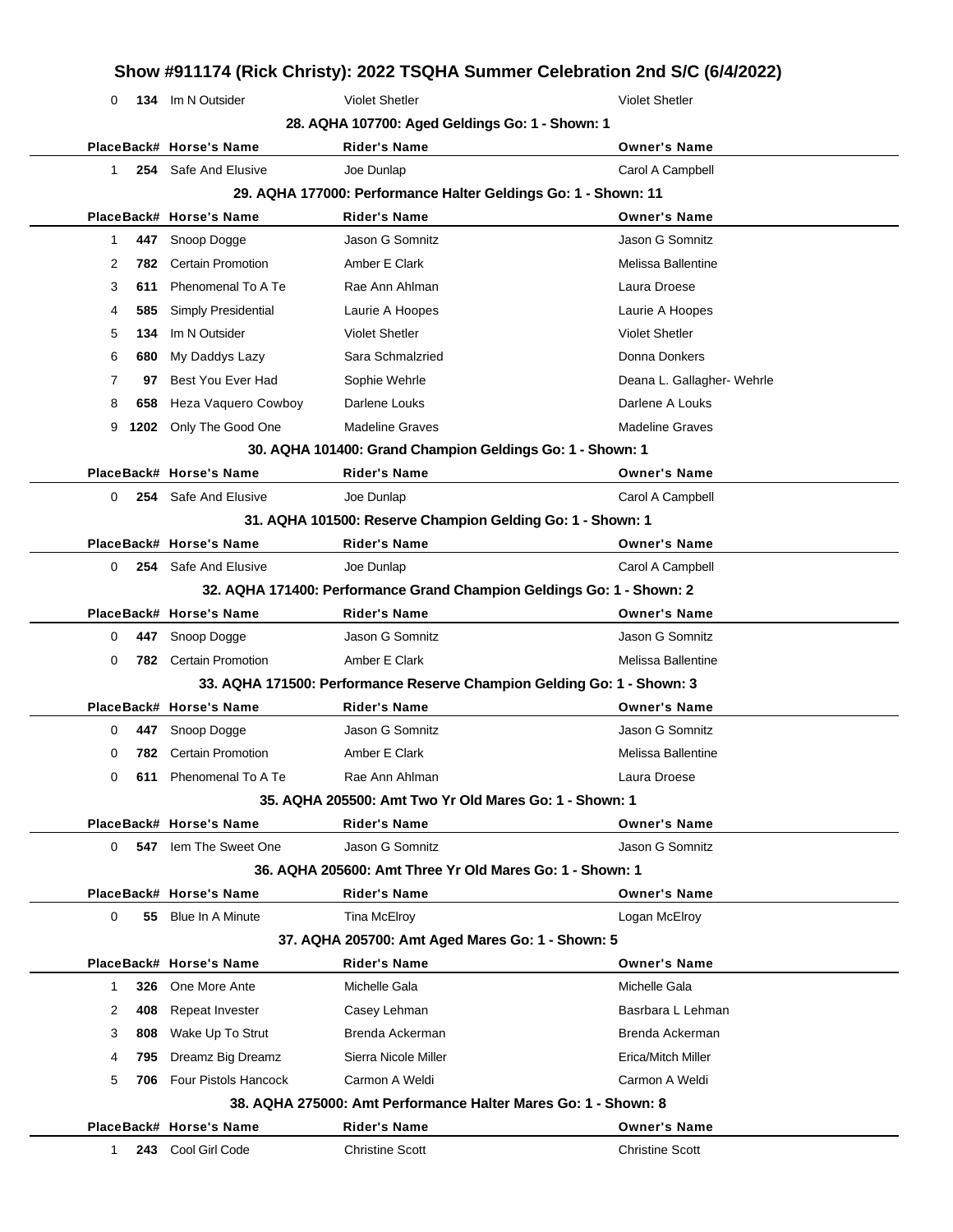# Show #911174 (Rick Christy): 2022 TSQHA Summer Celebration 2nd S/C (6/4/2022)

| Place | Back# | Horse's Name | Rider's Name | Owner's Name |
|---|---|---|---|---|
| 0 | 134 | Im N Outsider | Violet Shetler | Violet Shetler |

### 28. AQHA 107700: Aged Geldings Go: 1 - Shown: 1

| Place | Back# | Horse's Name | Rider's Name | Owner's Name |
|---|---|---|---|---|
| 1 | 254 | Safe And Elusive | Joe Dunlap | Carol A Campbell |

### 29. AQHA 177000: Performance Halter Geldings Go: 1 - Shown: 11

| Place | Back# | Horse's Name | Rider's Name | Owner's Name |
|---|---|---|---|---|
| 1 | 447 | Snoop Dogge | Jason G Somnitz | Jason G Somnitz |
| 2 | 782 | Certain Promotion | Amber E Clark | Melissa Ballentine |
| 3 | 611 | Phenomenal To A Te | Rae Ann Ahlman | Laura Droese |
| 4 | 585 | Simply Presidential | Laurie A Hoopes | Laurie A Hoopes |
| 5 | 134 | Im N Outsider | Violet Shetler | Violet Shetler |
| 6 | 680 | My Daddys Lazy | Sara Schmalzried | Donna Donkers |
| 7 | 97 | Best You Ever Had | Sophie Wehrle | Deana L. Gallagher- Wehrle |
| 8 | 658 | Heza Vaquero Cowboy | Darlene Louks | Darlene A Louks |
| 9 | 1202 | Only The Good One | Madeline Graves | Madeline Graves |

### 30. AQHA 101400: Grand Champion Geldings Go: 1 - Shown: 1

| Place | Back# | Horse's Name | Rider's Name | Owner's Name |
|---|---|---|---|---|
| 0 | 254 | Safe And Elusive | Joe Dunlap | Carol A Campbell |

### 31. AQHA 101500: Reserve Champion Gelding Go: 1 - Shown: 1

| Place | Back# | Horse's Name | Rider's Name | Owner's Name |
|---|---|---|---|---|
| 0 | 254 | Safe And Elusive | Joe Dunlap | Carol A Campbell |

### 32. AQHA 171400: Performance Grand Champion Geldings Go: 1 - Shown: 2

| Place | Back# | Horse's Name | Rider's Name | Owner's Name |
|---|---|---|---|---|
| 0 | 447 | Snoop Dogge | Jason G Somnitz | Jason G Somnitz |
| 0 | 782 | Certain Promotion | Amber E Clark | Melissa Ballentine |

### 33. AQHA 171500: Performance Reserve Champion Gelding Go: 1 - Shown: 3

| Place | Back# | Horse's Name | Rider's Name | Owner's Name |
|---|---|---|---|---|
| 0 | 447 | Snoop Dogge | Jason G Somnitz | Jason G Somnitz |
| 0 | 782 | Certain Promotion | Amber E Clark | Melissa Ballentine |
| 0 | 611 | Phenomenal To A Te | Rae Ann Ahlman | Laura Droese |

### 35. AQHA 205500: Amt Two Yr Old Mares Go: 1 - Shown: 1

| Place | Back# | Horse's Name | Rider's Name | Owner's Name |
|---|---|---|---|---|
| 0 | 547 | Iem The Sweet One | Jason G Somnitz | Jason G Somnitz |

### 36. AQHA 205600: Amt Three Yr Old Mares Go: 1 - Shown: 1

| Place | Back# | Horse's Name | Rider's Name | Owner's Name |
|---|---|---|---|---|
| 0 | 55 | Blue In A Minute | Tina McElroy | Logan McElroy |

### 37. AQHA 205700: Amt Aged Mares Go: 1 - Shown: 5

| Place | Back# | Horse's Name | Rider's Name | Owner's Name |
|---|---|---|---|---|
| 1 | 326 | One More Ante | Michelle Gala | Michelle Gala |
| 2 | 408 | Repeat Invester | Casey Lehman | Basrbara L Lehman |
| 3 | 808 | Wake Up To Strut | Brenda Ackerman | Brenda Ackerman |
| 4 | 795 | Dreamz Big Dreamz | Sierra Nicole Miller | Erica/Mitch Miller |
| 5 | 706 | Four Pistols Hancock | Carmon A Weldi | Carmon A Weldi |

### 38. AQHA 275000: Amt Performance Halter Mares Go: 1 - Shown: 8

| Place | Back# | Horse's Name | Rider's Name | Owner's Name |
|---|---|---|---|---|
| 1 | 243 | Cool Girl Code | Christine Scott | Christine Scott |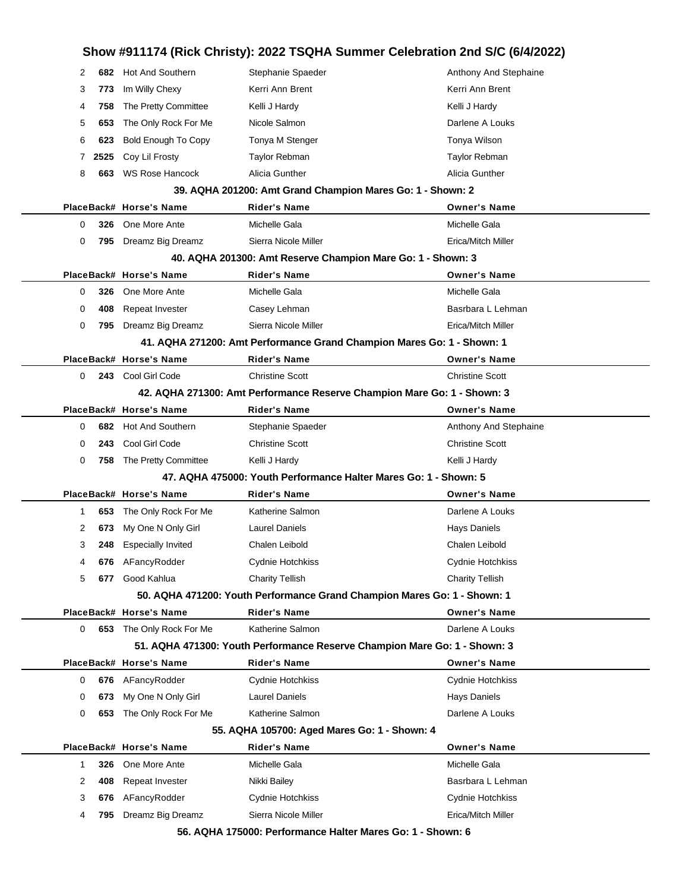| Place | Back# | Horse's Name | Rider's Name | Owner's Name |
|---|---|---|---|---|
| 2 | 682 | Hot And Southern | Stephanie Spaeder | Anthony And Stephaine |
| 3 | 773 | Im Willy Chexy | Kerri Ann Brent | Kerri Ann Brent |
| 4 | 758 | The Pretty Committee | Kelli J Hardy | Kelli J Hardy |
| 5 | 653 | The Only Rock For Me | Nicole Salmon | Darlene A Louks |
| 6 | 623 | Bold Enough To Copy | Tonya M Stenger | Tonya Wilson |
| 7 | 2525 | Coy Lil Frosty | Taylor Rebman | Taylor Rebman |
| 8 | 663 | WS Rose Hancock | Alicia Gunther | Alicia Gunther |

### 39. AQHA 201200: Amt Grand Champion Mares Go: 1 - Shown: 2

| Place | Back# | Horse's Name | Rider's Name | Owner's Name |
|---|---|---|---|---|
| 0 | 326 | One More Ante | Michelle Gala | Michelle Gala |
| 0 | 795 | Dreamz Big Dreamz | Sierra Nicole Miller | Erica/Mitch Miller |

### 40. AQHA 201300: Amt Reserve Champion Mare Go: 1 - Shown: 3

| Place | Back# | Horse's Name | Rider's Name | Owner's Name |
|---|---|---|---|---|
| 0 | 326 | One More Ante | Michelle Gala | Michelle Gala |
| 0 | 408 | Repeat Invester | Casey Lehman | Basrbara L Lehman |
| 0 | 795 | Dreamz Big Dreamz | Sierra Nicole Miller | Erica/Mitch Miller |

### 41. AQHA 271200: Amt Performance Grand Champion Mares Go: 1 - Shown: 1

| Place | Back# | Horse's Name | Rider's Name | Owner's Name |
|---|---|---|---|---|
| 0 | 243 | Cool Girl Code | Christine Scott | Christine Scott |

### 42. AQHA 271300: Amt Performance Reserve Champion Mare Go: 1 - Shown: 3

| Place | Back# | Horse's Name | Rider's Name | Owner's Name |
|---|---|---|---|---|
| 0 | 682 | Hot And Southern | Stephanie Spaeder | Anthony And Stephaine |
| 0 | 243 | Cool Girl Code | Christine Scott | Christine Scott |
| 0 | 758 | The Pretty Committee | Kelli J Hardy | Kelli J Hardy |

### 47. AQHA 475000: Youth Performance Halter Mares Go: 1 - Shown: 5

| Place | Back# | Horse's Name | Rider's Name | Owner's Name |
|---|---|---|---|---|
| 1 | 653 | The Only Rock For Me | Katherine Salmon | Darlene A Louks |
| 2 | 673 | My One N Only Girl | Laurel Daniels | Hays Daniels |
| 3 | 248 | Especially Invited | Chalen Leibold | Chalen Leibold |
| 4 | 676 | AFancyRodder | Cydnie Hotchkiss | Cydnie Hotchkiss |
| 5 | 677 | Good Kahlua | Charity Tellish | Charity Tellish |

### 50. AQHA 471200: Youth Performance Grand Champion Mares Go: 1 - Shown: 1

| Place | Back# | Horse's Name | Rider's Name | Owner's Name |
|---|---|---|---|---|
| 0 | 653 | The Only Rock For Me | Katherine Salmon | Darlene A Louks |

### 51. AQHA 471300: Youth Performance Reserve Champion Mare Go: 1 - Shown: 3

| Place | Back# | Horse's Name | Rider's Name | Owner's Name |
|---|---|---|---|---|
| 0 | 676 | AFancyRodder | Cydnie Hotchkiss | Cydnie Hotchkiss |
| 0 | 673 | My One N Only Girl | Laurel Daniels | Hays Daniels |
| 0 | 653 | The Only Rock For Me | Katherine Salmon | Darlene A Louks |

### 55. AQHA 105700: Aged Mares Go: 1 - Shown: 4

| Place | Back# | Horse's Name | Rider's Name | Owner's Name |
|---|---|---|---|---|
| 1 | 326 | One More Ante | Michelle Gala | Michelle Gala |
| 2 | 408 | Repeat Invester | Nikki Bailey | Basrbara L Lehman |
| 3 | 676 | AFancyRodder | Cydnie Hotchkiss | Cydnie Hotchkiss |
| 4 | 795 | Dreamz Big Dreamz | Sierra Nicole Miller | Erica/Mitch Miller |

### 56. AQHA 175000: Performance Halter Mares Go: 1 - Shown: 6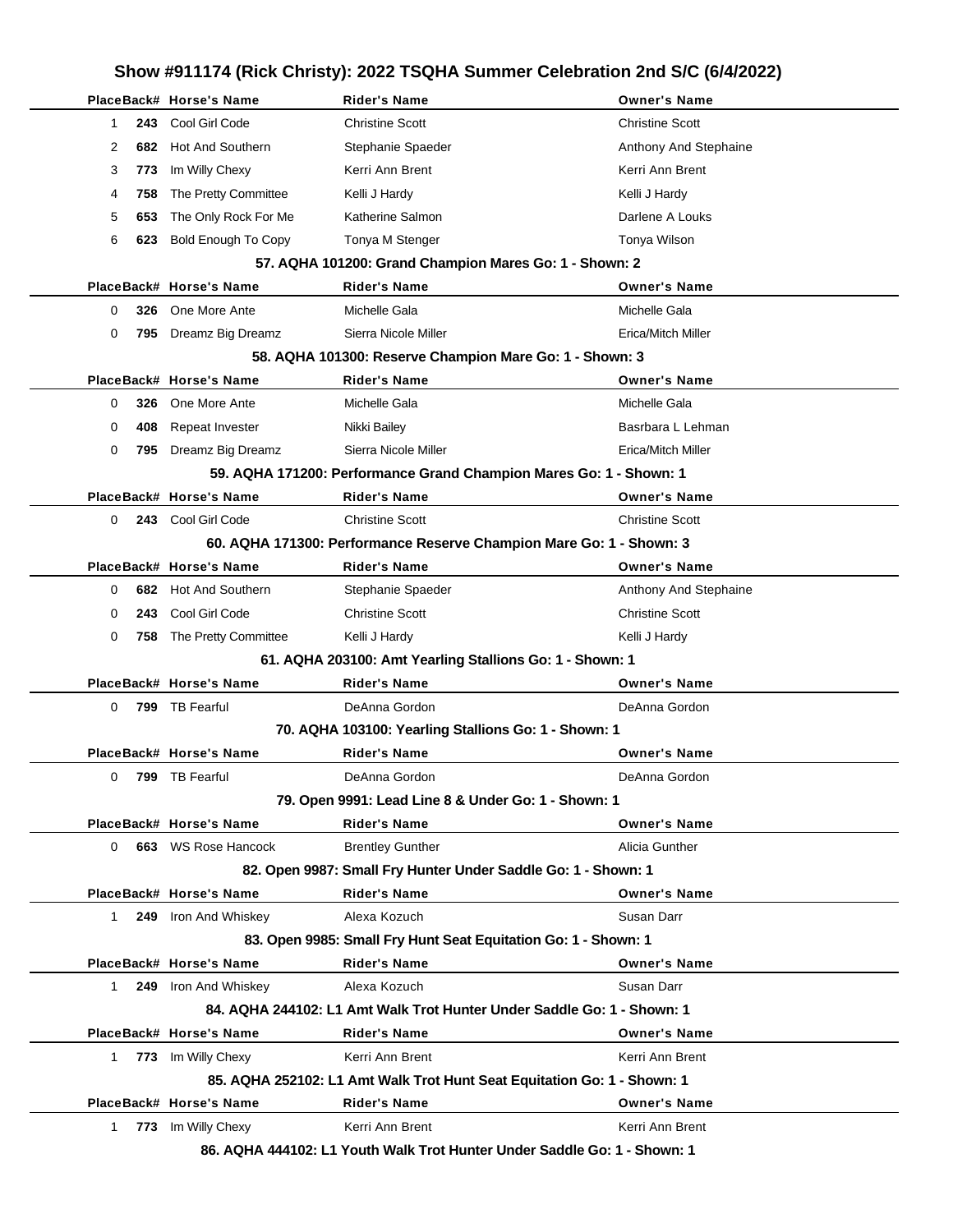# Show #911174 (Rick Christy): 2022 TSQHA Summer Celebration 2nd S/C (6/4/2022)

| Place | Back# | Horse's Name | Rider's Name | Owner's Name |
|---|---|---|---|---|
| 1 | 243 | Cool Girl Code | Christine Scott | Christine Scott |
| 2 | 682 | Hot And Southern | Stephanie Spaeder | Anthony And Stephaine |
| 3 | 773 | Im Willy Chexy | Kerri Ann Brent | Kerri Ann Brent |
| 4 | 758 | The Pretty Committee | Kelli J Hardy | Kelli J Hardy |
| 5 | 653 | The Only Rock For Me | Katherine Salmon | Darlene A Louks |
| 6 | 623 | Bold Enough To Copy | Tonya M Stenger | Tonya Wilson |

### 57. AQHA 101200: Grand Champion Mares Go: 1 - Shown: 2

| Place | Back# | Horse's Name | Rider's Name | Owner's Name |
|---|---|---|---|---|
| 0 | 326 | One More Ante | Michelle Gala | Michelle Gala |
| 0 | 795 | Dreamz Big Dreamz | Sierra Nicole Miller | Erica/Mitch Miller |

### 58. AQHA 101300: Reserve Champion Mare Go: 1 - Shown: 3

| Place | Back# | Horse's Name | Rider's Name | Owner's Name |
|---|---|---|---|---|
| 0 | 326 | One More Ante | Michelle Gala | Michelle Gala |
| 0 | 408 | Repeat Invester | Nikki Bailey | Basrbara L Lehman |
| 0 | 795 | Dreamz Big Dreamz | Sierra Nicole Miller | Erica/Mitch Miller |

### 59. AQHA 171200: Performance Grand Champion Mares Go: 1 - Shown: 1

| Place | Back# | Horse's Name | Rider's Name | Owner's Name |
|---|---|---|---|---|
| 0 | 243 | Cool Girl Code | Christine Scott | Christine Scott |

### 60. AQHA 171300: Performance Reserve Champion Mare Go: 1 - Shown: 3

| Place | Back# | Horse's Name | Rider's Name | Owner's Name |
|---|---|---|---|---|
| 0 | 682 | Hot And Southern | Stephanie Spaeder | Anthony And Stephaine |
| 0 | 243 | Cool Girl Code | Christine Scott | Christine Scott |
| 0 | 758 | The Pretty Committee | Kelli J Hardy | Kelli J Hardy |

### 61. AQHA 203100: Amt Yearling Stallions Go: 1 - Shown: 1

| Place | Back# | Horse's Name | Rider's Name | Owner's Name |
|---|---|---|---|---|
| 0 | 799 | TB Fearful | DeAnna Gordon | DeAnna Gordon |

### 70. AQHA 103100: Yearling Stallions Go: 1 - Shown: 1

| Place | Back# | Horse's Name | Rider's Name | Owner's Name |
|---|---|---|---|---|
| 0 | 799 | TB Fearful | DeAnna Gordon | DeAnna Gordon |

### 79. Open 9991: Lead Line 8 & Under Go: 1 - Shown: 1

| Place | Back# | Horse's Name | Rider's Name | Owner's Name |
|---|---|---|---|---|
| 0 | 663 | WS Rose Hancock | Brentley Gunther | Alicia Gunther |

### 82. Open 9987: Small Fry Hunter Under Saddle Go: 1 - Shown: 1

| Place | Back# | Horse's Name | Rider's Name | Owner's Name |
|---|---|---|---|---|
| 1 | 249 | Iron And Whiskey | Alexa Kozuch | Susan Darr |

### 83. Open 9985: Small Fry Hunt Seat Equitation Go: 1 - Shown: 1

| Place | Back# | Horse's Name | Rider's Name | Owner's Name |
|---|---|---|---|---|
| 1 | 249 | Iron And Whiskey | Alexa Kozuch | Susan Darr |

### 84. AQHA 244102: L1 Amt Walk Trot Hunter Under Saddle Go: 1 - Shown: 1

| Place | Back# | Horse's Name | Rider's Name | Owner's Name |
|---|---|---|---|---|
| 1 | 773 | Im Willy Chexy | Kerri Ann Brent | Kerri Ann Brent |

### 85. AQHA 252102: L1 Amt Walk Trot Hunt Seat Equitation Go: 1 - Shown: 1

| Place | Back# | Horse's Name | Rider's Name | Owner's Name |
|---|---|---|---|---|
| 1 | 773 | Im Willy Chexy | Kerri Ann Brent | Kerri Ann Brent |

### 86. AQHA 444102: L1 Youth Walk Trot Hunter Under Saddle Go: 1 - Shown: 1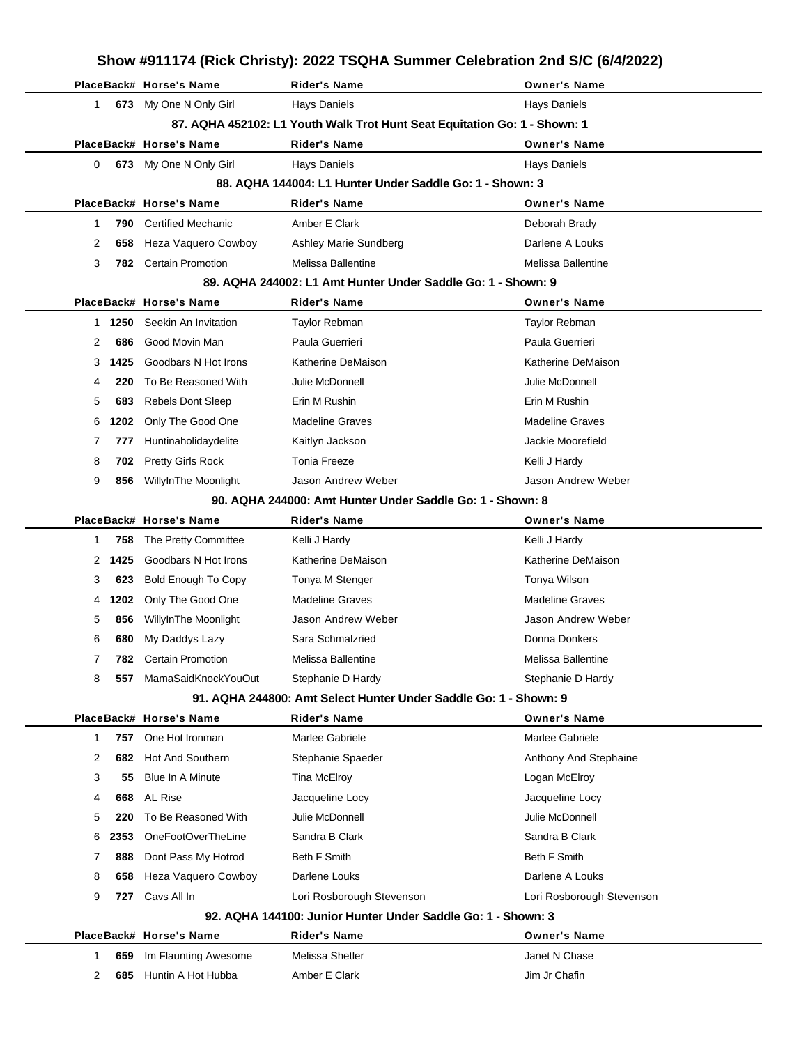# Show #911174 (Rick Christy): 2022 TSQHA Summer Celebration 2nd S/C (6/4/2022)

| Place | Back# | Horse's Name | Rider's Name | Owner's Name |
|---|---|---|---|---|
| 1 | 673 | My One N Only Girl | Hays Daniels | Hays Daniels |

### 87. AQHA 452102: L1 Youth Walk Trot Hunt Seat Equitation Go: 1 - Shown: 1

| Place | Back# | Horse's Name | Rider's Name | Owner's Name |
|---|---|---|---|---|
| 0 | 673 | My One N Only Girl | Hays Daniels | Hays Daniels |

### 88. AQHA 144004: L1 Hunter Under Saddle Go: 1 - Shown: 3

| Place | Back# | Horse's Name | Rider's Name | Owner's Name |
|---|---|---|---|---|
| 1 | 790 | Certified Mechanic | Amber E Clark | Deborah Brady |
| 2 | 658 | Heza Vaquero Cowboy | Ashley Marie Sundberg | Darlene A Louks |
| 3 | 782 | Certain Promotion | Melissa Ballentine | Melissa Ballentine |

### 89. AQHA 244002: L1 Amt Hunter Under Saddle Go: 1 - Shown: 9

| Place | Back# | Horse's Name | Rider's Name | Owner's Name |
|---|---|---|---|---|
| 1 | 1250 | Seekin An Invitation | Taylor Rebman | Taylor Rebman |
| 2 | 686 | Good Movin Man | Paula Guerrieri | Paula Guerrieri |
| 3 | 1425 | Goodbars N Hot Irons | Katherine DeMaison | Katherine DeMaison |
| 4 | 220 | To Be Reasoned With | Julie McDonnell | Julie McDonnell |
| 5 | 683 | Rebels Dont Sleep | Erin M Rushin | Erin M Rushin |
| 6 | 1202 | Only The Good One | Madeline Graves | Madeline Graves |
| 7 | 777 | Huntinaholidaydelite | Kaitlyn Jackson | Jackie Moorefield |
| 8 | 702 | Pretty Girls Rock | Tonia Freeze | Kelli J Hardy |
| 9 | 856 | WillyInThe Moonlight | Jason Andrew Weber | Jason Andrew Weber |

### 90. AQHA 244000: Amt Hunter Under Saddle Go: 1 - Shown: 8

| Place | Back# | Horse's Name | Rider's Name | Owner's Name |
|---|---|---|---|---|
| 1 | 758 | The Pretty Committee | Kelli J Hardy | Kelli J Hardy |
| 2 | 1425 | Goodbars N Hot Irons | Katherine DeMaison | Katherine DeMaison |
| 3 | 623 | Bold Enough To Copy | Tonya M Stenger | Tonya Wilson |
| 4 | 1202 | Only The Good One | Madeline Graves | Madeline Graves |
| 5 | 856 | WillyInThe Moonlight | Jason Andrew Weber | Jason Andrew Weber |
| 6 | 680 | My Daddys Lazy | Sara Schmalzried | Donna Donkers |
| 7 | 782 | Certain Promotion | Melissa Ballentine | Melissa Ballentine |
| 8 | 557 | MamaSaidKnockYouOut | Stephanie D Hardy | Stephanie D Hardy |

### 91. AQHA 244800: Amt Select Hunter Under Saddle Go: 1 - Shown: 9

| Place | Back# | Horse's Name | Rider's Name | Owner's Name |
|---|---|---|---|---|
| 1 | 757 | One Hot Ironman | Marlee Gabriele | Marlee Gabriele |
| 2 | 682 | Hot And Southern | Stephanie Spaeder | Anthony And Stephaine |
| 3 | 55 | Blue In A Minute | Tina McElroy | Logan McElroy |
| 4 | 668 | AL Rise | Jacqueline Locy | Jacqueline Locy |
| 5 | 220 | To Be Reasoned With | Julie McDonnell | Julie McDonnell |
| 6 | 2353 | OneFootOverTheLine | Sandra B Clark | Sandra B Clark |
| 7 | 888 | Dont Pass My Hotrod | Beth F Smith | Beth F Smith |
| 8 | 658 | Heza Vaquero Cowboy | Darlene Louks | Darlene A Louks |
| 9 | 727 | Cavs All In | Lori Rosborough Stevenson | Lori Rosborough Stevenson |

### 92. AQHA 144100: Junior Hunter Under Saddle Go: 1 - Shown: 3

| Place | Back# | Horse's Name | Rider's Name | Owner's Name |
|---|---|---|---|---|
| 1 | 659 | Im Flaunting Awesome | Melissa Shetler | Janet N Chase |
| 2 | 685 | Huntin A Hot Hubba | Amber E Clark | Jim Jr Chafin |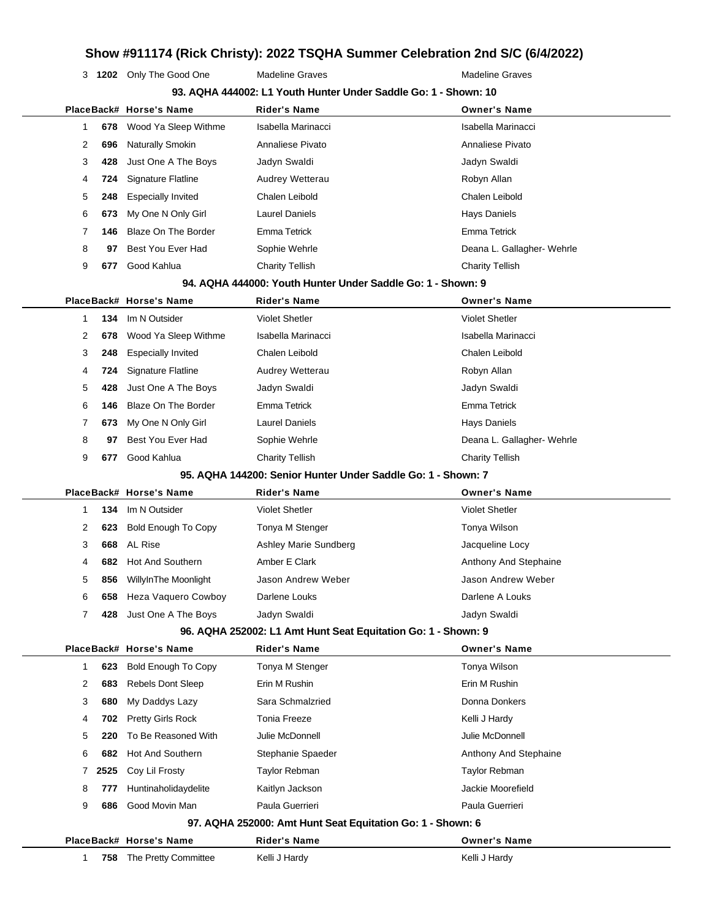## Show #911174 (Rick Christy): 2022 TSQHA Summer Celebration 2nd S/C (6/4/2022)

| Place | Back# | Horse's Name | Rider's Name | Owner's Name |
|---|---|---|---|---|
| 3 | 1202 | Only The Good One | Madeline Graves | Madeline Graves |

### 93. AQHA 444002: L1 Youth Hunter Under Saddle Go: 1 - Shown: 10

| Place | Back# | Horse's Name | Rider's Name | Owner's Name |
|---|---|---|---|---|
| 1 | 678 | Wood Ya Sleep Withme | Isabella Marinacci | Isabella Marinacci |
| 2 | 696 | Naturally Smokin | Annaliese Pivato | Annaliese Pivato |
| 3 | 428 | Just One A The Boys | Jadyn Swaldi | Jadyn Swaldi |
| 4 | 724 | Signature Flatline | Audrey Wetterau | Robyn Allan |
| 5 | 248 | Especially Invited | Chalen Leibold | Chalen Leibold |
| 6 | 673 | My One N Only Girl | Laurel Daniels | Hays Daniels |
| 7 | 146 | Blaze On The Border | Emma Tetrick | Emma Tetrick |
| 8 | 97 | Best You Ever Had | Sophie Wehrle | Deana L. Gallagher- Wehrle |
| 9 | 677 | Good Kahlua | Charity Tellish | Charity Tellish |

### 94. AQHA 444000: Youth Hunter Under Saddle Go: 1 - Shown: 9

| Place | Back# | Horse's Name | Rider's Name | Owner's Name |
|---|---|---|---|---|
| 1 | 134 | Im N Outsider | Violet Shetler | Violet Shetler |
| 2 | 678 | Wood Ya Sleep Withme | Isabella Marinacci | Isabella Marinacci |
| 3 | 248 | Especially Invited | Chalen Leibold | Chalen Leibold |
| 4 | 724 | Signature Flatline | Audrey Wetterau | Robyn Allan |
| 5 | 428 | Just One A The Boys | Jadyn Swaldi | Jadyn Swaldi |
| 6 | 146 | Blaze On The Border | Emma Tetrick | Emma Tetrick |
| 7 | 673 | My One N Only Girl | Laurel Daniels | Hays Daniels |
| 8 | 97 | Best You Ever Had | Sophie Wehrle | Deana L. Gallagher- Wehrle |
| 9 | 677 | Good Kahlua | Charity Tellish | Charity Tellish |

### 95. AQHA 144200: Senior Hunter Under Saddle Go: 1 - Shown: 7

| Place | Back# | Horse's Name | Rider's Name | Owner's Name |
|---|---|---|---|---|
| 1 | 134 | Im N Outsider | Violet Shetler | Violet Shetler |
| 2 | 623 | Bold Enough To Copy | Tonya M Stenger | Tonya Wilson |
| 3 | 668 | AL Rise | Ashley Marie Sundberg | Jacqueline Locy |
| 4 | 682 | Hot And Southern | Amber E Clark | Anthony And Stephaine |
| 5 | 856 | WillyInThe Moonlight | Jason Andrew Weber | Jason Andrew Weber |
| 6 | 658 | Heza Vaquero Cowboy | Darlene Louks | Darlene A Louks |
| 7 | 428 | Just One A The Boys | Jadyn Swaldi | Jadyn Swaldi |

### 96. AQHA 252002: L1 Amt Hunt Seat Equitation Go: 1 - Shown: 9

| Place | Back# | Horse's Name | Rider's Name | Owner's Name |
|---|---|---|---|---|
| 1 | 623 | Bold Enough To Copy | Tonya M Stenger | Tonya Wilson |
| 2 | 683 | Rebels Dont Sleep | Erin M Rushin | Erin M Rushin |
| 3 | 680 | My Daddys Lazy | Sara Schmalzried | Donna Donkers |
| 4 | 702 | Pretty Girls Rock | Tonia Freeze | Kelli J Hardy |
| 5 | 220 | To Be Reasoned With | Julie McDonnell | Julie McDonnell |
| 6 | 682 | Hot And Southern | Stephanie Spaeder | Anthony And Stephaine |
| 7 | 2525 | Coy Lil Frosty | Taylor Rebman | Taylor Rebman |
| 8 | 777 | Huntinaholidaydelite | Kaitlyn Jackson | Jackie Moorefield |
| 9 | 686 | Good Movin Man | Paula Guerrieri | Paula Guerrieri |

### 97. AQHA 252000: Amt Hunt Seat Equitation Go: 1 - Shown: 6

| Place | Back# | Horse's Name | Rider's Name | Owner's Name |
|---|---|---|---|---|
| 1 | 758 | The Pretty Committee | Kelli J Hardy | Kelli J Hardy |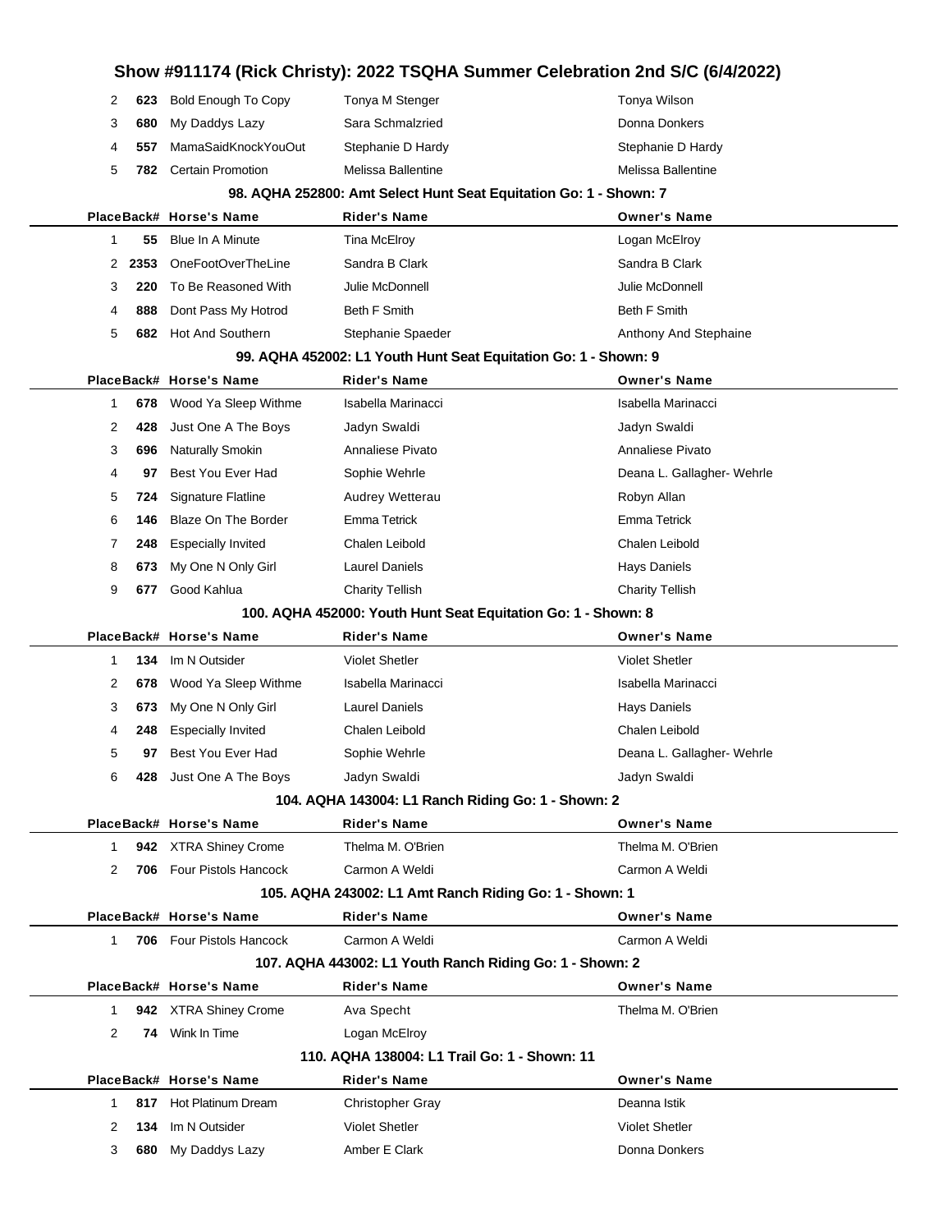# Show #911174 (Rick Christy): 2022 TSQHA Summer Celebration 2nd S/C (6/4/2022)

| Place | Back# | Horse's Name | Rider's Name | Owner's Name |
|---|---|---|---|---|
| 2 | 623 | Bold Enough To Copy | Tonya M Stenger | Tonya Wilson |
| 3 | 680 | My Daddys Lazy | Sara Schmalzried | Donna Donkers |
| 4 | 557 | MamaSaidKnockYouOut | Stephanie D Hardy | Stephanie D Hardy |
| 5 | 782 | Certain Promotion | Melissa Ballentine | Melissa Ballentine |

### 98. AQHA 252800: Amt Select Hunt Seat Equitation Go: 1 - Shown: 7

| Place | Back# | Horse's Name | Rider's Name | Owner's Name |
|---|---|---|---|---|
| 1 | 55 | Blue In A Minute | Tina McElroy | Logan McElroy |
| 2 | 2353 | OneFootOverTheLine | Sandra B Clark | Sandra B Clark |
| 3 | 220 | To Be Reasoned With | Julie McDonnell | Julie McDonnell |
| 4 | 888 | Dont Pass My Hotrod | Beth F Smith | Beth F Smith |
| 5 | 682 | Hot And Southern | Stephanie Spaeder | Anthony And Stephaine |

### 99. AQHA 452002: L1 Youth Hunt Seat Equitation Go: 1 - Shown: 9

| Place | Back# | Horse's Name | Rider's Name | Owner's Name |
|---|---|---|---|---|
| 1 | 678 | Wood Ya Sleep Withme | Isabella Marinacci | Isabella Marinacci |
| 2 | 428 | Just One A The Boys | Jadyn Swaldi | Jadyn Swaldi |
| 3 | 696 | Naturally Smokin | Annaliese Pivato | Annaliese Pivato |
| 4 | 97 | Best You Ever Had | Sophie Wehrle | Deana L. Gallagher- Wehrle |
| 5 | 724 | Signature Flatline | Audrey Wetterau | Robyn Allan |
| 6 | 146 | Blaze On The Border | Emma Tetrick | Emma Tetrick |
| 7 | 248 | Especially Invited | Chalen Leibold | Chalen Leibold |
| 8 | 673 | My One N Only Girl | Laurel Daniels | Hays Daniels |
| 9 | 677 | Good Kahlua | Charity Tellish | Charity Tellish |

### 100. AQHA 452000: Youth Hunt Seat Equitation Go: 1 - Shown: 8

| Place | Back# | Horse's Name | Rider's Name | Owner's Name |
|---|---|---|---|---|
| 1 | 134 | Im N Outsider | Violet Shetler | Violet Shetler |
| 2 | 678 | Wood Ya Sleep Withme | Isabella Marinacci | Isabella Marinacci |
| 3 | 673 | My One N Only Girl | Laurel Daniels | Hays Daniels |
| 4 | 248 | Especially Invited | Chalen Leibold | Chalen Leibold |
| 5 | 97 | Best You Ever Had | Sophie Wehrle | Deana L. Gallagher- Wehrle |
| 6 | 428 | Just One A The Boys | Jadyn Swaldi | Jadyn Swaldi |

### 104. AQHA 143004: L1 Ranch Riding Go: 1 - Shown: 2

| Place | Back# | Horse's Name | Rider's Name | Owner's Name |
|---|---|---|---|---|
| 1 | 942 | XTRA Shiney Crome | Thelma M. O'Brien | Thelma M. O'Brien |
| 2 | 706 | Four Pistols Hancock | Carmon A Weldi | Carmon A Weldi |

### 105. AQHA 243002: L1 Amt Ranch Riding Go: 1 - Shown: 1

| Place | Back# | Horse's Name | Rider's Name | Owner's Name |
|---|---|---|---|---|
| 1 | 706 | Four Pistols Hancock | Carmon A Weldi | Carmon A Weldi |

### 107. AQHA 443002: L1 Youth Ranch Riding Go: 1 - Shown: 2

| Place | Back# | Horse's Name | Rider's Name | Owner's Name |
|---|---|---|---|---|
| 1 | 942 | XTRA Shiney Crome | Ava Specht | Thelma M. O'Brien |
| 2 | 74 | Wink In Time | Logan McElroy | |

### 110. AQHA 138004: L1 Trail Go: 1 - Shown: 11

| Place | Back# | Horse's Name | Rider's Name | Owner's Name |
|---|---|---|---|---|
| 1 | 817 | Hot Platinum Dream | Christopher Gray | Deanna Istik |
| 2 | 134 | Im N Outsider | Violet Shetler | Violet Shetler |
| 3 | 680 | My Daddys Lazy | Amber E Clark | Donna Donkers |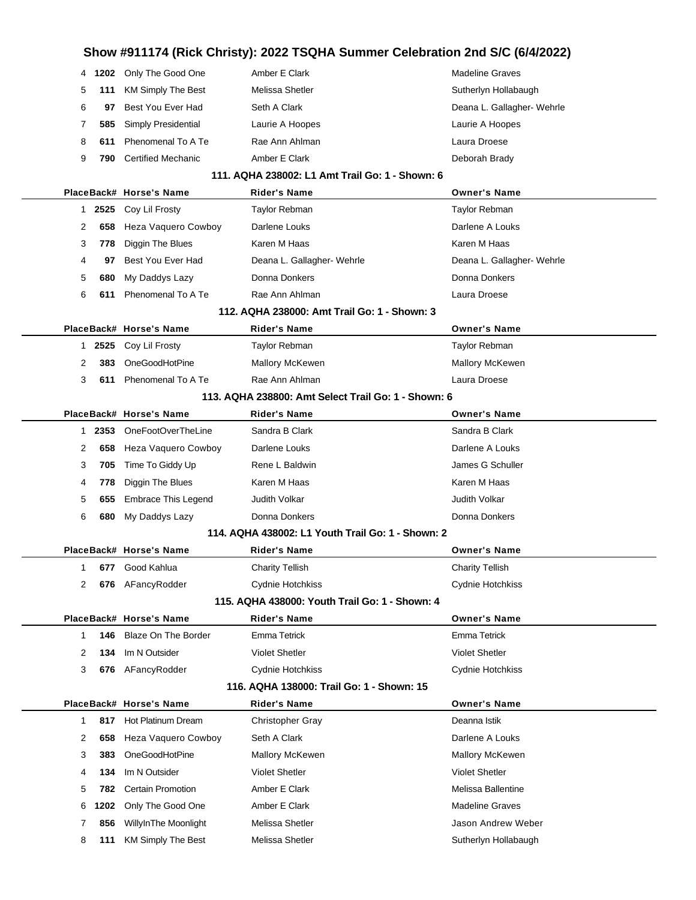# Show #911174 (Rick Christy): 2022 TSQHA Summer Celebration 2nd S/C (6/4/2022)

| Place | Back# | Horse's Name | Rider's Name | Owner's Name |
|---|---|---|---|---|
| 4 | 1202 | Only The Good One | Amber E Clark | Madeline Graves |
| 5 | 111 | KM Simply The Best | Melissa Shetler | Sutherlyn Hollabaugh |
| 6 | 97 | Best You Ever Had | Seth A Clark | Deana L. Gallagher- Wehrle |
| 7 | 585 | Simply Presidential | Laurie A Hoopes | Laurie A Hoopes |
| 8 | 611 | Phenomenal To A Te | Rae Ann Ahlman | Laura Droese |
| 9 | 790 | Certified Mechanic | Amber E Clark | Deborah Brady |

### 111. AQHA 238002: L1 Amt Trail Go: 1 - Shown: 6

| Place | Back# | Horse's Name | Rider's Name | Owner's Name |
|---|---|---|---|---|
| 1 | 2525 | Coy Lil Frosty | Taylor Rebman | Taylor Rebman |
| 2 | 658 | Heza Vaquero Cowboy | Darlene Louks | Darlene A Louks |
| 3 | 778 | Diggin The Blues | Karen M Haas | Karen M Haas |
| 4 | 97 | Best You Ever Had | Deana L. Gallagher- Wehrle | Deana L. Gallagher- Wehrle |
| 5 | 680 | My Daddys Lazy | Donna Donkers | Donna Donkers |
| 6 | 611 | Phenomenal To A Te | Rae Ann Ahlman | Laura Droese |

### 112. AQHA 238000: Amt Trail Go: 1 - Shown: 3

| Place | Back# | Horse's Name | Rider's Name | Owner's Name |
|---|---|---|---|---|
| 1 | 2525 | Coy Lil Frosty | Taylor Rebman | Taylor Rebman |
| 2 | 383 | OneGoodHotPine | Mallory McKewen | Mallory McKewen |
| 3 | 611 | Phenomenal To A Te | Rae Ann Ahlman | Laura Droese |

### 113. AQHA 238800: Amt Select Trail Go: 1 - Shown: 6

| Place | Back# | Horse's Name | Rider's Name | Owner's Name |
|---|---|---|---|---|
| 1 | 2353 | OneFootOverTheLine | Sandra B Clark | Sandra B Clark |
| 2 | 658 | Heza Vaquero Cowboy | Darlene Louks | Darlene A Louks |
| 3 | 705 | Time To Giddy Up | Rene L Baldwin | James G Schuller |
| 4 | 778 | Diggin The Blues | Karen M Haas | Karen M Haas |
| 5 | 655 | Embrace This Legend | Judith Volkar | Judith Volkar |
| 6 | 680 | My Daddys Lazy | Donna Donkers | Donna Donkers |

### 114. AQHA 438002: L1 Youth Trail Go: 1 - Shown: 2

| Place | Back# | Horse's Name | Rider's Name | Owner's Name |
|---|---|---|---|---|
| 1 | 677 | Good Kahlua | Charity Tellish | Charity Tellish |
| 2 | 676 | AFancyRodder | Cydnie Hotchkiss | Cydnie Hotchkiss |

### 115. AQHA 438000: Youth Trail Go: 1 - Shown: 4

| Place | Back# | Horse's Name | Rider's Name | Owner's Name |
|---|---|---|---|---|
| 1 | 146 | Blaze On The Border | Emma Tetrick | Emma Tetrick |
| 2 | 134 | Im N Outsider | Violet Shetler | Violet Shetler |
| 3 | 676 | AFancyRodder | Cydnie Hotchkiss | Cydnie Hotchkiss |

### 116. AQHA 138000: Trail Go: 1 - Shown: 15

| Place | Back# | Horse's Name | Rider's Name | Owner's Name |
|---|---|---|---|---|
| 1 | 817 | Hot Platinum Dream | Christopher Gray | Deanna Istik |
| 2 | 658 | Heza Vaquero Cowboy | Seth A Clark | Darlene A Louks |
| 3 | 383 | OneGoodHotPine | Mallory McKewen | Mallory McKewen |
| 4 | 134 | Im N Outsider | Violet Shetler | Violet Shetler |
| 5 | 782 | Certain Promotion | Amber E Clark | Melissa Ballentine |
| 6 | 1202 | Only The Good One | Amber E Clark | Madeline Graves |
| 7 | 856 | WillyInThe Moonlight | Melissa Shetler | Jason Andrew Weber |
| 8 | 111 | KM Simply The Best | Melissa Shetler | Sutherlyn Hollabaugh |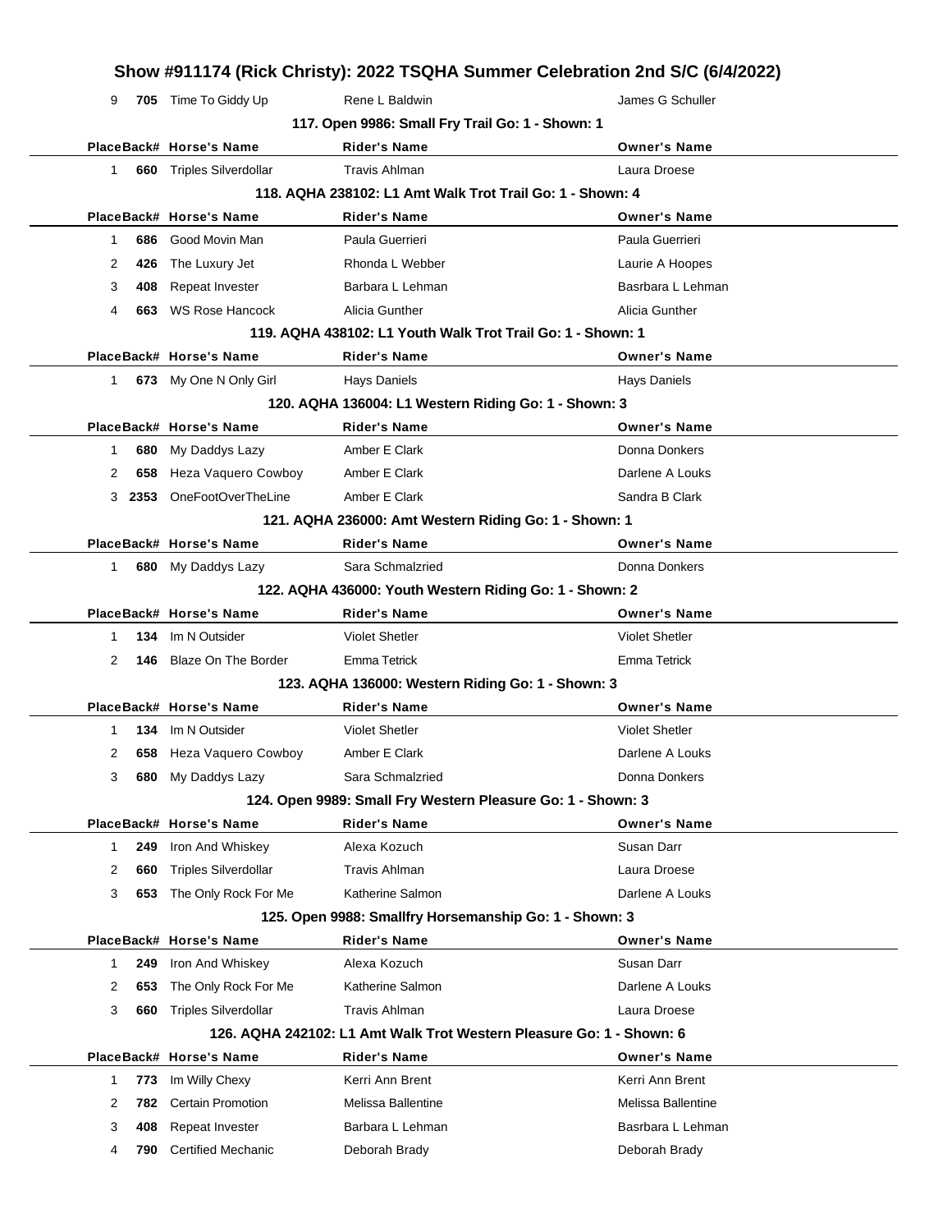# Show #911174 (Rick Christy): 2022 TSQHA Summer Celebration 2nd S/C (6/4/2022)

| Place | Back# | Horse's Name | Rider's Name | Owner's Name |
|---|---|---|---|---|
| 9 | 705 | Time To Giddy Up | Rene L Baldwin | James G Schuller |

### 117. Open 9986: Small Fry Trail Go: 1 - Shown: 1

| Place | Back# | Horse's Name | Rider's Name | Owner's Name |
|---|---|---|---|---|
| 1 | 660 | Triples Silverdollar | Travis Ahlman | Laura Droese |

### 118. AQHA 238102: L1 Amt Walk Trot Trail Go: 1 - Shown: 4

| Place | Back# | Horse's Name | Rider's Name | Owner's Name |
|---|---|---|---|---|
| 1 | 686 | Good Movin Man | Paula Guerrieri | Paula Guerrieri |
| 2 | 426 | The Luxury Jet | Rhonda L Webber | Laurie A Hoopes |
| 3 | 408 | Repeat Invester | Barbara L Lehman | Basrbara L Lehman |
| 4 | 663 | WS Rose Hancock | Alicia Gunther | Alicia Gunther |

### 119. AQHA 438102: L1 Youth Walk Trot Trail Go: 1 - Shown: 1

| Place | Back# | Horse's Name | Rider's Name | Owner's Name |
|---|---|---|---|---|
| 1 | 673 | My One N Only Girl | Hays Daniels | Hays Daniels |

### 120. AQHA 136004: L1 Western Riding Go: 1 - Shown: 3

| Place | Back# | Horse's Name | Rider's Name | Owner's Name |
|---|---|---|---|---|
| 1 | 680 | My Daddys Lazy | Amber E Clark | Donna Donkers |
| 2 | 658 | Heza Vaquero Cowboy | Amber E Clark | Darlene A Louks |
| 3 | 2353 | OneFootOverTheLine | Amber E Clark | Sandra B Clark |

### 121. AQHA 236000: Amt Western Riding Go: 1 - Shown: 1

| Place | Back# | Horse's Name | Rider's Name | Owner's Name |
|---|---|---|---|---|
| 1 | 680 | My Daddys Lazy | Sara Schmalzried | Donna Donkers |

### 122. AQHA 436000: Youth Western Riding Go: 1 - Shown: 2

| Place | Back# | Horse's Name | Rider's Name | Owner's Name |
|---|---|---|---|---|
| 1 | 134 | Im N Outsider | Violet Shetler | Violet Shetler |
| 2 | 146 | Blaze On The Border | Emma Tetrick | Emma Tetrick |

### 123. AQHA 136000: Western Riding Go: 1 - Shown: 3

| Place | Back# | Horse's Name | Rider's Name | Owner's Name |
|---|---|---|---|---|
| 1 | 134 | Im N Outsider | Violet Shetler | Violet Shetler |
| 2 | 658 | Heza Vaquero Cowboy | Amber E Clark | Darlene A Louks |
| 3 | 680 | My Daddys Lazy | Sara Schmalzried | Donna Donkers |

### 124. Open 9989: Small Fry Western Pleasure Go: 1 - Shown: 3

| Place | Back# | Horse's Name | Rider's Name | Owner's Name |
|---|---|---|---|---|
| 1 | 249 | Iron And Whiskey | Alexa Kozuch | Susan Darr |
| 2 | 660 | Triples Silverdollar | Travis Ahlman | Laura Droese |
| 3 | 653 | The Only Rock For Me | Katherine Salmon | Darlene A Louks |

### 125. Open 9988: Smallfry Horsemanship Go: 1 - Shown: 3

| Place | Back# | Horse's Name | Rider's Name | Owner's Name |
|---|---|---|---|---|
| 1 | 249 | Iron And Whiskey | Alexa Kozuch | Susan Darr |
| 2 | 653 | The Only Rock For Me | Katherine Salmon | Darlene A Louks |
| 3 | 660 | Triples Silverdollar | Travis Ahlman | Laura Droese |

### 126. AQHA 242102: L1 Amt Walk Trot Western Pleasure Go: 1 - Shown: 6

| Place | Back# | Horse's Name | Rider's Name | Owner's Name |
|---|---|---|---|---|
| 1 | 773 | Im Willy Chexy | Kerri Ann Brent | Kerri Ann Brent |
| 2 | 782 | Certain Promotion | Melissa Ballentine | Melissa Ballentine |
| 3 | 408 | Repeat Invester | Barbara L Lehman | Basrbara L Lehman |
| 4 | 790 | Certified Mechanic | Deborah Brady | Deborah Brady |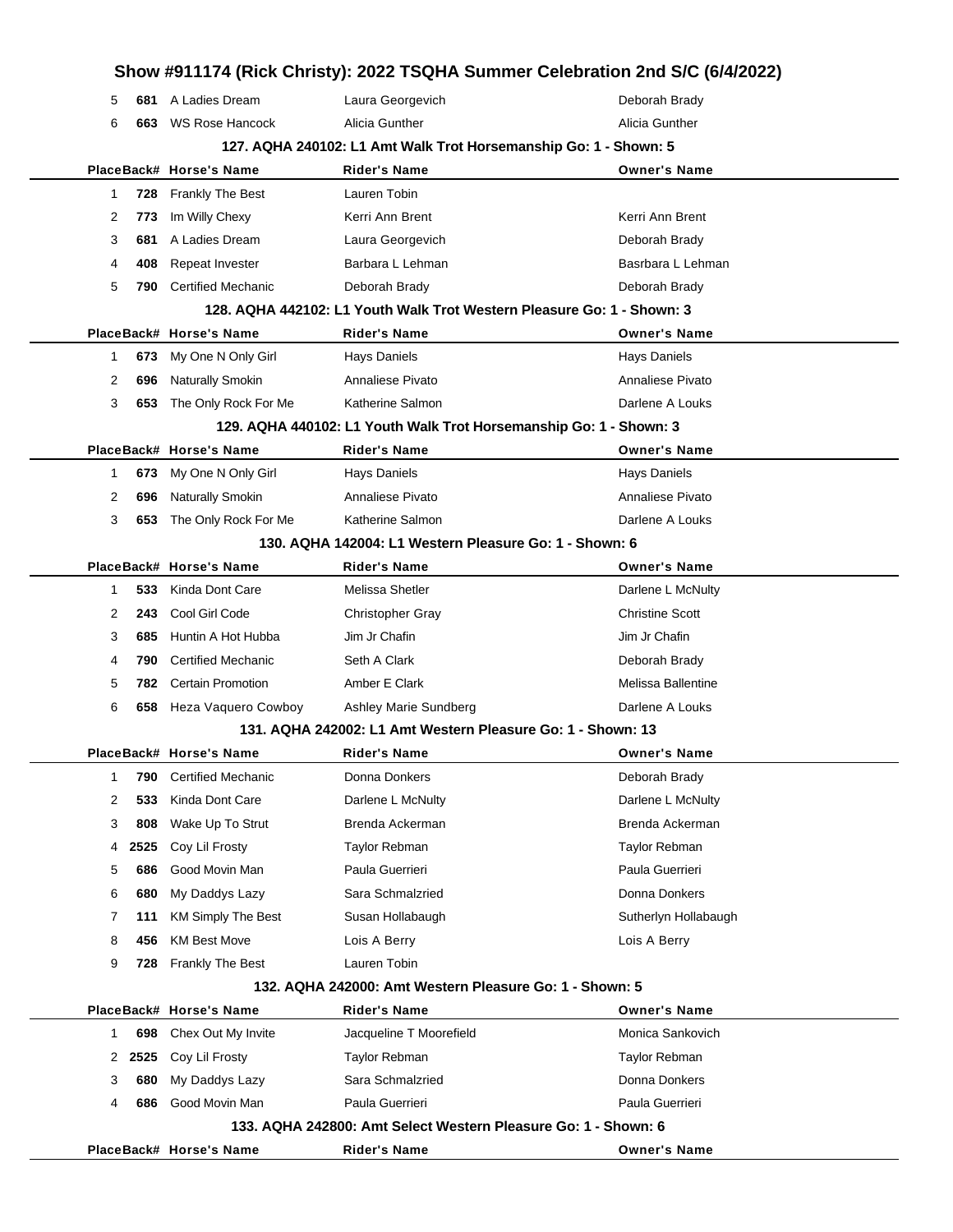# Show #911174 (Rick Christy): 2022 TSQHA Summer Celebration 2nd S/C (6/4/2022)

| Place | Back# | Horse's Name | Rider's Name | Owner's Name |
|---|---|---|---|---|
| 5 | 681 | A Ladies Dream | Laura Georgevich | Deborah Brady |
| 6 | 663 | WS Rose Hancock | Alicia Gunther | Alicia Gunther |

### 127. AQHA 240102: L1 Amt Walk Trot Horsemanship Go: 1 - Shown: 5

| Place | Back# | Horse's Name | Rider's Name | Owner's Name |
|---|---|---|---|---|
| 1 | 728 | Frankly The Best | Lauren Tobin | |
| 2 | 773 | Im Willy Chexy | Kerri Ann Brent | Kerri Ann Brent |
| 3 | 681 | A Ladies Dream | Laura Georgevich | Deborah Brady |
| 4 | 408 | Repeat Invester | Barbara L Lehman | Basrbara L Lehman |
| 5 | 790 | Certified Mechanic | Deborah Brady | Deborah Brady |

### 128. AQHA 442102: L1 Youth Walk Trot Western Pleasure Go: 1 - Shown: 3

| Place | Back# | Horse's Name | Rider's Name | Owner's Name |
|---|---|---|---|---|
| 1 | 673 | My One N Only Girl | Hays Daniels | Hays Daniels |
| 2 | 696 | Naturally Smokin | Annaliese Pivato | Annaliese Pivato |
| 3 | 653 | The Only Rock For Me | Katherine Salmon | Darlene A Louks |

### 129. AQHA 440102: L1 Youth Walk Trot Horsemanship Go: 1 - Shown: 3

| Place | Back# | Horse's Name | Rider's Name | Owner's Name |
|---|---|---|---|---|
| 1 | 673 | My One N Only Girl | Hays Daniels | Hays Daniels |
| 2 | 696 | Naturally Smokin | Annaliese Pivato | Annaliese Pivato |
| 3 | 653 | The Only Rock For Me | Katherine Salmon | Darlene A Louks |

### 130. AQHA 142004: L1 Western Pleasure Go: 1 - Shown: 6

| Place | Back# | Horse's Name | Rider's Name | Owner's Name |
|---|---|---|---|---|
| 1 | 533 | Kinda Dont Care | Melissa Shetler | Darlene L McNulty |
| 2 | 243 | Cool Girl Code | Christopher Gray | Christine Scott |
| 3 | 685 | Huntin A Hot Hubba | Jim Jr Chafin | Jim Jr Chafin |
| 4 | 790 | Certified Mechanic | Seth A Clark | Deborah Brady |
| 5 | 782 | Certain Promotion | Amber E Clark | Melissa Ballentine |
| 6 | 658 | Heza Vaquero Cowboy | Ashley Marie Sundberg | Darlene A Louks |

### 131. AQHA 242002: L1 Amt Western Pleasure Go: 1 - Shown: 13

| Place | Back# | Horse's Name | Rider's Name | Owner's Name |
|---|---|---|---|---|
| 1 | 790 | Certified Mechanic | Donna Donkers | Deborah Brady |
| 2 | 533 | Kinda Dont Care | Darlene L McNulty | Darlene L McNulty |
| 3 | 808 | Wake Up To Strut | Brenda Ackerman | Brenda Ackerman |
| 4 | 2525 | Coy Lil Frosty | Taylor Rebman | Taylor Rebman |
| 5 | 686 | Good Movin Man | Paula Guerrieri | Paula Guerrieri |
| 6 | 680 | My Daddys Lazy | Sara Schmalzried | Donna Donkers |
| 7 | 111 | KM Simply The Best | Susan Hollabaugh | Sutherlyn Hollabaugh |
| 8 | 456 | KM Best Move | Lois A Berry | Lois A Berry |
| 9 | 728 | Frankly The Best | Lauren Tobin | |

### 132. AQHA 242000: Amt Western Pleasure Go: 1 - Shown: 5

| Place | Back# | Horse's Name | Rider's Name | Owner's Name |
|---|---|---|---|---|
| 1 | 698 | Chex Out My Invite | Jacqueline T Moorefield | Monica Sankovich |
| 2 | 2525 | Coy Lil Frosty | Taylor Rebman | Taylor Rebman |
| 3 | 680 | My Daddys Lazy | Sara Schmalzried | Donna Donkers |
| 4 | 686 | Good Movin Man | Paula Guerrieri | Paula Guerrieri |

### 133. AQHA 242800: Amt Select Western Pleasure Go: 1 - Shown: 6

| Place | Back# | Horse's Name | Rider's Name | Owner's Name |
|---|---|---|---|---|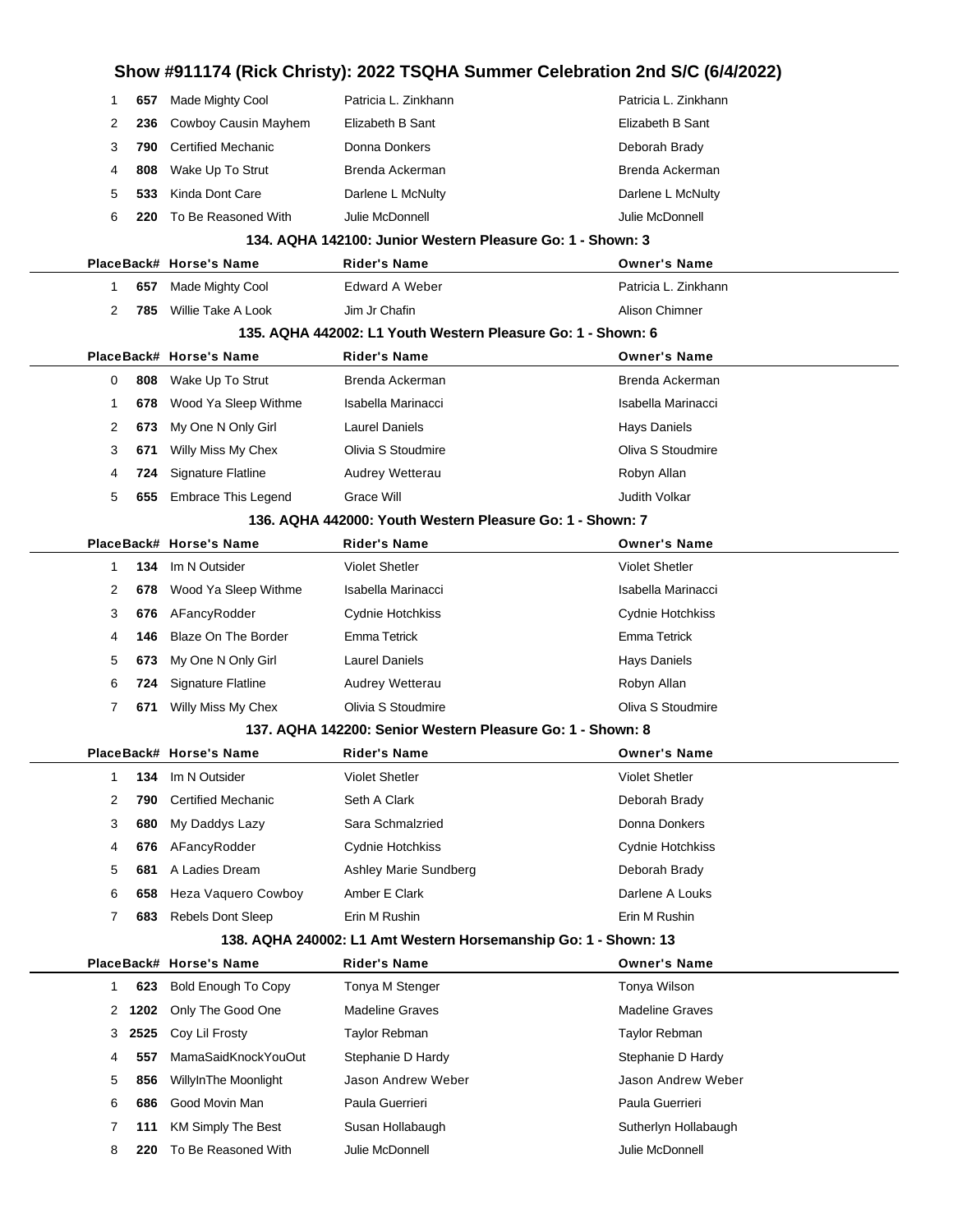# Show #911174 (Rick Christy): 2022 TSQHA Summer Celebration 2nd S/C (6/4/2022)

| Place | Back# | Horse's Name | Rider's Name | Owner's Name |
|---|---|---|---|---|
| 1 | 657 | Made Mighty Cool | Patricia L. Zinkhann | Patricia L. Zinkhann |
| 2 | 236 | Cowboy Causin Mayhem | Elizabeth B Sant | Elizabeth B Sant |
| 3 | 790 | Certified Mechanic | Donna Donkers | Deborah Brady |
| 4 | 808 | Wake Up To Strut | Brenda Ackerman | Brenda Ackerman |
| 5 | 533 | Kinda Dont Care | Darlene L McNulty | Darlene L McNulty |
| 6 | 220 | To Be Reasoned With | Julie McDonnell | Julie McDonnell |

### 134. AQHA 142100: Junior Western Pleasure Go: 1 - Shown: 3

| Place | Back# | Horse's Name | Rider's Name | Owner's Name |
|---|---|---|---|---|
| 1 | 657 | Made Mighty Cool | Edward A Weber | Patricia L. Zinkhann |
| 2 | 785 | Willie Take A Look | Jim Jr Chafin | Alison Chimner |

### 135. AQHA 442002: L1 Youth Western Pleasure Go: 1 - Shown: 6

| Place | Back# | Horse's Name | Rider's Name | Owner's Name |
|---|---|---|---|---|
| 0 | 808 | Wake Up To Strut | Brenda Ackerman | Brenda Ackerman |
| 1 | 678 | Wood Ya Sleep Withme | Isabella Marinacci | Isabella Marinacci |
| 2 | 673 | My One N Only Girl | Laurel Daniels | Hays Daniels |
| 3 | 671 | Willy Miss My Chex | Olivia S Stoudmire | Oliva S Stoudmire |
| 4 | 724 | Signature Flatline | Audrey Wetterau | Robyn Allan |
| 5 | 655 | Embrace This Legend | Grace Will | Judith Volkar |

### 136. AQHA 442000: Youth Western Pleasure Go: 1 - Shown: 7

| Place | Back# | Horse's Name | Rider's Name | Owner's Name |
|---|---|---|---|---|
| 1 | 134 | Im N Outsider | Violet Shetler | Violet Shetler |
| 2 | 678 | Wood Ya Sleep Withme | Isabella Marinacci | Isabella Marinacci |
| 3 | 676 | AFancyRodder | Cydnie Hotchkiss | Cydnie Hotchkiss |
| 4 | 146 | Blaze On The Border | Emma Tetrick | Emma Tetrick |
| 5 | 673 | My One N Only Girl | Laurel Daniels | Hays Daniels |
| 6 | 724 | Signature Flatline | Audrey Wetterau | Robyn Allan |
| 7 | 671 | Willy Miss My Chex | Olivia S Stoudmire | Oliva S Stoudmire |

### 137. AQHA 142200: Senior Western Pleasure Go: 1 - Shown: 8

| Place | Back# | Horse's Name | Rider's Name | Owner's Name |
|---|---|---|---|---|
| 1 | 134 | Im N Outsider | Violet Shetler | Violet Shetler |
| 2 | 790 | Certified Mechanic | Seth A Clark | Deborah Brady |
| 3 | 680 | My Daddys Lazy | Sara Schmalzried | Donna Donkers |
| 4 | 676 | AFancyRodder | Cydnie Hotchkiss | Cydnie Hotchkiss |
| 5 | 681 | A Ladies Dream | Ashley Marie Sundberg | Deborah Brady |
| 6 | 658 | Heza Vaquero Cowboy | Amber E Clark | Darlene A Louks |
| 7 | 683 | Rebels Dont Sleep | Erin M Rushin | Erin M Rushin |

### 138. AQHA 240002: L1 Amt Western Horsemanship Go: 1 - Shown: 13

| Place | Back# | Horse's Name | Rider's Name | Owner's Name |
|---|---|---|---|---|
| 1 | 623 | Bold Enough To Copy | Tonya M Stenger | Tonya Wilson |
| 2 | 1202 | Only The Good One | Madeline Graves | Madeline Graves |
| 3 | 2525 | Coy Lil Frosty | Taylor Rebman | Taylor Rebman |
| 4 | 557 | MamaSaidKnockYouOut | Stephanie D Hardy | Stephanie D Hardy |
| 5 | 856 | WillyInThe Moonlight | Jason Andrew Weber | Jason Andrew Weber |
| 6 | 686 | Good Movin Man | Paula Guerrieri | Paula Guerrieri |
| 7 | 111 | KM Simply The Best | Susan Hollabaugh | Sutherlyn Hollabaugh |
| 8 | 220 | To Be Reasoned With | Julie McDonnell | Julie McDonnell |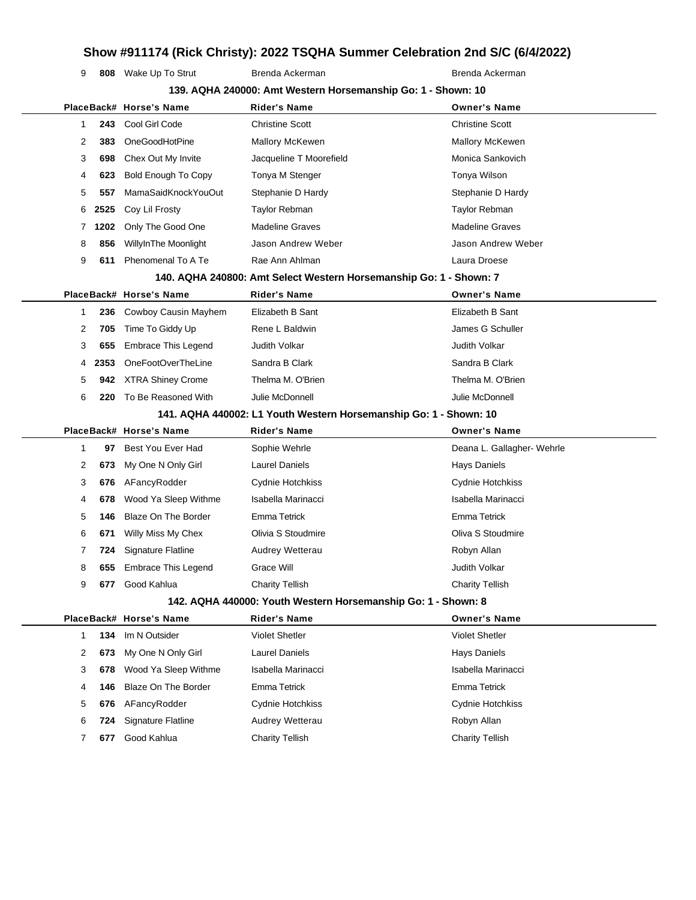| Place | Back# | Horse's Name | Rider's Name | Owner's Name |
|---|---|---|---|---|
| 9 | 808 | Wake Up To Strut | Brenda Ackerman | Brenda Ackerman |

### 139. AQHA 240000: Amt Western Horsemanship Go: 1 - Shown: 10

| Place | Back# | Horse's Name | Rider's Name | Owner's Name |
|---|---|---|---|---|
| 1 | 243 | Cool Girl Code | Christine Scott | Christine Scott |
| 2 | 383 | OneGoodHotPine | Mallory McKewen | Mallory McKewen |
| 3 | 698 | Chex Out My Invite | Jacqueline T Moorefield | Monica Sankovich |
| 4 | 623 | Bold Enough To Copy | Tonya M Stenger | Tonya Wilson |
| 5 | 557 | MamaSaidKnockYouOut | Stephanie D Hardy | Stephanie D Hardy |
| 6 | 2525 | Coy Lil Frosty | Taylor Rebman | Taylor Rebman |
| 7 | 1202 | Only The Good One | Madeline Graves | Madeline Graves |
| 8 | 856 | WillyInThe Moonlight | Jason Andrew Weber | Jason Andrew Weber |
| 9 | 611 | Phenomenal To A Te | Rae Ann Ahlman | Laura Droese |

### 140. AQHA 240800: Amt Select Western Horsemanship Go: 1 - Shown: 7

| Place | Back# | Horse's Name | Rider's Name | Owner's Name |
|---|---|---|---|---|
| 1 | 236 | Cowboy Causin Mayhem | Elizabeth B Sant | Elizabeth B Sant |
| 2 | 705 | Time To Giddy Up | Rene L Baldwin | James G Schuller |
| 3 | 655 | Embrace This Legend | Judith Volkar | Judith Volkar |
| 4 | 2353 | OneFootOverTheLine | Sandra B Clark | Sandra B Clark |
| 5 | 942 | XTRA Shiney Crome | Thelma M. O'Brien | Thelma M. O'Brien |
| 6 | 220 | To Be Reasoned With | Julie McDonnell | Julie McDonnell |

### 141. AQHA 440002: L1 Youth Western Horsemanship Go: 1 - Shown: 10

| Place | Back# | Horse's Name | Rider's Name | Owner's Name |
|---|---|---|---|---|
| 1 | 97 | Best You Ever Had | Sophie Wehrle | Deana L. Gallagher- Wehrle |
| 2 | 673 | My One N Only Girl | Laurel Daniels | Hays Daniels |
| 3 | 676 | AFancyRodder | Cydnie Hotchkiss | Cydnie Hotchkiss |
| 4 | 678 | Wood Ya Sleep Withme | Isabella Marinacci | Isabella Marinacci |
| 5 | 146 | Blaze On The Border | Emma Tetrick | Emma Tetrick |
| 6 | 671 | Willy Miss My Chex | Olivia S Stoudmire | Oliva S Stoudmire |
| 7 | 724 | Signature Flatline | Audrey Wetterau | Robyn Allan |
| 8 | 655 | Embrace This Legend | Grace Will | Judith Volkar |
| 9 | 677 | Good Kahlua | Charity Tellish | Charity Tellish |

### 142. AQHA 440000: Youth Western Horsemanship Go: 1 - Shown: 8

| Place | Back# | Horse's Name | Rider's Name | Owner's Name |
|---|---|---|---|---|
| 1 | 134 | Im N Outsider | Violet Shetler | Violet Shetler |
| 2 | 673 | My One N Only Girl | Laurel Daniels | Hays Daniels |
| 3 | 678 | Wood Ya Sleep Withme | Isabella Marinacci | Isabella Marinacci |
| 4 | 146 | Blaze On The Border | Emma Tetrick | Emma Tetrick |
| 5 | 676 | AFancyRodder | Cydnie Hotchkiss | Cydnie Hotchkiss |
| 6 | 724 | Signature Flatline | Audrey Wetterau | Robyn Allan |
| 7 | 677 | Good Kahlua | Charity Tellish | Charity Tellish |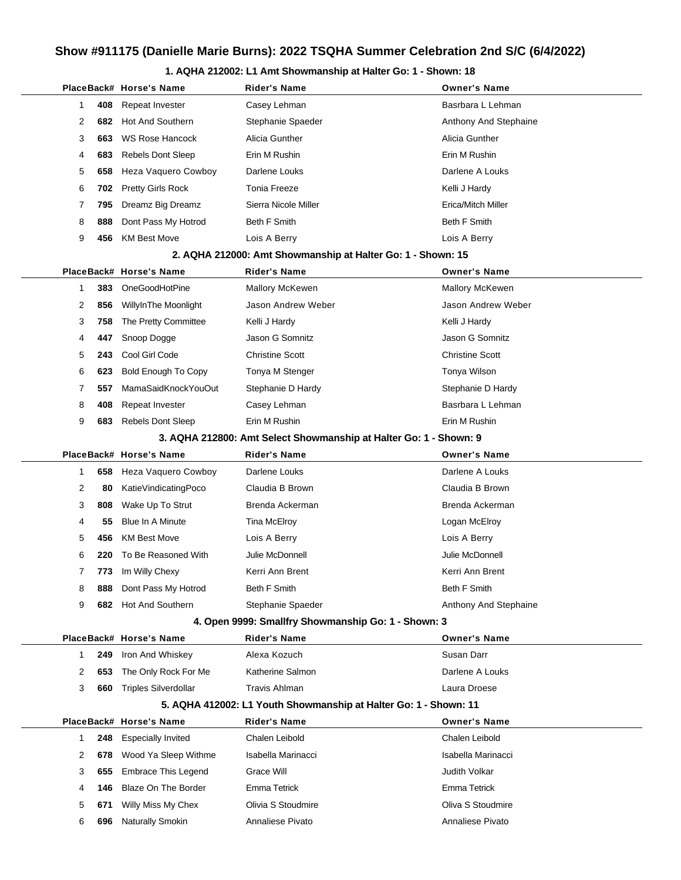# Show #911175 (Danielle Marie Burns): 2022 TSQHA Summer Celebration 2nd S/C (6/4/2022)

### 1. AQHA 212002: L1 Amt Showmanship at Halter Go: 1 - Shown: 18

| Place | Back# | Horse's Name | Rider's Name | Owner's Name |
|---|---|---|---|---|
| 1 | 408 | Repeat Invester | Casey Lehman | Basrbara L Lehman |
| 2 | 682 | Hot And Southern | Stephanie Spaeder | Anthony And Stephaine |
| 3 | 663 | WS Rose Hancock | Alicia Gunther | Alicia Gunther |
| 4 | 683 | Rebels Dont Sleep | Erin M Rushin | Erin M Rushin |
| 5 | 658 | Heza Vaquero Cowboy | Darlene Louks | Darlene A Louks |
| 6 | 702 | Pretty Girls Rock | Tonia Freeze | Kelli J Hardy |
| 7 | 795 | Dreamz Big Dreamz | Sierra Nicole Miller | Erica/Mitch Miller |
| 8 | 888 | Dont Pass My Hotrod | Beth F Smith | Beth F Smith |
| 9 | 456 | KM Best Move | Lois A Berry | Lois A Berry |

### 2. AQHA 212000: Amt Showmanship at Halter Go: 1 - Shown: 15

| Place | Back# | Horse's Name | Rider's Name | Owner's Name |
|---|---|---|---|---|
| 1 | 383 | OneGoodHotPine | Mallory McKewen | Mallory McKewen |
| 2 | 856 | WillyInThe Moonlight | Jason Andrew Weber | Jason Andrew Weber |
| 3 | 758 | The Pretty Committee | Kelli J Hardy | Kelli J Hardy |
| 4 | 447 | Snoop Dogge | Jason G Somnitz | Jason G Somnitz |
| 5 | 243 | Cool Girl Code | Christine Scott | Christine Scott |
| 6 | 623 | Bold Enough To Copy | Tonya M Stenger | Tonya Wilson |
| 7 | 557 | MamaSaidKnockYouOut | Stephanie D Hardy | Stephanie D Hardy |
| 8 | 408 | Repeat Invester | Casey Lehman | Basrbara L Lehman |
| 9 | 683 | Rebels Dont Sleep | Erin M Rushin | Erin M Rushin |

### 3. AQHA 212800: Amt Select Showmanship at Halter Go: 1 - Shown: 9

| Place | Back# | Horse's Name | Rider's Name | Owner's Name |
|---|---|---|---|---|
| 1 | 658 | Heza Vaquero Cowboy | Darlene Louks | Darlene A Louks |
| 2 | 80 | KatieVindicatingPoco | Claudia B Brown | Claudia B Brown |
| 3 | 808 | Wake Up To Strut | Brenda Ackerman | Brenda Ackerman |
| 4 | 55 | Blue In A Minute | Tina McElroy | Logan McElroy |
| 5 | 456 | KM Best Move | Lois A Berry | Lois A Berry |
| 6 | 220 | To Be Reasoned With | Julie McDonnell | Julie McDonnell |
| 7 | 773 | Im Willy Chexy | Kerri Ann Brent | Kerri Ann Brent |
| 8 | 888 | Dont Pass My Hotrod | Beth F Smith | Beth F Smith |
| 9 | 682 | Hot And Southern | Stephanie Spaeder | Anthony And Stephaine |

### 4. Open 9999: Smallfry Showmanship Go: 1 - Shown: 3

| Place | Back# | Horse's Name | Rider's Name | Owner's Name |
|---|---|---|---|---|
| 1 | 249 | Iron And Whiskey | Alexa Kozuch | Susan Darr |
| 2 | 653 | The Only Rock For Me | Katherine Salmon | Darlene A Louks |
| 3 | 660 | Triples Silverdollar | Travis Ahlman | Laura Droese |

### 5. AQHA 412002: L1 Youth Showmanship at Halter Go: 1 - Shown: 11

| Place | Back# | Horse's Name | Rider's Name | Owner's Name |
|---|---|---|---|---|
| 1 | 248 | Especially Invited | Chalen Leibold | Chalen Leibold |
| 2 | 678 | Wood Ya Sleep Withme | Isabella Marinacci | Isabella Marinacci |
| 3 | 655 | Embrace This Legend | Grace Will | Judith Volkar |
| 4 | 146 | Blaze On The Border | Emma Tetrick | Emma Tetrick |
| 5 | 671 | Willy Miss My Chex | Olivia S Stoudmire | Oliva S Stoudmire |
| 6 | 696 | Naturally Smokin | Annaliese Pivato | Annaliese Pivato |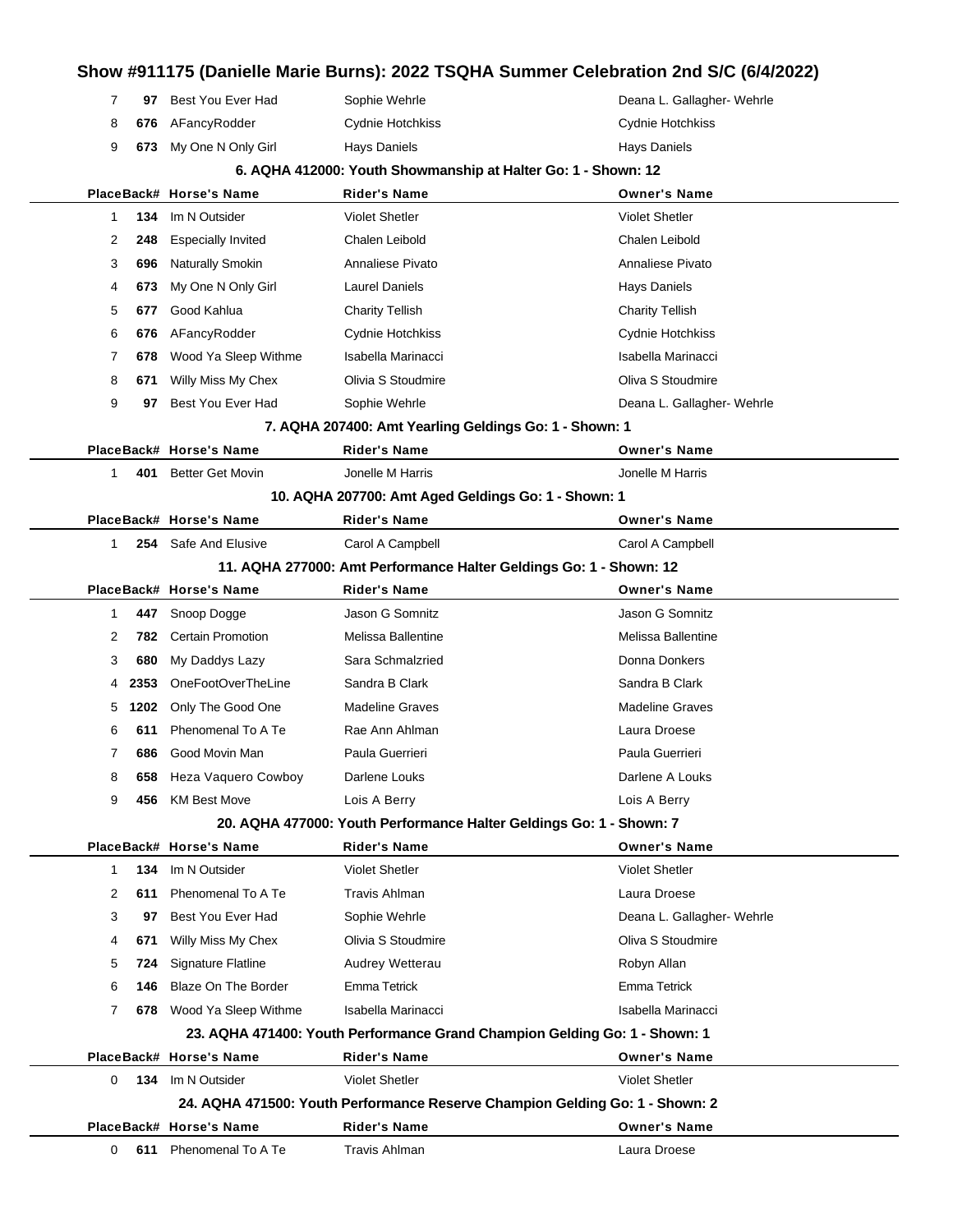# Show #911175 (Danielle Marie Burns): 2022 TSQHA Summer Celebration 2nd S/C (6/4/2022)

| Place | Back# | Horse's Name | Rider's Name | Owner's Name |
|---|---|---|---|---|
| 7 | 97 | Best You Ever Had | Sophie Wehrle | Deana L. Gallagher- Wehrle |
| 8 | 676 | AFancyRodder | Cydnie Hotchkiss | Cydnie Hotchkiss |
| 9 | 673 | My One N Only Girl | Hays Daniels | Hays Daniels |

### 6. AQHA 412000: Youth Showmanship at Halter Go: 1 - Shown: 12

| Place | Back# | Horse's Name | Rider's Name | Owner's Name |
|---|---|---|---|---|
| 1 | 134 | Im N Outsider | Violet Shetler | Violet Shetler |
| 2 | 248 | Especially Invited | Chalen Leibold | Chalen Leibold |
| 3 | 696 | Naturally Smokin | Annaliese Pivato | Annaliese Pivato |
| 4 | 673 | My One N Only Girl | Laurel Daniels | Hays Daniels |
| 5 | 677 | Good Kahlua | Charity Tellish | Charity Tellish |
| 6 | 676 | AFancyRodder | Cydnie Hotchkiss | Cydnie Hotchkiss |
| 7 | 678 | Wood Ya Sleep Withme | Isabella Marinacci | Isabella Marinacci |
| 8 | 671 | Willy Miss My Chex | Olivia S Stoudmire | Oliva S Stoudmire |
| 9 | 97 | Best You Ever Had | Sophie Wehrle | Deana L. Gallagher- Wehrle |

### 7. AQHA 207400: Amt Yearling Geldings Go: 1 - Shown: 1

| Place | Back# | Horse's Name | Rider's Name | Owner's Name |
|---|---|---|---|---|
| 1 | 401 | Better Get Movin | Jonelle M Harris | Jonelle M Harris |

### 10. AQHA 207700: Amt Aged Geldings Go: 1 - Shown: 1

| Place | Back# | Horse's Name | Rider's Name | Owner's Name |
|---|---|---|---|---|
| 1 | 254 | Safe And Elusive | Carol A Campbell | Carol A Campbell |

### 11. AQHA 277000: Amt Performance Halter Geldings Go: 1 - Shown: 12

| Place | Back# | Horse's Name | Rider's Name | Owner's Name |
|---|---|---|---|---|
| 1 | 447 | Snoop Dogge | Jason G Somnitz | Jason G Somnitz |
| 2 | 782 | Certain Promotion | Melissa Ballentine | Melissa Ballentine |
| 3 | 680 | My Daddys Lazy | Sara Schmalzried | Donna Donkers |
| 4 | 2353 | OneFootOverTheLine | Sandra B Clark | Sandra B Clark |
| 5 | 1202 | Only The Good One | Madeline Graves | Madeline Graves |
| 6 | 611 | Phenomenal To A Te | Rae Ann Ahlman | Laura Droese |
| 7 | 686 | Good Movin Man | Paula Guerrieri | Paula Guerrieri |
| 8 | 658 | Heza Vaquero Cowboy | Darlene Louks | Darlene A Louks |
| 9 | 456 | KM Best Move | Lois A Berry | Lois A Berry |

### 20. AQHA 477000: Youth Performance Halter Geldings Go: 1 - Shown: 7

| Place | Back# | Horse's Name | Rider's Name | Owner's Name |
|---|---|---|---|---|
| 1 | 134 | Im N Outsider | Violet Shetler | Violet Shetler |
| 2 | 611 | Phenomenal To A Te | Travis Ahlman | Laura Droese |
| 3 | 97 | Best You Ever Had | Sophie Wehrle | Deana L. Gallagher- Wehrle |
| 4 | 671 | Willy Miss My Chex | Olivia S Stoudmire | Oliva S Stoudmire |
| 5 | 724 | Signature Flatline | Audrey Wetterau | Robyn Allan |
| 6 | 146 | Blaze On The Border | Emma Tetrick | Emma Tetrick |
| 7 | 678 | Wood Ya Sleep Withme | Isabella Marinacci | Isabella Marinacci |

### 23. AQHA 471400: Youth Performance Grand Champion Gelding Go: 1 - Shown: 1

| Place | Back# | Horse's Name | Rider's Name | Owner's Name |
|---|---|---|---|---|
| 0 | 134 | Im N Outsider | Violet Shetler | Violet Shetler |

### 24. AQHA 471500: Youth Performance Reserve Champion Gelding Go: 1 - Shown: 2

| Place | Back# | Horse's Name | Rider's Name | Owner's Name |
|---|---|---|---|---|
| 0 | 611 | Phenomenal To A Te | Travis Ahlman | Laura Droese |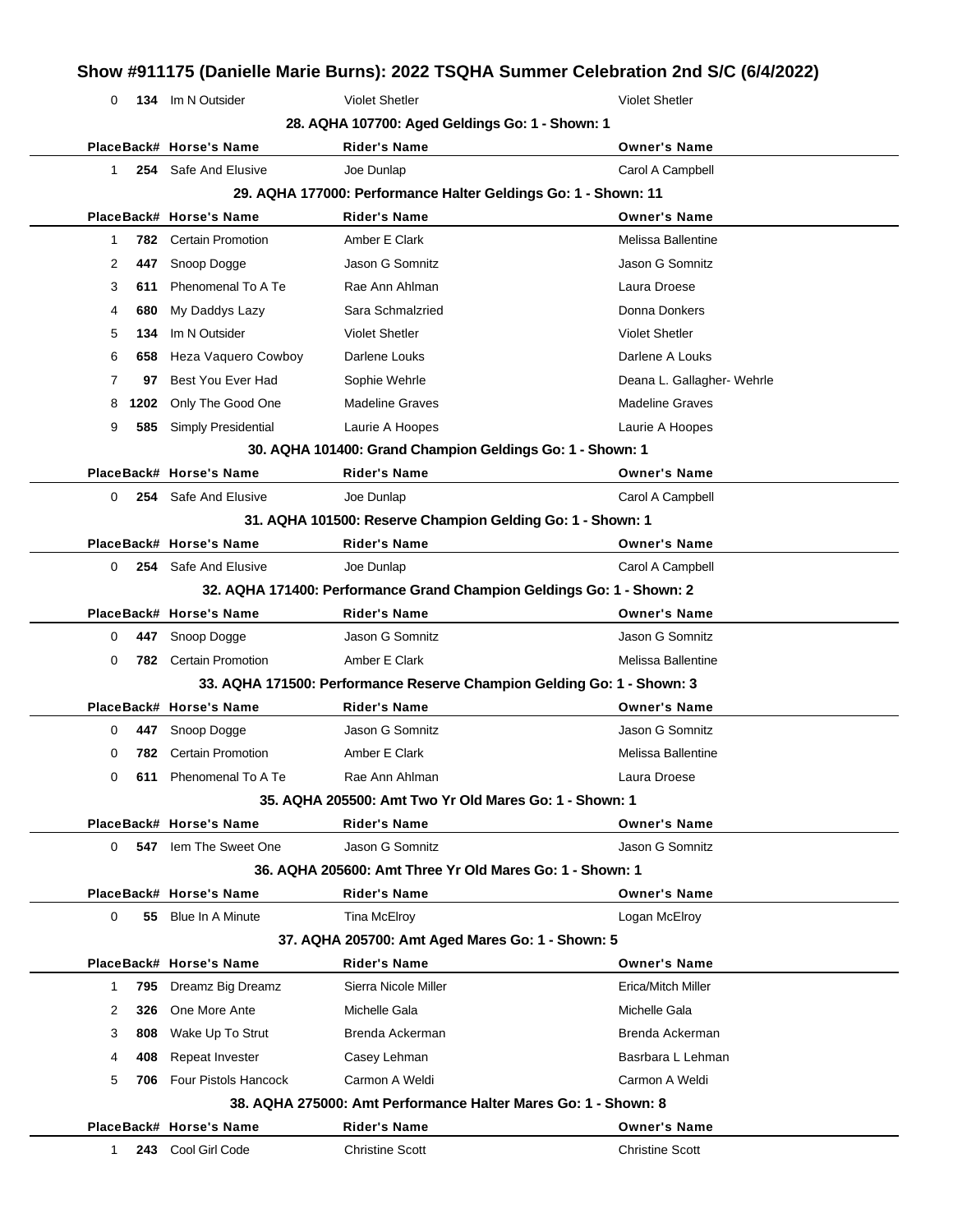## Show #911175 (Danielle Marie Burns): 2022 TSQHA Summer Celebration 2nd S/C (6/4/2022)

| Place | Back# | Horse's Name | Rider's Name | Owner's Name |
|---|---|---|---|---|
| 0 | 134 | Im N Outsider | Violet Shetler | Violet Shetler |

### 28. AQHA 107700: Aged Geldings Go: 1 - Shown: 1

| Place | Back# | Horse's Name | Rider's Name | Owner's Name |
|---|---|---|---|---|
| 1 | 254 | Safe And Elusive | Joe Dunlap | Carol A Campbell |

### 29. AQHA 177000: Performance Halter Geldings Go: 1 - Shown: 11

| Place | Back# | Horse's Name | Rider's Name | Owner's Name |
|---|---|---|---|---|
| 1 | 782 | Certain Promotion | Amber E Clark | Melissa Ballentine |
| 2 | 447 | Snoop Dogge | Jason G Somnitz | Jason G Somnitz |
| 3 | 611 | Phenomenal To A Te | Rae Ann Ahlman | Laura Droese |
| 4 | 680 | My Daddys Lazy | Sara Schmalzried | Donna Donkers |
| 5 | 134 | Im N Outsider | Violet Shetler | Violet Shetler |
| 6 | 658 | Heza Vaquero Cowboy | Darlene Louks | Darlene A Louks |
| 7 | 97 | Best You Ever Had | Sophie Wehrle | Deana L. Gallagher- Wehrle |
| 8 | 1202 | Only The Good One | Madeline Graves | Madeline Graves |
| 9 | 585 | Simply Presidential | Laurie A Hoopes | Laurie A Hoopes |

### 30. AQHA 101400: Grand Champion Geldings Go: 1 - Shown: 1

| Place | Back# | Horse's Name | Rider's Name | Owner's Name |
|---|---|---|---|---|
| 0 | 254 | Safe And Elusive | Joe Dunlap | Carol A Campbell |

### 31. AQHA 101500: Reserve Champion Gelding Go: 1 - Shown: 1

| Place | Back# | Horse's Name | Rider's Name | Owner's Name |
|---|---|---|---|---|
| 0 | 254 | Safe And Elusive | Joe Dunlap | Carol A Campbell |

### 32. AQHA 171400: Performance Grand Champion Geldings Go: 1 - Shown: 2

| Place | Back# | Horse's Name | Rider's Name | Owner's Name |
|---|---|---|---|---|
| 0 | 447 | Snoop Dogge | Jason G Somnitz | Jason G Somnitz |
| 0 | 782 | Certain Promotion | Amber E Clark | Melissa Ballentine |

### 33. AQHA 171500: Performance Reserve Champion Gelding Go: 1 - Shown: 3

| Place | Back# | Horse's Name | Rider's Name | Owner's Name |
|---|---|---|---|---|
| 0 | 447 | Snoop Dogge | Jason G Somnitz | Jason G Somnitz |
| 0 | 782 | Certain Promotion | Amber E Clark | Melissa Ballentine |
| 0 | 611 | Phenomenal To A Te | Rae Ann Ahlman | Laura Droese |

### 35. AQHA 205500: Amt Two Yr Old Mares Go: 1 - Shown: 1

| Place | Back# | Horse's Name | Rider's Name | Owner's Name |
|---|---|---|---|---|
| 0 | 547 | Iem The Sweet One | Jason G Somnitz | Jason G Somnitz |

### 36. AQHA 205600: Amt Three Yr Old Mares Go: 1 - Shown: 1

| Place | Back# | Horse's Name | Rider's Name | Owner's Name |
|---|---|---|---|---|
| 0 | 55 | Blue In A Minute | Tina McElroy | Logan McElroy |

### 37. AQHA 205700: Amt Aged Mares Go: 1 - Shown: 5

| Place | Back# | Horse's Name | Rider's Name | Owner's Name |
|---|---|---|---|---|
| 1 | 795 | Dreamz Big Dreamz | Sierra Nicole Miller | Erica/Mitch Miller |
| 2 | 326 | One More Ante | Michelle Gala | Michelle Gala |
| 3 | 808 | Wake Up To Strut | Brenda Ackerman | Brenda Ackerman |
| 4 | 408 | Repeat Invester | Casey Lehman | Basrbara L Lehman |
| 5 | 706 | Four Pistols Hancock | Carmon A Weldi | Carmon A Weldi |

### 38. AQHA 275000: Amt Performance Halter Mares Go: 1 - Shown: 8

| Place | Back# | Horse's Name | Rider's Name | Owner's Name |
|---|---|---|---|---|
| 1 | 243 | Cool Girl Code | Christine Scott | Christine Scott |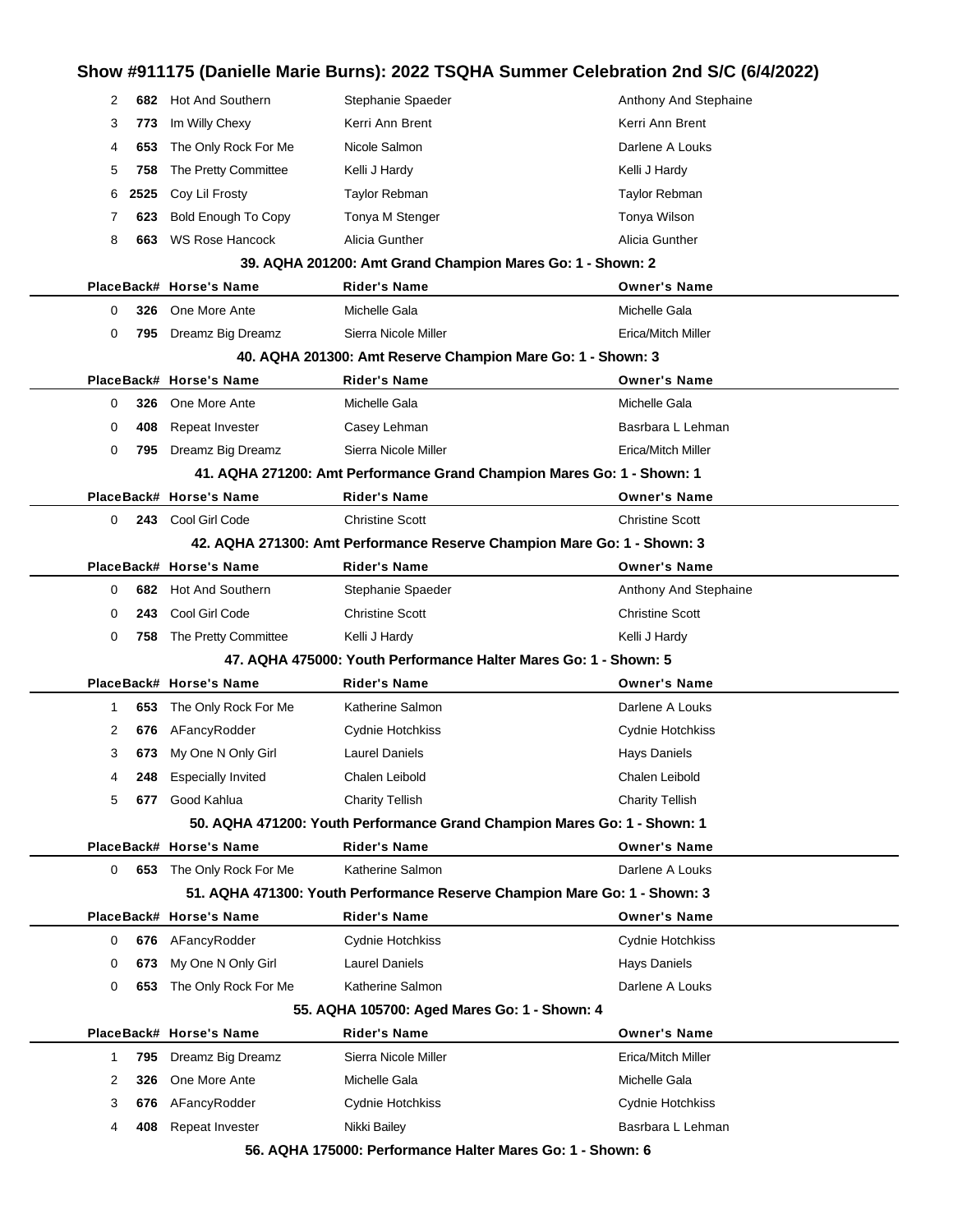| Place | Back# | Horse's Name | Rider's Name | Owner's Name |
|---|---|---|---|---|
| 2 | 682 | Hot And Southern | Stephanie Spaeder | Anthony And Stephaine |
| 3 | 773 | Im Willy Chexy | Kerri Ann Brent | Kerri Ann Brent |
| 4 | 653 | The Only Rock For Me | Nicole Salmon | Darlene A Louks |
| 5 | 758 | The Pretty Committee | Kelli J Hardy | Kelli J Hardy |
| 6 | 2525 | Coy Lil Frosty | Taylor Rebman | Taylor Rebman |
| 7 | 623 | Bold Enough To Copy | Tonya M Stenger | Tonya Wilson |
| 8 | 663 | WS Rose Hancock | Alicia Gunther | Alicia Gunther |

### 39. AQHA 201200: Amt Grand Champion Mares Go: 1 - Shown: 2

| Place | Back# | Horse's Name | Rider's Name | Owner's Name |
|---|---|---|---|---|
| 0 | 326 | One More Ante | Michelle Gala | Michelle Gala |
| 0 | 795 | Dreamz Big Dreamz | Sierra Nicole Miller | Erica/Mitch Miller |

### 40. AQHA 201300: Amt Reserve Champion Mare Go: 1 - Shown: 3

| Place | Back# | Horse's Name | Rider's Name | Owner's Name |
|---|---|---|---|---|
| 0 | 326 | One More Ante | Michelle Gala | Michelle Gala |
| 0 | 408 | Repeat Invester | Casey Lehman | Basrbara L Lehman |
| 0 | 795 | Dreamz Big Dreamz | Sierra Nicole Miller | Erica/Mitch Miller |

### 41. AQHA 271200: Amt Performance Grand Champion Mares Go: 1 - Shown: 1

| Place | Back# | Horse's Name | Rider's Name | Owner's Name |
|---|---|---|---|---|
| 0 | 243 | Cool Girl Code | Christine Scott | Christine Scott |

### 42. AQHA 271300: Amt Performance Reserve Champion Mare Go: 1 - Shown: 3

| Place | Back# | Horse's Name | Rider's Name | Owner's Name |
|---|---|---|---|---|
| 0 | 682 | Hot And Southern | Stephanie Spaeder | Anthony And Stephaine |
| 0 | 243 | Cool Girl Code | Christine Scott | Christine Scott |
| 0 | 758 | The Pretty Committee | Kelli J Hardy | Kelli J Hardy |

### 47. AQHA 475000: Youth Performance Halter Mares Go: 1 - Shown: 5

| Place | Back# | Horse's Name | Rider's Name | Owner's Name |
|---|---|---|---|---|
| 1 | 653 | The Only Rock For Me | Katherine Salmon | Darlene A Louks |
| 2 | 676 | AFancyRodder | Cydnie Hotchkiss | Cydnie Hotchkiss |
| 3 | 673 | My One N Only Girl | Laurel Daniels | Hays Daniels |
| 4 | 248 | Especially Invited | Chalen Leibold | Chalen Leibold |
| 5 | 677 | Good Kahlua | Charity Tellish | Charity Tellish |

### 50. AQHA 471200: Youth Performance Grand Champion Mares Go: 1 - Shown: 1

| Place | Back# | Horse's Name | Rider's Name | Owner's Name |
|---|---|---|---|---|
| 0 | 653 | The Only Rock For Me | Katherine Salmon | Darlene A Louks |

### 51. AQHA 471300: Youth Performance Reserve Champion Mare Go: 1 - Shown: 3

| Place | Back# | Horse's Name | Rider's Name | Owner's Name |
|---|---|---|---|---|
| 0 | 676 | AFancyRodder | Cydnie Hotchkiss | Cydnie Hotchkiss |
| 0 | 673 | My One N Only Girl | Laurel Daniels | Hays Daniels |
| 0 | 653 | The Only Rock For Me | Katherine Salmon | Darlene A Louks |

### 55. AQHA 105700: Aged Mares Go: 1 - Shown: 4

| Place | Back# | Horse's Name | Rider's Name | Owner's Name |
|---|---|---|---|---|
| 1 | 795 | Dreamz Big Dreamz | Sierra Nicole Miller | Erica/Mitch Miller |
| 2 | 326 | One More Ante | Michelle Gala | Michelle Gala |
| 3 | 676 | AFancyRodder | Cydnie Hotchkiss | Cydnie Hotchkiss |
| 4 | 408 | Repeat Invester | Nikki Bailey | Basrbara L Lehman |

### 56. AQHA 175000: Performance Halter Mares Go: 1 - Shown: 6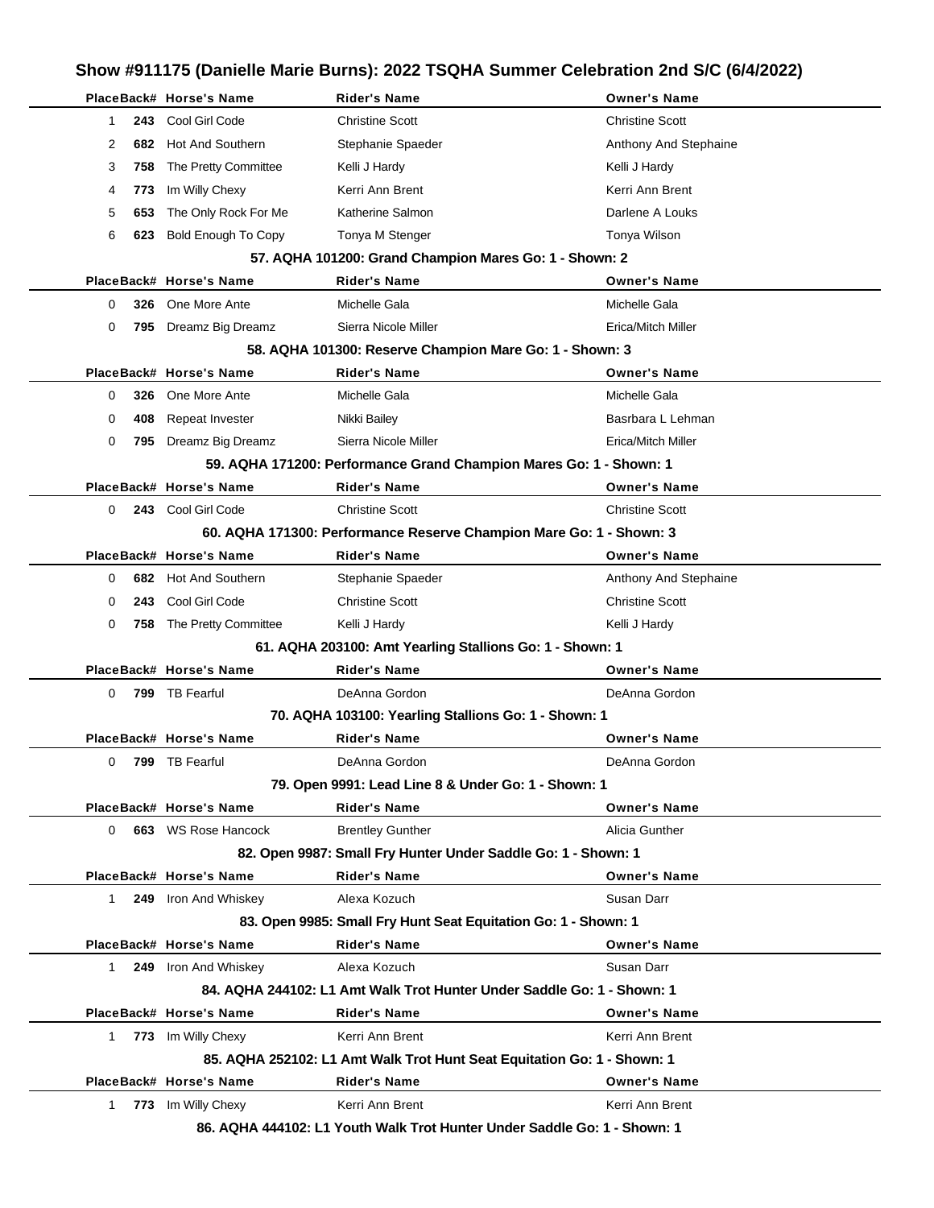## Show #911175 (Danielle Marie Burns): 2022 TSQHA Summer Celebration 2nd S/C (6/4/2022)

| Place | Back# | Horse's Name | Rider's Name | Owner's Name |
|---|---|---|---|---|
| 1 | **243** | Cool Girl Code | Christine Scott | Christine Scott |
| 2 | **682** | Hot And Southern | Stephanie Spaeder | Anthony And Stephaine |
| 3 | **758** | The Pretty Committee | Kelli J Hardy | Kelli J Hardy |
| 4 | **773** | Im Willy Chexy | Kerri Ann Brent | Kerri Ann Brent |
| 5 | **653** | The Only Rock For Me | Katherine Salmon | Darlene A Louks |
| 6 | **623** | Bold Enough To Copy | Tonya M Stenger | Tonya Wilson |

**57. AQHA 101200: Grand Champion Mares Go: 1 - Shown: 2**

| Place | Back# | Horse's Name | Rider's Name | Owner's Name |
|---|---|---|---|---|
| 0 | **326** | One More Ante | Michelle Gala | Michelle Gala |
| 0 | **795** | Dreamz Big Dreamz | Sierra Nicole Miller | Erica/Mitch Miller |

**58. AQHA 101300: Reserve Champion Mare Go: 1 - Shown: 3**

| Place | Back# | Horse's Name | Rider's Name | Owner's Name |
|---|---|---|---|---|
| 0 | **326** | One More Ante | Michelle Gala | Michelle Gala |
| 0 | **408** | Repeat Invester | Nikki Bailey | Basrbara L Lehman |
| 0 | **795** | Dreamz Big Dreamz | Sierra Nicole Miller | Erica/Mitch Miller |

**59. AQHA 171200: Performance Grand Champion Mares Go: 1 - Shown: 1**

| Place | Back# | Horse's Name | Rider's Name | Owner's Name |
|---|---|---|---|---|
| 0 | **243** | Cool Girl Code | Christine Scott | Christine Scott |

**60. AQHA 171300: Performance Reserve Champion Mare Go: 1 - Shown: 3**

| Place | Back# | Horse's Name | Rider's Name | Owner's Name |
|---|---|---|---|---|
| 0 | **682** | Hot And Southern | Stephanie Spaeder | Anthony And Stephaine |
| 0 | **243** | Cool Girl Code | Christine Scott | Christine Scott |
| 0 | **758** | The Pretty Committee | Kelli J Hardy | Kelli J Hardy |

**61. AQHA 203100: Amt Yearling Stallions Go: 1 - Shown: 1**

| Place | Back# | Horse's Name | Rider's Name | Owner's Name |
|---|---|---|---|---|
| 0 | **799** | TB Fearful | DeAnna Gordon | DeAnna Gordon |

**70. AQHA 103100: Yearling Stallions Go: 1 - Shown: 1**

| Place | Back# | Horse's Name | Rider's Name | Owner's Name |
|---|---|---|---|---|
| 0 | **799** | TB Fearful | DeAnna Gordon | DeAnna Gordon |

**79. Open 9991: Lead Line 8 & Under Go: 1 - Shown: 1**

| Place | Back# | Horse's Name | Rider's Name | Owner's Name |
|---|---|---|---|---|
| 0 | **663** | WS Rose Hancock | Brentley Gunther | Alicia Gunther |

**82. Open 9987: Small Fry Hunter Under Saddle Go: 1 - Shown: 1**

| Place | Back# | Horse's Name | Rider's Name | Owner's Name |
|---|---|---|---|---|
| 1 | **249** | Iron And Whiskey | Alexa Kozuch | Susan Darr |

**83. Open 9985: Small Fry Hunt Seat Equitation Go: 1 - Shown: 1**

| Place | Back# | Horse's Name | Rider's Name | Owner's Name |
|---|---|---|---|---|
| 1 | **249** | Iron And Whiskey | Alexa Kozuch | Susan Darr |

**84. AQHA 244102: L1 Amt Walk Trot Hunter Under Saddle Go: 1 - Shown: 1**

| Place | Back# | Horse's Name | Rider's Name | Owner's Name |
|---|---|---|---|---|
| 1 | **773** | Im Willy Chexy | Kerri Ann Brent | Kerri Ann Brent |

**85. AQHA 252102: L1 Amt Walk Trot Hunt Seat Equitation Go: 1 - Shown: 1**

| Place | Back# | Horse's Name | Rider's Name | Owner's Name |
|---|---|---|---|---|
| 1 | **773** | Im Willy Chexy | Kerri Ann Brent | Kerri Ann Brent |

**86. AQHA 444102: L1 Youth Walk Trot Hunter Under Saddle Go: 1 - Shown: 1**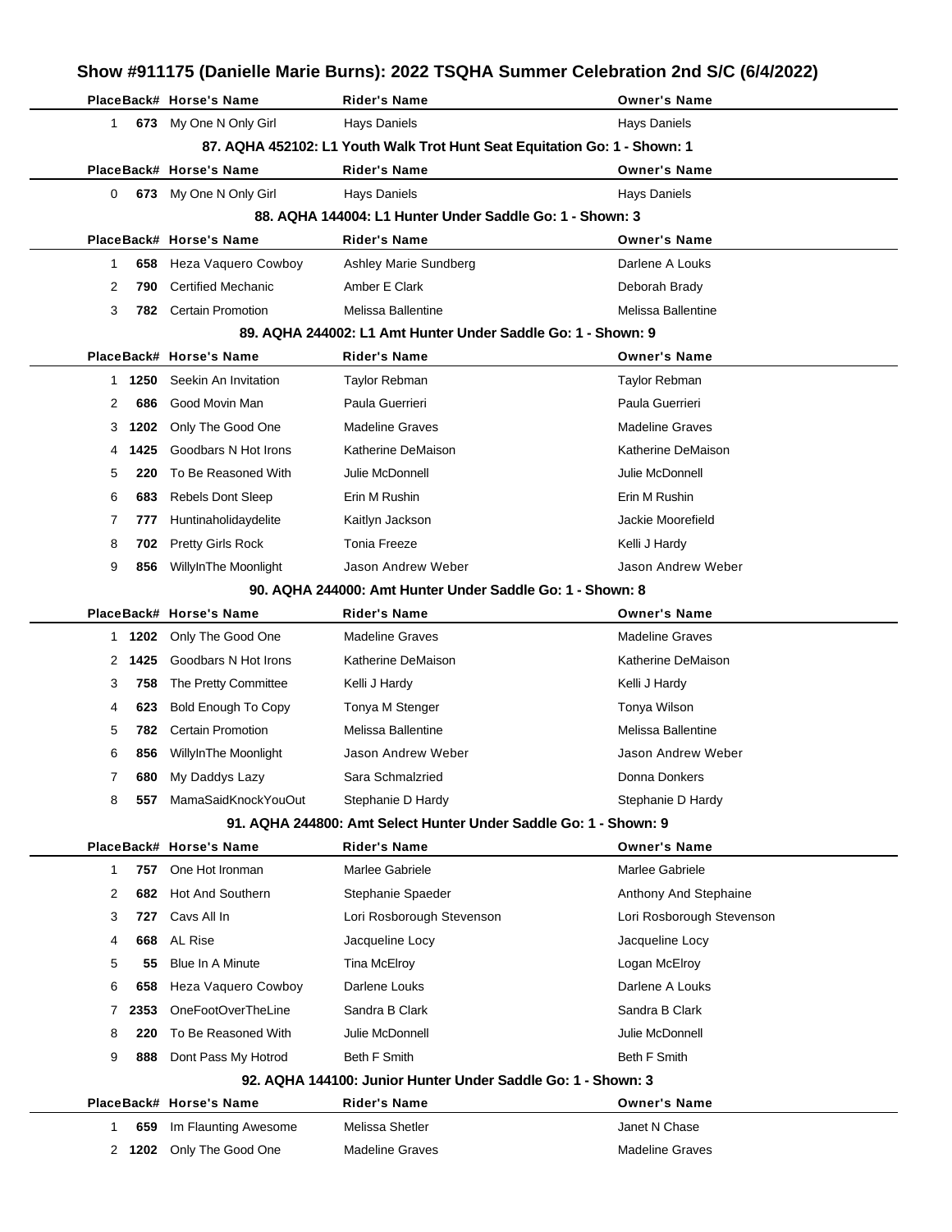# Show #911175 (Danielle Marie Burns): 2022 TSQHA Summer Celebration 2nd S/C (6/4/2022)

| Place | Back# | Horse's Name | Rider's Name | Owner's Name |
|---|---|---|---|---|
| 1 | **673** | My One N Only Girl | Hays Daniels | Hays Daniels |

### 87. AQHA 452102: L1 Youth Walk Trot Hunt Seat Equitation Go: 1 - Shown: 1

| Place | Back# | Horse's Name | Rider's Name | Owner's Name |
|---|---|---|---|---|
| 0 | **673** | My One N Only Girl | Hays Daniels | Hays Daniels |

### 88. AQHA 144004: L1 Hunter Under Saddle Go: 1 - Shown: 3

| Place | Back# | Horse's Name | Rider's Name | Owner's Name |
|---|---|---|---|---|
| 1 | **658** | Heza Vaquero Cowboy | Ashley Marie Sundberg | Darlene A Louks |
| 2 | **790** | Certified Mechanic | Amber E Clark | Deborah Brady |
| 3 | **782** | Certain Promotion | Melissa Ballentine | Melissa Ballentine |

### 89. AQHA 244002: L1 Amt Hunter Under Saddle Go: 1 - Shown: 9

| Place | Back# | Horse's Name | Rider's Name | Owner's Name |
|---|---|---|---|---|
| 1 | **1250** | Seekin An Invitation | Taylor Rebman | Taylor Rebman |
| 2 | **686** | Good Movin Man | Paula Guerrieri | Paula Guerrieri |
| 3 | **1202** | Only The Good One | Madeline Graves | Madeline Graves |
| 4 | **1425** | Goodbars N Hot Irons | Katherine DeMaison | Katherine DeMaison |
| 5 | **220** | To Be Reasoned With | Julie McDonnell | Julie McDonnell |
| 6 | **683** | Rebels Dont Sleep | Erin M Rushin | Erin M Rushin |
| 7 | **777** | Huntinaholidaydelite | Kaitlyn Jackson | Jackie Moorefield |
| 8 | **702** | Pretty Girls Rock | Tonia Freeze | Kelli J Hardy |
| 9 | **856** | WillyInThe Moonlight | Jason Andrew Weber | Jason Andrew Weber |

### 90. AQHA 244000: Amt Hunter Under Saddle Go: 1 - Shown: 8

| Place | Back# | Horse's Name | Rider's Name | Owner's Name |
|---|---|---|---|---|
| 1 | **1202** | Only The Good One | Madeline Graves | Madeline Graves |
| 2 | **1425** | Goodbars N Hot Irons | Katherine DeMaison | Katherine DeMaison |
| 3 | **758** | The Pretty Committee | Kelli J Hardy | Kelli J Hardy |
| 4 | **623** | Bold Enough To Copy | Tonya M Stenger | Tonya Wilson |
| 5 | **782** | Certain Promotion | Melissa Ballentine | Melissa Ballentine |
| 6 | **856** | WillyInThe Moonlight | Jason Andrew Weber | Jason Andrew Weber |
| 7 | **680** | My Daddys Lazy | Sara Schmalzried | Donna Donkers |
| 8 | **557** | MamaSaidKnockYouOut | Stephanie D Hardy | Stephanie D Hardy |

### 91. AQHA 244800: Amt Select Hunter Under Saddle Go: 1 - Shown: 9

| Place | Back# | Horse's Name | Rider's Name | Owner's Name |
|---|---|---|---|---|
| 1 | **757** | One Hot Ironman | Marlee Gabriele | Marlee Gabriele |
| 2 | **682** | Hot And Southern | Stephanie Spaeder | Anthony And Stephaine |
| 3 | **727** | Cavs All In | Lori Rosborough Stevenson | Lori Rosborough Stevenson |
| 4 | **668** | AL Rise | Jacqueline Locy | Jacqueline Locy |
| 5 | **55** | Blue In A Minute | Tina McElroy | Logan McElroy |
| 6 | **658** | Heza Vaquero Cowboy | Darlene Louks | Darlene A Louks |
| 7 | **2353** | OneFootOverTheLine | Sandra B Clark | Sandra B Clark |
| 8 | **220** | To Be Reasoned With | Julie McDonnell | Julie McDonnell |
| 9 | **888** | Dont Pass My Hotrod | Beth F Smith | Beth F Smith |

### 92. AQHA 144100: Junior Hunter Under Saddle Go: 1 - Shown: 3

| Place | Back# | Horse's Name | Rider's Name | Owner's Name |
|---|---|---|---|---|
| 1 | **659** | Im Flaunting Awesome | Melissa Shetler | Janet N Chase |
| 2 | **1202** | Only The Good One | Madeline Graves | Madeline Graves |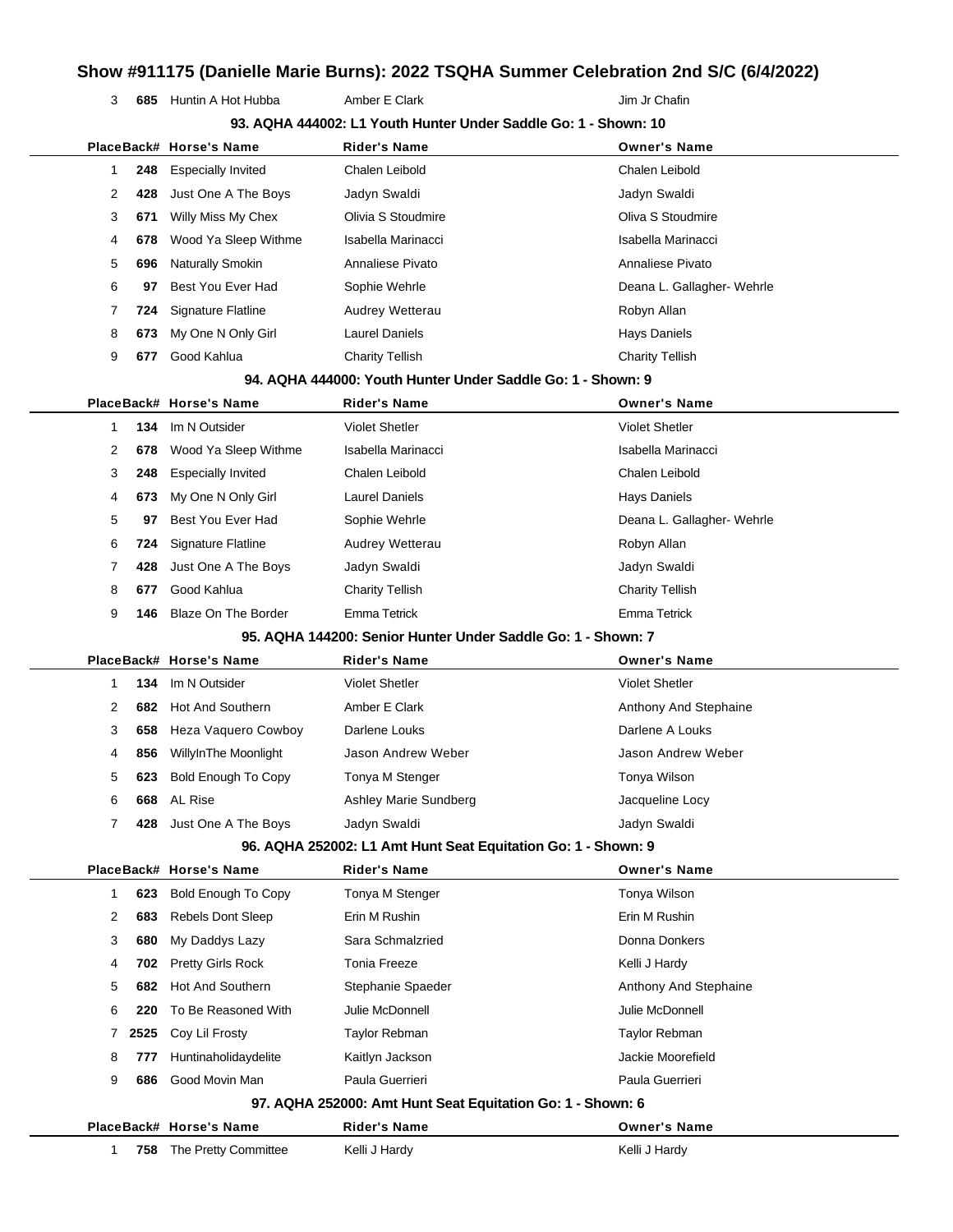# Show #911175 (Danielle Marie Burns): 2022 TSQHA Summer Celebration 2nd S/C (6/4/2022)

| Place | Back# | Horse's Name | Rider's Name | Owner's Name |
|---|---|---|---|---|
| 3 | 685 | Huntin A Hot Hubba | Amber E Clark | Jim Jr Chafin |

### 93. AQHA 444002: L1 Youth Hunter Under Saddle Go: 1 - Shown: 10

| Place | Back# | Horse's Name | Rider's Name | Owner's Name |
|---|---|---|---|---|
| 1 | 248 | Especially Invited | Chalen Leibold | Chalen Leibold |
| 2 | 428 | Just One A The Boys | Jadyn Swaldi | Jadyn Swaldi |
| 3 | 671 | Willy Miss My Chex | Olivia S Stoudmire | Oliva S Stoudmire |
| 4 | 678 | Wood Ya Sleep Withme | Isabella Marinacci | Isabella Marinacci |
| 5 | 696 | Naturally Smokin | Annaliese Pivato | Annaliese Pivato |
| 6 | 97 | Best You Ever Had | Sophie Wehrle | Deana L. Gallagher- Wehrle |
| 7 | 724 | Signature Flatline | Audrey Wetterau | Robyn Allan |
| 8 | 673 | My One N Only Girl | Laurel Daniels | Hays Daniels |
| 9 | 677 | Good Kahlua | Charity Tellish | Charity Tellish |

### 94. AQHA 444000: Youth Hunter Under Saddle Go: 1 - Shown: 9

| Place | Back# | Horse's Name | Rider's Name | Owner's Name |
|---|---|---|---|---|
| 1 | 134 | Im N Outsider | Violet Shetler | Violet Shetler |
| 2 | 678 | Wood Ya Sleep Withme | Isabella Marinacci | Isabella Marinacci |
| 3 | 248 | Especially Invited | Chalen Leibold | Chalen Leibold |
| 4 | 673 | My One N Only Girl | Laurel Daniels | Hays Daniels |
| 5 | 97 | Best You Ever Had | Sophie Wehrle | Deana L. Gallagher- Wehrle |
| 6 | 724 | Signature Flatline | Audrey Wetterau | Robyn Allan |
| 7 | 428 | Just One A The Boys | Jadyn Swaldi | Jadyn Swaldi |
| 8 | 677 | Good Kahlua | Charity Tellish | Charity Tellish |
| 9 | 146 | Blaze On The Border | Emma Tetrick | Emma Tetrick |

### 95. AQHA 144200: Senior Hunter Under Saddle Go: 1 - Shown: 7

| Place | Back# | Horse's Name | Rider's Name | Owner's Name |
|---|---|---|---|---|
| 1 | 134 | Im N Outsider | Violet Shetler | Violet Shetler |
| 2 | 682 | Hot And Southern | Amber E Clark | Anthony And Stephaine |
| 3 | 658 | Heza Vaquero Cowboy | Darlene Louks | Darlene A Louks |
| 4 | 856 | WillyInThe Moonlight | Jason Andrew Weber | Jason Andrew Weber |
| 5 | 623 | Bold Enough To Copy | Tonya M Stenger | Tonya Wilson |
| 6 | 668 | AL Rise | Ashley Marie Sundberg | Jacqueline Locy |
| 7 | 428 | Just One A The Boys | Jadyn Swaldi | Jadyn Swaldi |

### 96. AQHA 252002: L1 Amt Hunt Seat Equitation Go: 1 - Shown: 9

| Place | Back# | Horse's Name | Rider's Name | Owner's Name |
|---|---|---|---|---|
| 1 | 623 | Bold Enough To Copy | Tonya M Stenger | Tonya Wilson |
| 2 | 683 | Rebels Dont Sleep | Erin M Rushin | Erin M Rushin |
| 3 | 680 | My Daddys Lazy | Sara Schmalzried | Donna Donkers |
| 4 | 702 | Pretty Girls Rock | Tonia Freeze | Kelli J Hardy |
| 5 | 682 | Hot And Southern | Stephanie Spaeder | Anthony And Stephaine |
| 6 | 220 | To Be Reasoned With | Julie McDonnell | Julie McDonnell |
| 7 | 2525 | Coy Lil Frosty | Taylor Rebman | Taylor Rebman |
| 8 | 777 | Huntinaholidaydelite | Kaitlyn Jackson | Jackie Moorefield |
| 9 | 686 | Good Movin Man | Paula Guerrieri | Paula Guerrieri |

### 97. AQHA 252000: Amt Hunt Seat Equitation Go: 1 - Shown: 6

| Place | Back# | Horse's Name | Rider's Name | Owner's Name |
|---|---|---|---|---|
| 1 | 758 | The Pretty Committee | Kelli J Hardy | Kelli J Hardy |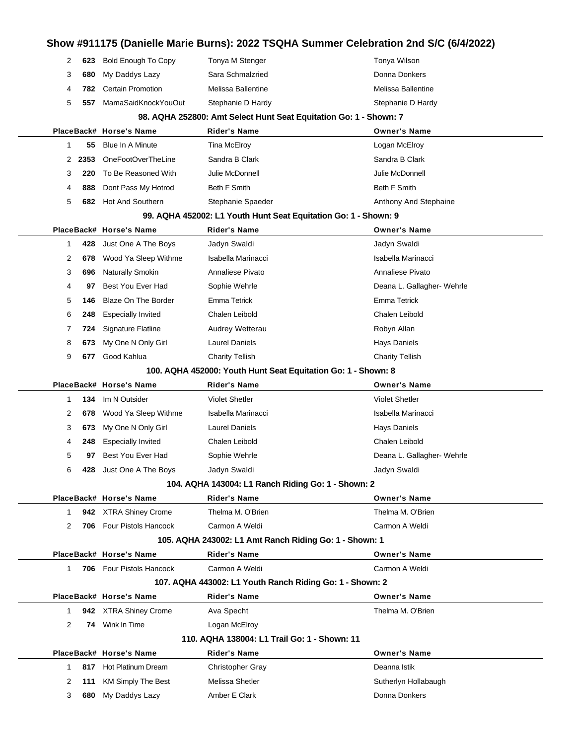# Show #911175 (Danielle Marie Burns): 2022 TSQHA Summer Celebration 2nd S/C (6/4/2022)

| Place | Back# | Horse's Name | Rider's Name | Owner's Name |
|---|---|---|---|---|
| 2 | 623 | Bold Enough To Copy | Tonya M Stenger | Tonya Wilson |
| 3 | 680 | My Daddys Lazy | Sara Schmalzried | Donna Donkers |
| 4 | 782 | Certain Promotion | Melissa Ballentine | Melissa Ballentine |
| 5 | 557 | MamaSaidKnockYouOut | Stephanie D Hardy | Stephanie D Hardy |

### 98. AQHA 252800: Amt Select Hunt Seat Equitation Go: 1 - Shown: 7

| Place | Back# | Horse's Name | Rider's Name | Owner's Name |
|---|---|---|---|---|
| 1 | 55 | Blue In A Minute | Tina McElroy | Logan McElroy |
| 2 | 2353 | OneFootOverTheLine | Sandra B Clark | Sandra B Clark |
| 3 | 220 | To Be Reasoned With | Julie McDonnell | Julie McDonnell |
| 4 | 888 | Dont Pass My Hotrod | Beth F Smith | Beth F Smith |
| 5 | 682 | Hot And Southern | Stephanie Spaeder | Anthony And Stephaine |

### 99. AQHA 452002: L1 Youth Hunt Seat Equitation Go: 1 - Shown: 9

| Place | Back# | Horse's Name | Rider's Name | Owner's Name |
|---|---|---|---|---|
| 1 | 428 | Just One A The Boys | Jadyn Swaldi | Jadyn Swaldi |
| 2 | 678 | Wood Ya Sleep Withme | Isabella Marinacci | Isabella Marinacci |
| 3 | 696 | Naturally Smokin | Annaliese Pivato | Annaliese Pivato |
| 4 | 97 | Best You Ever Had | Sophie Wehrle | Deana L. Gallagher- Wehrle |
| 5 | 146 | Blaze On The Border | Emma Tetrick | Emma Tetrick |
| 6 | 248 | Especially Invited | Chalen Leibold | Chalen Leibold |
| 7 | 724 | Signature Flatline | Audrey Wetterau | Robyn Allan |
| 8 | 673 | My One N Only Girl | Laurel Daniels | Hays Daniels |
| 9 | 677 | Good Kahlua | Charity Tellish | Charity Tellish |

### 100. AQHA 452000: Youth Hunt Seat Equitation Go: 1 - Shown: 8

| Place | Back# | Horse's Name | Rider's Name | Owner's Name |
|---|---|---|---|---|
| 1 | 134 | Im N Outsider | Violet Shetler | Violet Shetler |
| 2 | 678 | Wood Ya Sleep Withme | Isabella Marinacci | Isabella Marinacci |
| 3 | 673 | My One N Only Girl | Laurel Daniels | Hays Daniels |
| 4 | 248 | Especially Invited | Chalen Leibold | Chalen Leibold |
| 5 | 97 | Best You Ever Had | Sophie Wehrle | Deana L. Gallagher- Wehrle |
| 6 | 428 | Just One A The Boys | Jadyn Swaldi | Jadyn Swaldi |

### 104. AQHA 143004: L1 Ranch Riding Go: 1 - Shown: 2

| Place | Back# | Horse's Name | Rider's Name | Owner's Name |
|---|---|---|---|---|
| 1 | 942 | XTRA Shiney Crome | Thelma M. O'Brien | Thelma M. O'Brien |
| 2 | 706 | Four Pistols Hancock | Carmon A Weldi | Carmon A Weldi |

### 105. AQHA 243002: L1 Amt Ranch Riding Go: 1 - Shown: 1

| Place | Back# | Horse's Name | Rider's Name | Owner's Name |
|---|---|---|---|---|
| 1 | 706 | Four Pistols Hancock | Carmon A Weldi | Carmon A Weldi |

### 107. AQHA 443002: L1 Youth Ranch Riding Go: 1 - Shown: 2

| Place | Back# | Horse's Name | Rider's Name | Owner's Name |
|---|---|---|---|---|
| 1 | 942 | XTRA Shiney Crome | Ava Specht | Thelma M. O'Brien |
| 2 | 74 | Wink In Time | Logan McElroy | |

### 110. AQHA 138004: L1 Trail Go: 1 - Shown: 11

| Place | Back# | Horse's Name | Rider's Name | Owner's Name |
|---|---|---|---|---|
| 1 | 817 | Hot Platinum Dream | Christopher Gray | Deanna Istik |
| 2 | 111 | KM Simply The Best | Melissa Shetler | Sutherlyn Hollabaugh |
| 3 | 680 | My Daddys Lazy | Amber E Clark | Donna Donkers |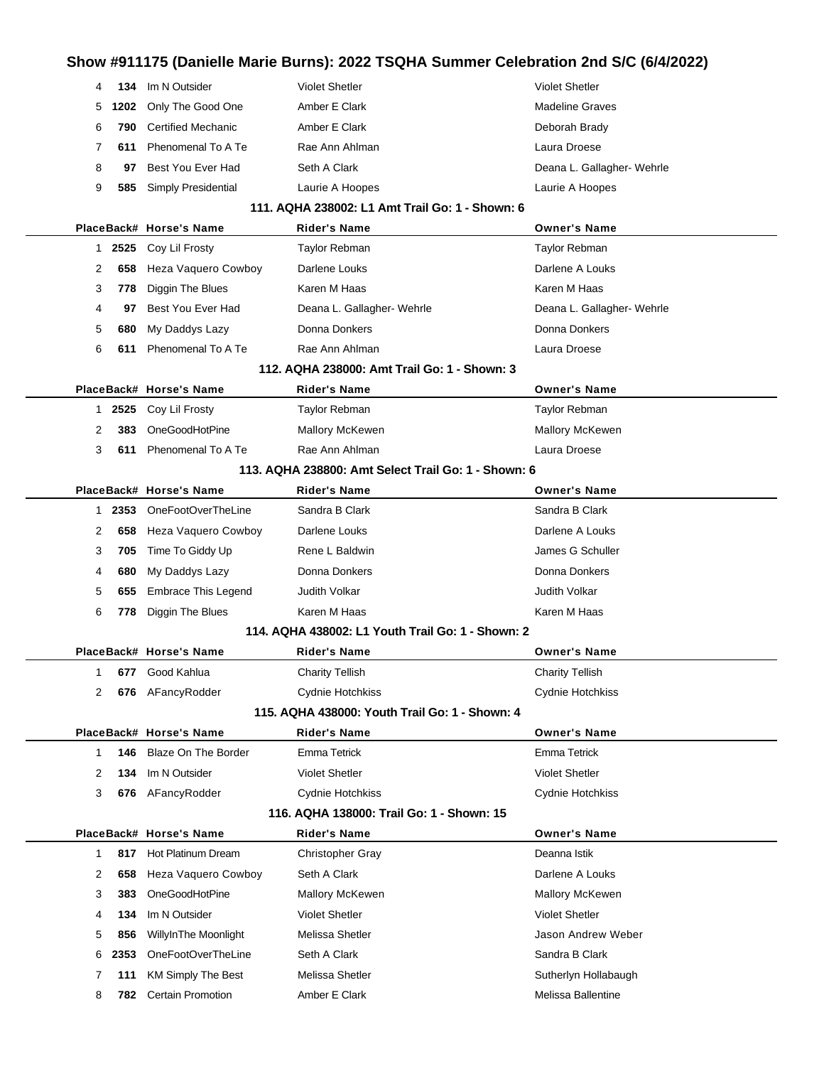## Show #911175 (Danielle Marie Burns): 2022 TSQHA Summer Celebration 2nd S/C (6/4/2022)

| Place | Back# | Horse's Name | Rider's Name | Owner's Name |
|---|---|---|---|---|
| 4 | 134 | Im N Outsider | Violet Shetler | Violet Shetler |
| 5 | 1202 | Only The Good One | Amber E Clark | Madeline Graves |
| 6 | 790 | Certified Mechanic | Amber E Clark | Deborah Brady |
| 7 | 611 | Phenomenal To A Te | Rae Ann Ahlman | Laura Droese |
| 8 | 97 | Best You Ever Had | Seth A Clark | Deana L. Gallagher- Wehrle |
| 9 | 585 | Simply Presidential | Laurie A Hoopes | Laurie A Hoopes |

### 111. AQHA 238002: L1 Amt Trail Go: 1 - Shown: 6

| Place | Back# | Horse's Name | Rider's Name | Owner's Name |
|---|---|---|---|---|
| 1 | 2525 | Coy Lil Frosty | Taylor Rebman | Taylor Rebman |
| 2 | 658 | Heza Vaquero Cowboy | Darlene Louks | Darlene A Louks |
| 3 | 778 | Diggin The Blues | Karen M Haas | Karen M Haas |
| 4 | 97 | Best You Ever Had | Deana L. Gallagher- Wehrle | Deana L. Gallagher- Wehrle |
| 5 | 680 | My Daddys Lazy | Donna Donkers | Donna Donkers |
| 6 | 611 | Phenomenal To A Te | Rae Ann Ahlman | Laura Droese |

### 112. AQHA 238000: Amt Trail Go: 1 - Shown: 3

| Place | Back# | Horse's Name | Rider's Name | Owner's Name |
|---|---|---|---|---|
| 1 | 2525 | Coy Lil Frosty | Taylor Rebman | Taylor Rebman |
| 2 | 383 | OneGoodHotPine | Mallory McKewen | Mallory McKewen |
| 3 | 611 | Phenomenal To A Te | Rae Ann Ahlman | Laura Droese |

### 113. AQHA 238800: Amt Select Trail Go: 1 - Shown: 6

| Place | Back# | Horse's Name | Rider's Name | Owner's Name |
|---|---|---|---|---|
| 1 | 2353 | OneFootOverTheLine | Sandra B Clark | Sandra B Clark |
| 2 | 658 | Heza Vaquero Cowboy | Darlene Louks | Darlene A Louks |
| 3 | 705 | Time To Giddy Up | Rene L Baldwin | James G Schuller |
| 4 | 680 | My Daddys Lazy | Donna Donkers | Donna Donkers |
| 5 | 655 | Embrace This Legend | Judith Volkar | Judith Volkar |
| 6 | 778 | Diggin The Blues | Karen M Haas | Karen M Haas |

### 114. AQHA 438002: L1 Youth Trail Go: 1 - Shown: 2

| Place | Back# | Horse's Name | Rider's Name | Owner's Name |
|---|---|---|---|---|
| 1 | 677 | Good Kahlua | Charity Tellish | Charity Tellish |
| 2 | 676 | AFancyRodder | Cydnie Hotchkiss | Cydnie Hotchkiss |

### 115. AQHA 438000: Youth Trail Go: 1 - Shown: 4

| Place | Back# | Horse's Name | Rider's Name | Owner's Name |
|---|---|---|---|---|
| 1 | 146 | Blaze On The Border | Emma Tetrick | Emma Tetrick |
| 2 | 134 | Im N Outsider | Violet Shetler | Violet Shetler |
| 3 | 676 | AFancyRodder | Cydnie Hotchkiss | Cydnie Hotchkiss |

### 116. AQHA 138000: Trail Go: 1 - Shown: 15

| Place | Back# | Horse's Name | Rider's Name | Owner's Name |
|---|---|---|---|---|
| 1 | 817 | Hot Platinum Dream | Christopher Gray | Deanna Istik |
| 2 | 658 | Heza Vaquero Cowboy | Seth A Clark | Darlene A Louks |
| 3 | 383 | OneGoodHotPine | Mallory McKewen | Mallory McKewen |
| 4 | 134 | Im N Outsider | Violet Shetler | Violet Shetler |
| 5 | 856 | WillyInThe Moonlight | Melissa Shetler | Jason Andrew Weber |
| 6 | 2353 | OneFootOverTheLine | Seth A Clark | Sandra B Clark |
| 7 | 111 | KM Simply The Best | Melissa Shetler | Sutherlyn Hollabaugh |
| 8 | 782 | Certain Promotion | Amber E Clark | Melissa Ballentine |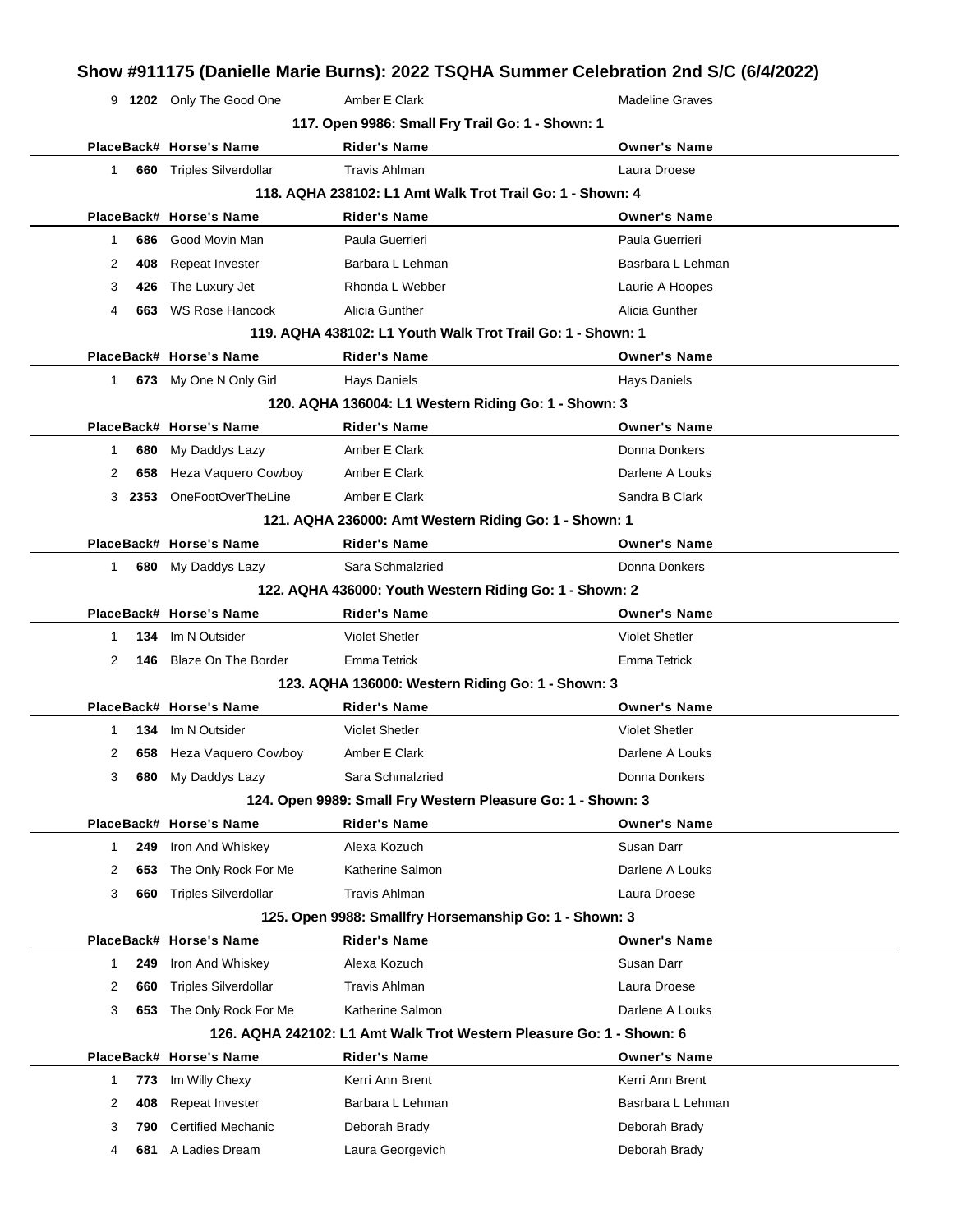## Show #911175 (Danielle Marie Burns): 2022 TSQHA Summer Celebration 2nd S/C (6/4/2022)

| Place | Back# | Horse's Name | Rider's Name | Owner's Name |
|---|---|---|---|---|
| 9 | **1202** | Only The Good One | Amber E Clark | Madeline Graves |

### 117. Open 9986: Small Fry Trail Go: 1 - Shown: 1

| Place | Back# | Horse's Name | Rider's Name | Owner's Name |
|---|---|---|---|---|
| 1 | **660** | Triples Silverdollar | Travis Ahlman | Laura Droese |

### 118. AQHA 238102: L1 Amt Walk Trot Trail Go: 1 - Shown: 4

| Place | Back# | Horse's Name | Rider's Name | Owner's Name |
|---|---|---|---|---|
| 1 | **686** | Good Movin Man | Paula Guerrieri | Paula Guerrieri |
| 2 | **408** | Repeat Invester | Barbara L Lehman | Basrbara L Lehman |
| 3 | **426** | The Luxury Jet | Rhonda L Webber | Laurie A Hoopes |
| 4 | **663** | WS Rose Hancock | Alicia Gunther | Alicia Gunther |

### 119. AQHA 438102: L1 Youth Walk Trot Trail Go: 1 - Shown: 1

| Place | Back# | Horse's Name | Rider's Name | Owner's Name |
|---|---|---|---|---|
| 1 | **673** | My One N Only Girl | Hays Daniels | Hays Daniels |

### 120. AQHA 136004: L1 Western Riding Go: 1 - Shown: 3

| Place | Back# | Horse's Name | Rider's Name | Owner's Name |
|---|---|---|---|---|
| 1 | **680** | My Daddys Lazy | Amber E Clark | Donna Donkers |
| 2 | **658** | Heza Vaquero Cowboy | Amber E Clark | Darlene A Louks |
| 3 | **2353** | OneFootOverTheLine | Amber E Clark | Sandra B Clark |

### 121. AQHA 236000: Amt Western Riding Go: 1 - Shown: 1

| Place | Back# | Horse's Name | Rider's Name | Owner's Name |
|---|---|---|---|---|
| 1 | **680** | My Daddys Lazy | Sara Schmalzried | Donna Donkers |

### 122. AQHA 436000: Youth Western Riding Go: 1 - Shown: 2

| Place | Back# | Horse's Name | Rider's Name | Owner's Name |
|---|---|---|---|---|
| 1 | **134** | Im N Outsider | Violet Shetler | Violet Shetler |
| 2 | **146** | Blaze On The Border | Emma Tetrick | Emma Tetrick |

### 123. AQHA 136000: Western Riding Go: 1 - Shown: 3

| Place | Back# | Horse's Name | Rider's Name | Owner's Name |
|---|---|---|---|---|
| 1 | **134** | Im N Outsider | Violet Shetler | Violet Shetler |
| 2 | **658** | Heza Vaquero Cowboy | Amber E Clark | Darlene A Louks |
| 3 | **680** | My Daddys Lazy | Sara Schmalzried | Donna Donkers |

### 124. Open 9989: Small Fry Western Pleasure Go: 1 - Shown: 3

| Place | Back# | Horse's Name | Rider's Name | Owner's Name |
|---|---|---|---|---|
| 1 | **249** | Iron And Whiskey | Alexa Kozuch | Susan Darr |
| 2 | **653** | The Only Rock For Me | Katherine Salmon | Darlene A Louks |
| 3 | **660** | Triples Silverdollar | Travis Ahlman | Laura Droese |

### 125. Open 9988: Smallfry Horsemanship Go: 1 - Shown: 3

| Place | Back# | Horse's Name | Rider's Name | Owner's Name |
|---|---|---|---|---|
| 1 | **249** | Iron And Whiskey | Alexa Kozuch | Susan Darr |
| 2 | **660** | Triples Silverdollar | Travis Ahlman | Laura Droese |
| 3 | **653** | The Only Rock For Me | Katherine Salmon | Darlene A Louks |

### 126. AQHA 242102: L1 Amt Walk Trot Western Pleasure Go: 1 - Shown: 6

| Place | Back# | Horse's Name | Rider's Name | Owner's Name |
|---|---|---|---|---|
| 1 | **773** | Im Willy Chexy | Kerri Ann Brent | Kerri Ann Brent |
| 2 | **408** | Repeat Invester | Barbara L Lehman | Basrbara L Lehman |
| 3 | **790** | Certified Mechanic | Deborah Brady | Deborah Brady |
| 4 | **681** | A Ladies Dream | Laura Georgevich | Deborah Brady |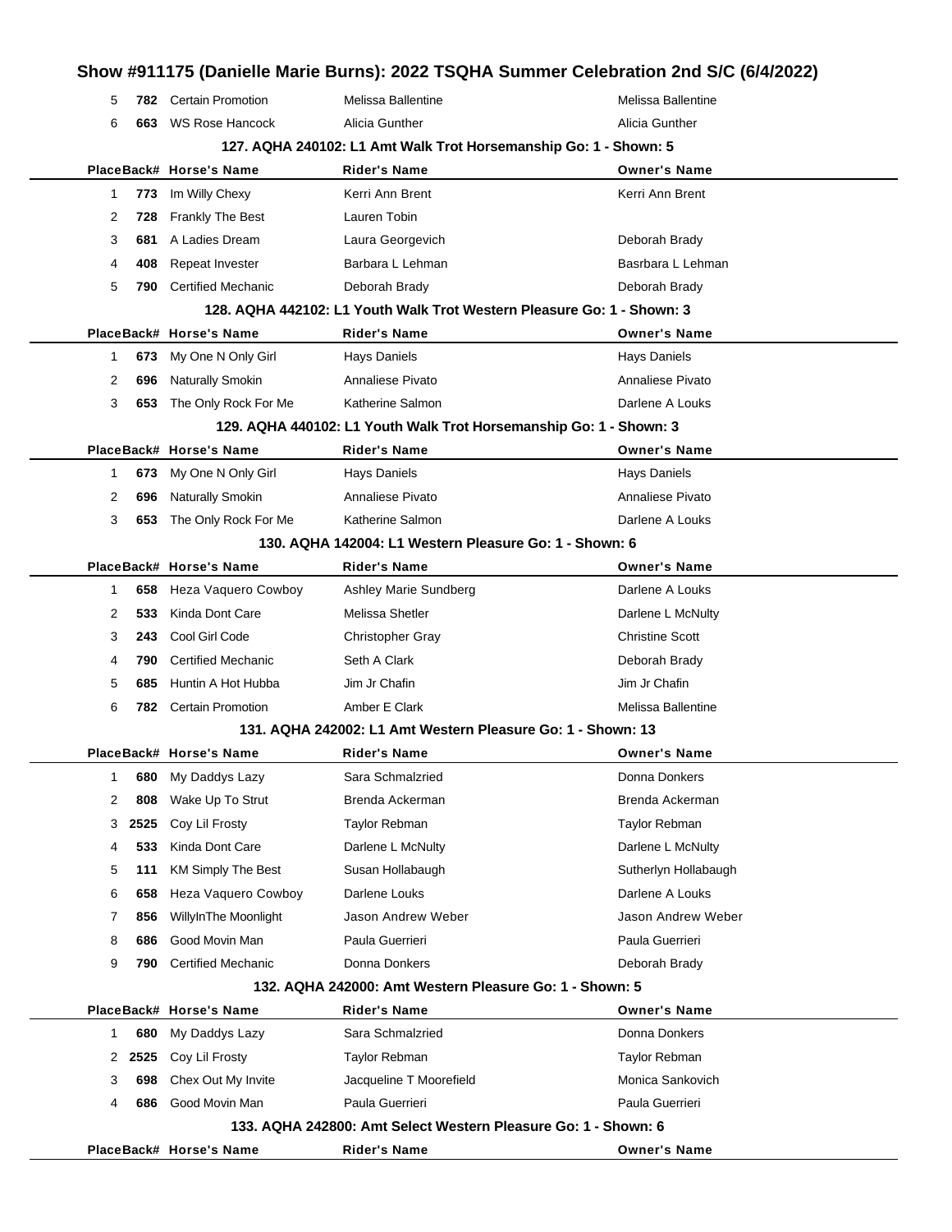| Place | Back# | Horse's Name | Rider's Name | Owner's Name |
|---|---|---|---|---|
| 5 | 782 | Certain Promotion | Melissa Ballentine | Melissa Ballentine |
| 6 | 663 | WS Rose Hancock | Alicia Gunther | Alicia Gunther |

### 127. AQHA 240102: L1 Amt Walk Trot Horsemanship Go: 1 - Shown: 5

| Place | Back# | Horse's Name | Rider's Name | Owner's Name |
|---|---|---|---|---|
| 1 | 773 | Im Willy Chexy | Kerri Ann Brent | Kerri Ann Brent |
| 2 | 728 | Frankly The Best | Lauren Tobin | |
| 3 | 681 | A Ladies Dream | Laura Georgevich | Deborah Brady |
| 4 | 408 | Repeat Invester | Barbara L Lehman | Basrbara L Lehman |
| 5 | 790 | Certified Mechanic | Deborah Brady | Deborah Brady |

### 128. AQHA 442102: L1 Youth Walk Trot Western Pleasure Go: 1 - Shown: 3

| Place | Back# | Horse's Name | Rider's Name | Owner's Name |
|---|---|---|---|---|
| 1 | 673 | My One N Only Girl | Hays Daniels | Hays Daniels |
| 2 | 696 | Naturally Smokin | Annaliese Pivato | Annaliese Pivato |
| 3 | 653 | The Only Rock For Me | Katherine Salmon | Darlene A Louks |

### 129. AQHA 440102: L1 Youth Walk Trot Horsemanship Go: 1 - Shown: 3

| Place | Back# | Horse's Name | Rider's Name | Owner's Name |
|---|---|---|---|---|
| 1 | 673 | My One N Only Girl | Hays Daniels | Hays Daniels |
| 2 | 696 | Naturally Smokin | Annaliese Pivato | Annaliese Pivato |
| 3 | 653 | The Only Rock For Me | Katherine Salmon | Darlene A Louks |

### 130. AQHA 142004: L1 Western Pleasure Go: 1 - Shown: 6

| Place | Back# | Horse's Name | Rider's Name | Owner's Name |
|---|---|---|---|---|
| 1 | 658 | Heza Vaquero Cowboy | Ashley Marie Sundberg | Darlene A Louks |
| 2 | 533 | Kinda Dont Care | Melissa Shetler | Darlene L McNulty |
| 3 | 243 | Cool Girl Code | Christopher Gray | Christine Scott |
| 4 | 790 | Certified Mechanic | Seth A Clark | Deborah Brady |
| 5 | 685 | Huntin A Hot Hubba | Jim Jr Chafin | Jim Jr Chafin |
| 6 | 782 | Certain Promotion | Amber E Clark | Melissa Ballentine |

### 131. AQHA 242002: L1 Amt Western Pleasure Go: 1 - Shown: 13

| Place | Back# | Horse's Name | Rider's Name | Owner's Name |
|---|---|---|---|---|
| 1 | 680 | My Daddys Lazy | Sara Schmalzried | Donna Donkers |
| 2 | 808 | Wake Up To Strut | Brenda Ackerman | Brenda Ackerman |
| 3 | 2525 | Coy Lil Frosty | Taylor Rebman | Taylor Rebman |
| 4 | 533 | Kinda Dont Care | Darlene L McNulty | Darlene L McNulty |
| 5 | 111 | KM Simply The Best | Susan Hollabaugh | Sutherlyn Hollabaugh |
| 6 | 658 | Heza Vaquero Cowboy | Darlene Louks | Darlene A Louks |
| 7 | 856 | WillyInThe Moonlight | Jason Andrew Weber | Jason Andrew Weber |
| 8 | 686 | Good Movin Man | Paula Guerrieri | Paula Guerrieri |
| 9 | 790 | Certified Mechanic | Donna Donkers | Deborah Brady |

### 132. AQHA 242000: Amt Western Pleasure Go: 1 - Shown: 5

| Place | Back# | Horse's Name | Rider's Name | Owner's Name |
|---|---|---|---|---|
| 1 | 680 | My Daddys Lazy | Sara Schmalzried | Donna Donkers |
| 2 | 2525 | Coy Lil Frosty | Taylor Rebman | Taylor Rebman |
| 3 | 698 | Chex Out My Invite | Jacqueline T Moorefield | Monica Sankovich |
| 4 | 686 | Good Movin Man | Paula Guerrieri | Paula Guerrieri |

### 133. AQHA 242800: Amt Select Western Pleasure Go: 1 - Shown: 6

| Place | Back# | Horse's Name | Rider's Name | Owner's Name |
|---|---|---|---|---|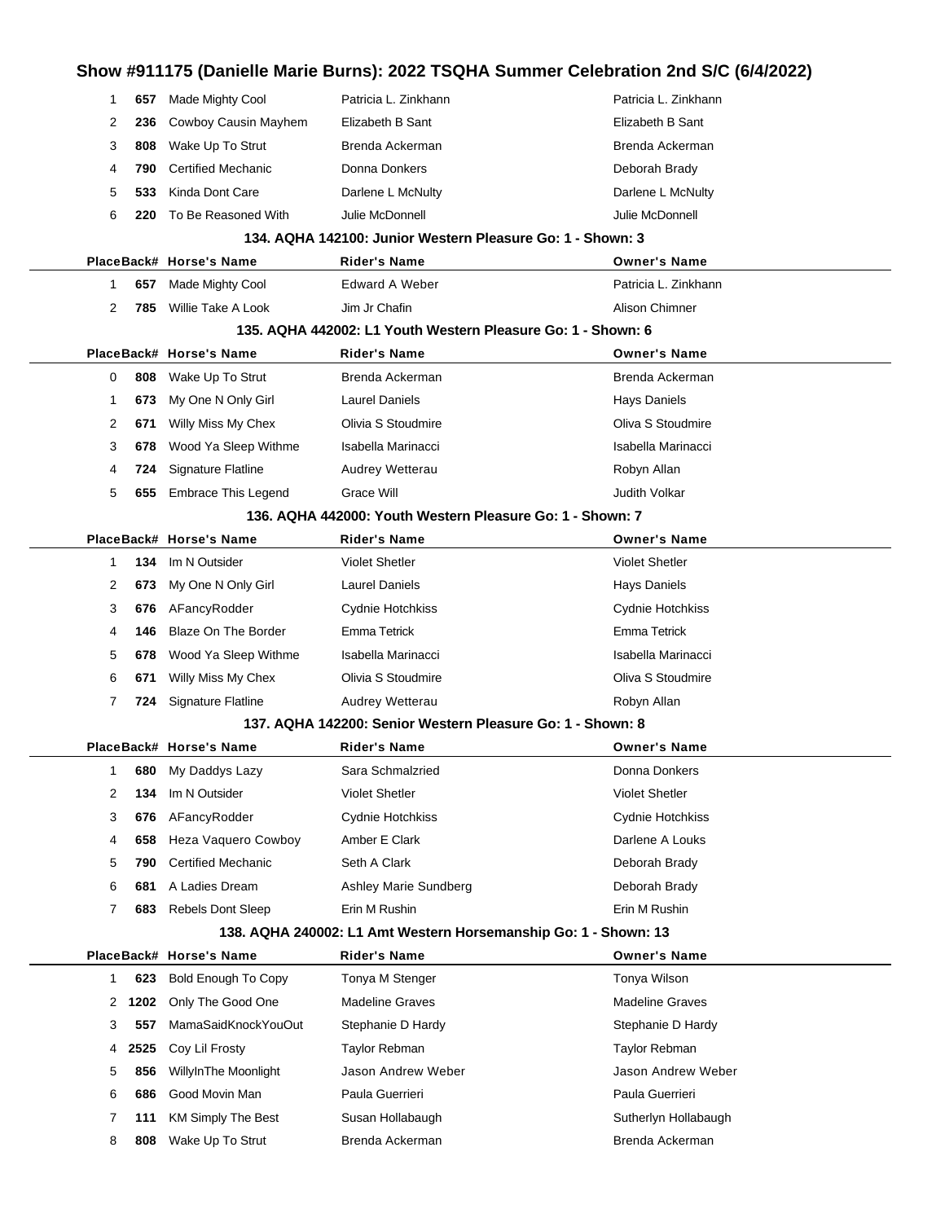| Place | Back# | Horse's Name | Rider's Name | Owner's Name |
|---|---|---|---|---|
| 1 | 657 | Made Mighty Cool | Patricia L. Zinkhann | Patricia L. Zinkhann |
| 2 | 236 | Cowboy Causin Mayhem | Elizabeth B Sant | Elizabeth B Sant |
| 3 | 808 | Wake Up To Strut | Brenda Ackerman | Brenda Ackerman |
| 4 | 790 | Certified Mechanic | Donna Donkers | Deborah Brady |
| 5 | 533 | Kinda Dont Care | Darlene L McNulty | Darlene L McNulty |
| 6 | 220 | To Be Reasoned With | Julie McDonnell | Julie McDonnell |

### 134. AQHA 142100: Junior Western Pleasure Go: 1 - Shown: 3

| Place | Back# | Horse's Name | Rider's Name | Owner's Name |
|---|---|---|---|---|
| 1 | 657 | Made Mighty Cool | Edward A Weber | Patricia L. Zinkhann |
| 2 | 785 | Willie Take A Look | Jim Jr Chafin | Alison Chimner |

### 135. AQHA 442002: L1 Youth Western Pleasure Go: 1 - Shown: 6

| Place | Back# | Horse's Name | Rider's Name | Owner's Name |
|---|---|---|---|---|
| 0 | 808 | Wake Up To Strut | Brenda Ackerman | Brenda Ackerman |
| 1 | 673 | My One N Only Girl | Laurel Daniels | Hays Daniels |
| 2 | 671 | Willy Miss My Chex | Olivia S Stoudmire | Oliva S Stoudmire |
| 3 | 678 | Wood Ya Sleep Withme | Isabella Marinacci | Isabella Marinacci |
| 4 | 724 | Signature Flatline | Audrey Wetterau | Robyn Allan |
| 5 | 655 | Embrace This Legend | Grace Will | Judith Volkar |

### 136. AQHA 442000: Youth Western Pleasure Go: 1 - Shown: 7

| Place | Back# | Horse's Name | Rider's Name | Owner's Name |
|---|---|---|---|---|
| 1 | 134 | Im N Outsider | Violet Shetler | Violet Shetler |
| 2 | 673 | My One N Only Girl | Laurel Daniels | Hays Daniels |
| 3 | 676 | AFancyRodder | Cydnie Hotchkiss | Cydnie Hotchkiss |
| 4 | 146 | Blaze On The Border | Emma Tetrick | Emma Tetrick |
| 5 | 678 | Wood Ya Sleep Withme | Isabella Marinacci | Isabella Marinacci |
| 6 | 671 | Willy Miss My Chex | Olivia S Stoudmire | Oliva S Stoudmire |
| 7 | 724 | Signature Flatline | Audrey Wetterau | Robyn Allan |

### 137. AQHA 142200: Senior Western Pleasure Go: 1 - Shown: 8

| Place | Back# | Horse's Name | Rider's Name | Owner's Name |
|---|---|---|---|---|
| 1 | 680 | My Daddys Lazy | Sara Schmalzried | Donna Donkers |
| 2 | 134 | Im N Outsider | Violet Shetler | Violet Shetler |
| 3 | 676 | AFancyRodder | Cydnie Hotchkiss | Cydnie Hotchkiss |
| 4 | 658 | Heza Vaquero Cowboy | Amber E Clark | Darlene A Louks |
| 5 | 790 | Certified Mechanic | Seth A Clark | Deborah Brady |
| 6 | 681 | A Ladies Dream | Ashley Marie Sundberg | Deborah Brady |
| 7 | 683 | Rebels Dont Sleep | Erin M Rushin | Erin M Rushin |

### 138. AQHA 240002: L1 Amt Western Horsemanship Go: 1 - Shown: 13

| Place | Back# | Horse's Name | Rider's Name | Owner's Name |
|---|---|---|---|---|
| 1 | 623 | Bold Enough To Copy | Tonya M Stenger | Tonya Wilson |
| 2 | 1202 | Only The Good One | Madeline Graves | Madeline Graves |
| 3 | 557 | MamaSaidKnockYouOut | Stephanie D Hardy | Stephanie D Hardy |
| 4 | 2525 | Coy Lil Frosty | Taylor Rebman | Taylor Rebman |
| 5 | 856 | WillyInThe Moonlight | Jason Andrew Weber | Jason Andrew Weber |
| 6 | 686 | Good Movin Man | Paula Guerrieri | Paula Guerrieri |
| 7 | 111 | KM Simply The Best | Susan Hollabaugh | Sutherlyn Hollabaugh |
| 8 | 808 | Wake Up To Strut | Brenda Ackerman | Brenda Ackerman |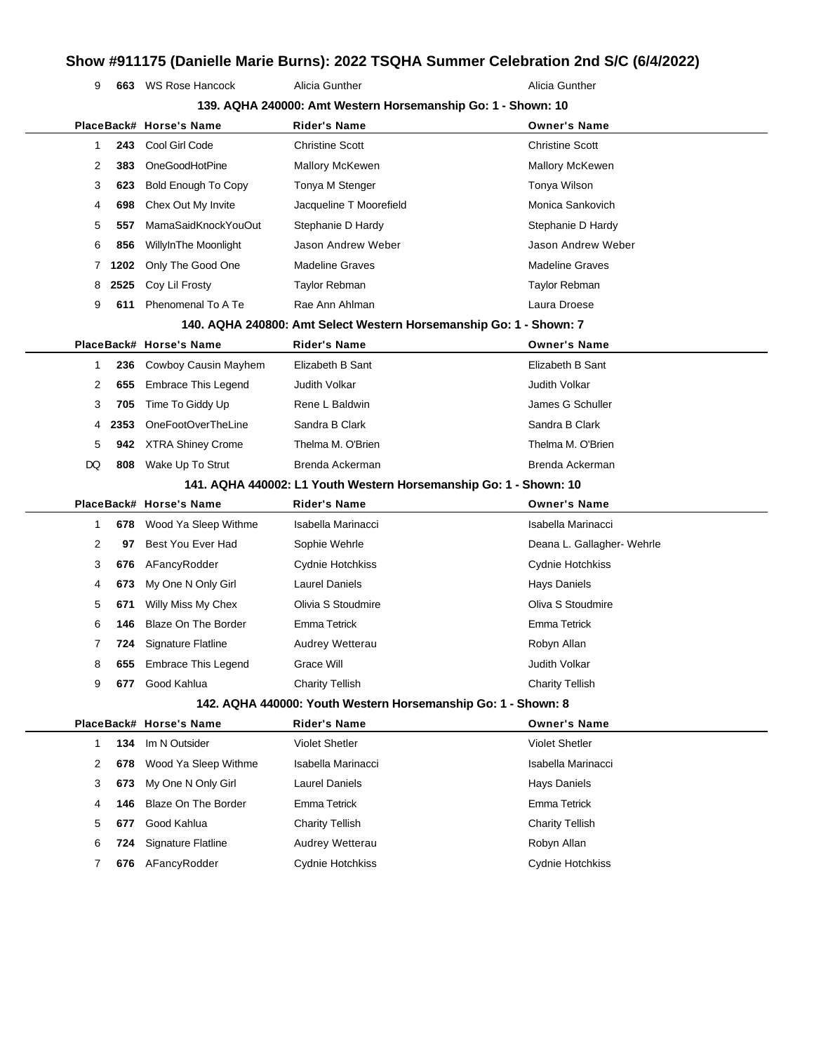| 9 | 663 | WS Rose Hancock | Alicia Gunther | Alicia Gunther |
|---|---|---|---|---|

### 139. AQHA 240000: Amt Western Horsemanship Go: 1 - Shown: 10

| Place | Back# | Horse's Name | Rider's Name | Owner's Name |
|---|---|---|---|---|
| 1 | 243 | Cool Girl Code | Christine Scott | Christine Scott |
| 2 | 383 | OneGoodHotPine | Mallory McKewen | Mallory McKewen |
| 3 | 623 | Bold Enough To Copy | Tonya M Stenger | Tonya Wilson |
| 4 | 698 | Chex Out My Invite | Jacqueline T Moorefield | Monica Sankovich |
| 5 | 557 | MamaSaidKnockYouOut | Stephanie D Hardy | Stephanie D Hardy |
| 6 | 856 | WillyInThe Moonlight | Jason Andrew Weber | Jason Andrew Weber |
| 7 | 1202 | Only The Good One | Madeline Graves | Madeline Graves |
| 8 | 2525 | Coy Lil Frosty | Taylor Rebman | Taylor Rebman |
| 9 | 611 | Phenomenal To A Te | Rae Ann Ahlman | Laura Droese |

### 140. AQHA 240800: Amt Select Western Horsemanship Go: 1 - Shown: 7

| Place | Back# | Horse's Name | Rider's Name | Owner's Name |
|---|---|---|---|---|
| 1 | 236 | Cowboy Causin Mayhem | Elizabeth B Sant | Elizabeth B Sant |
| 2 | 655 | Embrace This Legend | Judith Volkar | Judith Volkar |
| 3 | 705 | Time To Giddy Up | Rene L Baldwin | James G Schuller |
| 4 | 2353 | OneFootOverTheLine | Sandra B Clark | Sandra B Clark |
| 5 | 942 | XTRA Shiney Crome | Thelma M. O'Brien | Thelma M. O'Brien |
| DQ | 808 | Wake Up To Strut | Brenda Ackerman | Brenda Ackerman |

### 141. AQHA 440002: L1 Youth Western Horsemanship Go: 1 - Shown: 10

| Place | Back# | Horse's Name | Rider's Name | Owner's Name |
|---|---|---|---|---|
| 1 | 678 | Wood Ya Sleep Withme | Isabella Marinacci | Isabella Marinacci |
| 2 | 97 | Best You Ever Had | Sophie Wehrle | Deana L. Gallagher- Wehrle |
| 3 | 676 | AFancyRodder | Cydnie Hotchkiss | Cydnie Hotchkiss |
| 4 | 673 | My One N Only Girl | Laurel Daniels | Hays Daniels |
| 5 | 671 | Willy Miss My Chex | Olivia S Stoudmire | Oliva S Stoudmire |
| 6 | 146 | Blaze On The Border | Emma Tetrick | Emma Tetrick |
| 7 | 724 | Signature Flatline | Audrey Wetterau | Robyn Allan |
| 8 | 655 | Embrace This Legend | Grace Will | Judith Volkar |
| 9 | 677 | Good Kahlua | Charity Tellish | Charity Tellish |

### 142. AQHA 440000: Youth Western Horsemanship Go: 1 - Shown: 8

| Place | Back# | Horse's Name | Rider's Name | Owner's Name |
|---|---|---|---|---|
| 1 | 134 | Im N Outsider | Violet Shetler | Violet Shetler |
| 2 | 678 | Wood Ya Sleep Withme | Isabella Marinacci | Isabella Marinacci |
| 3 | 673 | My One N Only Girl | Laurel Daniels | Hays Daniels |
| 4 | 146 | Blaze On The Border | Emma Tetrick | Emma Tetrick |
| 5 | 677 | Good Kahlua | Charity Tellish | Charity Tellish |
| 6 | 724 | Signature Flatline | Audrey Wetterau | Robyn Allan |
| 7 | 676 | AFancyRodder | Cydnie Hotchkiss | Cydnie Hotchkiss |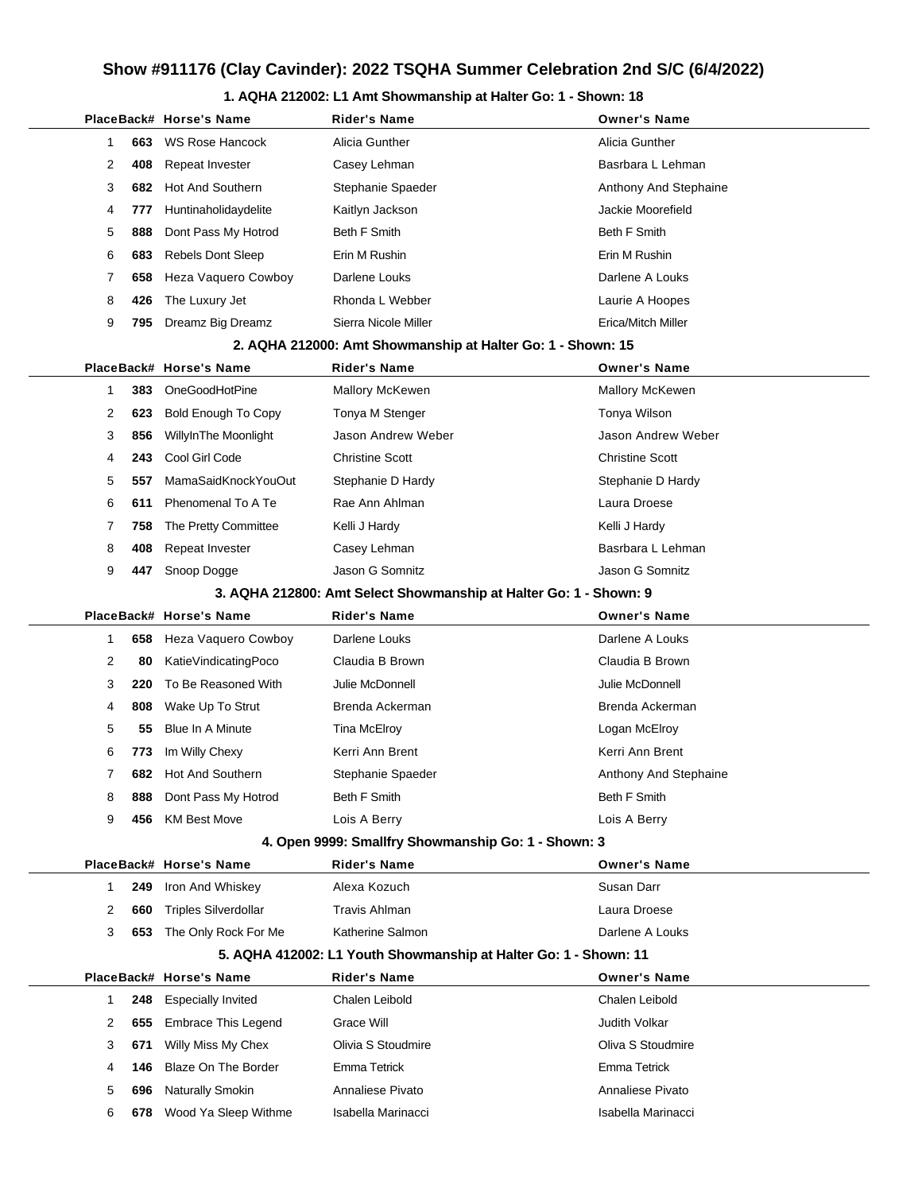# Show #911176 (Clay Cavinder): 2022 TSQHA Summer Celebration 2nd S/C (6/4/2022)

### 1. AQHA 212002: L1 Amt Showmanship at Halter Go: 1 - Shown: 18

| Place | Back# | Horse's Name | Rider's Name | Owner's Name |
|---|---|---|---|---|
| 1 | 663 | WS Rose Hancock | Alicia Gunther | Alicia Gunther |
| 2 | 408 | Repeat Invester | Casey Lehman | Basrbara L Lehman |
| 3 | 682 | Hot And Southern | Stephanie Spaeder | Anthony And Stephaine |
| 4 | 777 | Huntinaholidaydelite | Kaitlyn Jackson | Jackie Moorefield |
| 5 | 888 | Dont Pass My Hotrod | Beth F Smith | Beth F Smith |
| 6 | 683 | Rebels Dont Sleep | Erin M Rushin | Erin M Rushin |
| 7 | 658 | Heza Vaquero Cowboy | Darlene Louks | Darlene A Louks |
| 8 | 426 | The Luxury Jet | Rhonda L Webber | Laurie A Hoopes |
| 9 | 795 | Dreamz Big Dreamz | Sierra Nicole Miller | Erica/Mitch Miller |

### 2. AQHA 212000: Amt Showmanship at Halter Go: 1 - Shown: 15

| Place | Back# | Horse's Name | Rider's Name | Owner's Name |
|---|---|---|---|---|
| 1 | 383 | OneGoodHotPine | Mallory McKewen | Mallory McKewen |
| 2 | 623 | Bold Enough To Copy | Tonya M Stenger | Tonya Wilson |
| 3 | 856 | WillyInThe Moonlight | Jason Andrew Weber | Jason Andrew Weber |
| 4 | 243 | Cool Girl Code | Christine Scott | Christine Scott |
| 5 | 557 | MamaSaidKnockYouOut | Stephanie D Hardy | Stephanie D Hardy |
| 6 | 611 | Phenomenal To A Te | Rae Ann Ahlman | Laura Droese |
| 7 | 758 | The Pretty Committee | Kelli J Hardy | Kelli J Hardy |
| 8 | 408 | Repeat Invester | Casey Lehman | Basrbara L Lehman |
| 9 | 447 | Snoop Dogge | Jason G Somnitz | Jason G Somnitz |

### 3. AQHA 212800: Amt Select Showmanship at Halter Go: 1 - Shown: 9

| Place | Back# | Horse's Name | Rider's Name | Owner's Name |
|---|---|---|---|---|
| 1 | 658 | Heza Vaquero Cowboy | Darlene Louks | Darlene A Louks |
| 2 | 80 | KatieVindicatingPoco | Claudia B Brown | Claudia B Brown |
| 3 | 220 | To Be Reasoned With | Julie McDonnell | Julie McDonnell |
| 4 | 808 | Wake Up To Strut | Brenda Ackerman | Brenda Ackerman |
| 5 | 55 | Blue In A Minute | Tina McElroy | Logan McElroy |
| 6 | 773 | Im Willy Chexy | Kerri Ann Brent | Kerri Ann Brent |
| 7 | 682 | Hot And Southern | Stephanie Spaeder | Anthony And Stephaine |
| 8 | 888 | Dont Pass My Hotrod | Beth F Smith | Beth F Smith |
| 9 | 456 | KM Best Move | Lois A Berry | Lois A Berry |

### 4. Open 9999: Smallfry Showmanship Go: 1 - Shown: 3

| Place | Back# | Horse's Name | Rider's Name | Owner's Name |
|---|---|---|---|---|
| 1 | 249 | Iron And Whiskey | Alexa Kozuch | Susan Darr |
| 2 | 660 | Triples Silverdollar | Travis Ahlman | Laura Droese |
| 3 | 653 | The Only Rock For Me | Katherine Salmon | Darlene A Louks |

### 5. AQHA 412002: L1 Youth Showmanship at Halter Go: 1 - Shown: 11

| Place | Back# | Horse's Name | Rider's Name | Owner's Name |
|---|---|---|---|---|
| 1 | 248 | Especially Invited | Chalen Leibold | Chalen Leibold |
| 2 | 655 | Embrace This Legend | Grace Will | Judith Volkar |
| 3 | 671 | Willy Miss My Chex | Olivia S Stoudmire | Oliva S Stoudmire |
| 4 | 146 | Blaze On The Border | Emma Tetrick | Emma Tetrick |
| 5 | 696 | Naturally Smokin | Annaliese Pivato | Annaliese Pivato |
| 6 | 678 | Wood Ya Sleep Withme | Isabella Marinacci | Isabella Marinacci |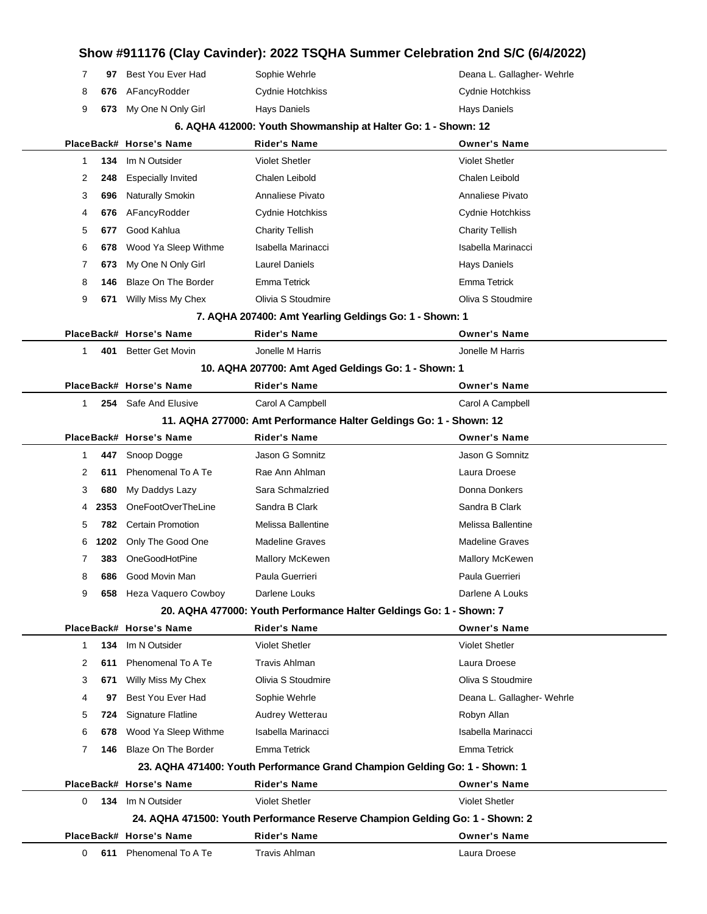| Place | Back# | Horse's Name | Rider's Name | Owner's Name |
|---|---|---|---|---|
| 7 | 97 | Best You Ever Had | Sophie Wehrle | Deana L. Gallagher- Wehrle |
| 8 | 676 | AFancyRodder | Cydnie Hotchkiss | Cydnie Hotchkiss |
| 9 | 673 | My One N Only Girl | Hays Daniels | Hays Daniels |

### 6. AQHA 412000: Youth Showmanship at Halter Go: 1 - Shown: 12

| Place | Back# | Horse's Name | Rider's Name | Owner's Name |
|---|---|---|---|---|
| 1 | 134 | Im N Outsider | Violet Shetler | Violet Shetler |
| 2 | 248 | Especially Invited | Chalen Leibold | Chalen Leibold |
| 3 | 696 | Naturally Smokin | Annaliese Pivato | Annaliese Pivato |
| 4 | 676 | AFancyRodder | Cydnie Hotchkiss | Cydnie Hotchkiss |
| 5 | 677 | Good Kahlua | Charity Tellish | Charity Tellish |
| 6 | 678 | Wood Ya Sleep Withme | Isabella Marinacci | Isabella Marinacci |
| 7 | 673 | My One N Only Girl | Laurel Daniels | Hays Daniels |
| 8 | 146 | Blaze On The Border | Emma Tetrick | Emma Tetrick |
| 9 | 671 | Willy Miss My Chex | Olivia S Stoudmire | Oliva S Stoudmire |

### 7. AQHA 207400: Amt Yearling Geldings Go: 1 - Shown: 1

| Place | Back# | Horse's Name | Rider's Name | Owner's Name |
|---|---|---|---|---|
| 1 | 401 | Better Get Movin | Jonelle M Harris | Jonelle M Harris |

### 10. AQHA 207700: Amt Aged Geldings Go: 1 - Shown: 1

| Place | Back# | Horse's Name | Rider's Name | Owner's Name |
|---|---|---|---|---|
| 1 | 254 | Safe And Elusive | Carol A Campbell | Carol A Campbell |

### 11. AQHA 277000: Amt Performance Halter Geldings Go: 1 - Shown: 12

| Place | Back# | Horse's Name | Rider's Name | Owner's Name |
|---|---|---|---|---|
| 1 | 447 | Snoop Dogge | Jason G Somnitz | Jason G Somnitz |
| 2 | 611 | Phenomenal To A Te | Rae Ann Ahlman | Laura Droese |
| 3 | 680 | My Daddys Lazy | Sara Schmalzried | Donna Donkers |
| 4 | 2353 | OneFootOverTheLine | Sandra B Clark | Sandra B Clark |
| 5 | 782 | Certain Promotion | Melissa Ballentine | Melissa Ballentine |
| 6 | 1202 | Only The Good One | Madeline Graves | Madeline Graves |
| 7 | 383 | OneGoodHotPine | Mallory McKewen | Mallory McKewen |
| 8 | 686 | Good Movin Man | Paula Guerrieri | Paula Guerrieri |
| 9 | 658 | Heza Vaquero Cowboy | Darlene Louks | Darlene A Louks |

### 20. AQHA 477000: Youth Performance Halter Geldings Go: 1 - Shown: 7

| Place | Back# | Horse's Name | Rider's Name | Owner's Name |
|---|---|---|---|---|
| 1 | 134 | Im N Outsider | Violet Shetler | Violet Shetler |
| 2 | 611 | Phenomenal To A Te | Travis Ahlman | Laura Droese |
| 3 | 671 | Willy Miss My Chex | Olivia S Stoudmire | Oliva S Stoudmire |
| 4 | 97 | Best You Ever Had | Sophie Wehrle | Deana L. Gallagher- Wehrle |
| 5 | 724 | Signature Flatline | Audrey Wetterau | Robyn Allan |
| 6 | 678 | Wood Ya Sleep Withme | Isabella Marinacci | Isabella Marinacci |
| 7 | 146 | Blaze On The Border | Emma Tetrick | Emma Tetrick |

### 23. AQHA 471400: Youth Performance Grand Champion Gelding Go: 1 - Shown: 1

| Place | Back# | Horse's Name | Rider's Name | Owner's Name |
|---|---|---|---|---|
| 0 | 134 | Im N Outsider | Violet Shetler | Violet Shetler |

### 24. AQHA 471500: Youth Performance Reserve Champion Gelding Go: 1 - Shown: 2

| Place | Back# | Horse's Name | Rider's Name | Owner's Name |
|---|---|---|---|---|
| 0 | 611 | Phenomenal To A Te | Travis Ahlman | Laura Droese |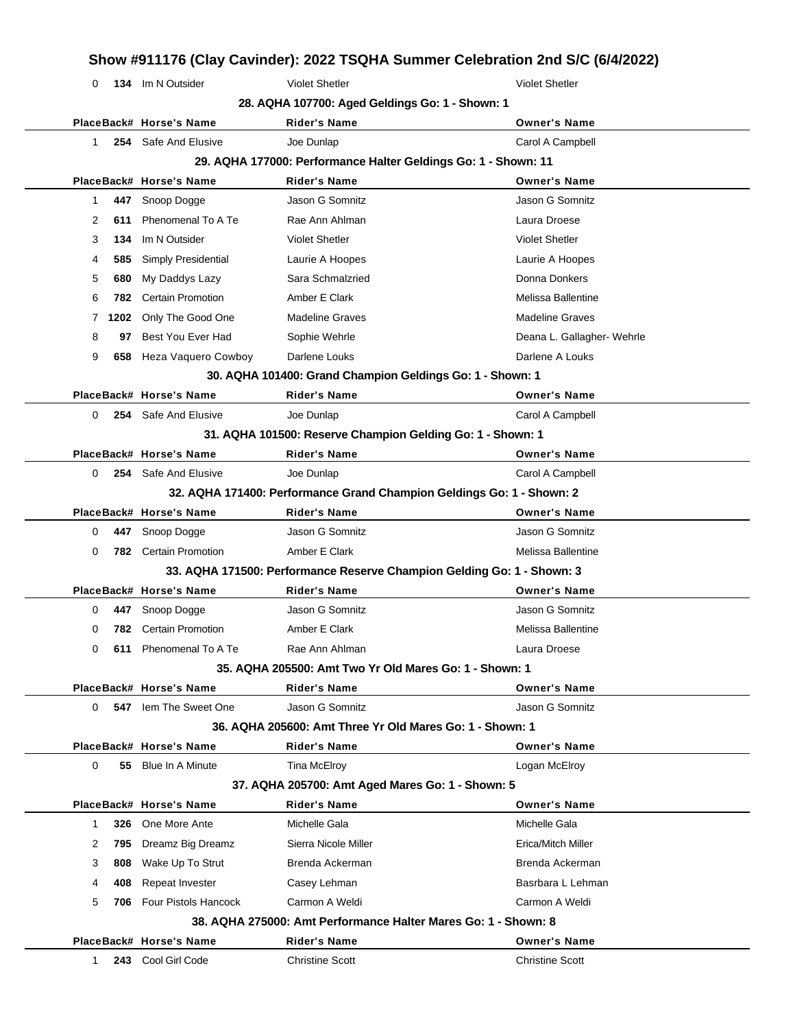# Show #911176 (Clay Cavinder): 2022 TSQHA Summer Celebration 2nd S/C (6/4/2022)

| Place | Back# | Horse's Name | Rider's Name | Owner's Name |
|---|---|---|---|---|
| 0 | 134 | Im N Outsider | Violet Shetler | Violet Shetler |

### 28. AQHA 107700: Aged Geldings Go: 1 - Shown: 1

| Place | Back# | Horse's Name | Rider's Name | Owner's Name |
|---|---|---|---|---|
| 1 | 254 | Safe And Elusive | Joe Dunlap | Carol A Campbell |

### 29. AQHA 177000: Performance Halter Geldings Go: 1 - Shown: 11

| Place | Back# | Horse's Name | Rider's Name | Owner's Name |
|---|---|---|---|---|
| 1 | 447 | Snoop Dogge | Jason G Somnitz | Jason G Somnitz |
| 2 | 611 | Phenomenal To A Te | Rae Ann Ahlman | Laura Droese |
| 3 | 134 | Im N Outsider | Violet Shetler | Violet Shetler |
| 4 | 585 | Simply Presidential | Laurie A Hoopes | Laurie A Hoopes |
| 5 | 680 | My Daddys Lazy | Sara Schmalzried | Donna Donkers |
| 6 | 782 | Certain Promotion | Amber E Clark | Melissa Ballentine |
| 7 | 1202 | Only The Good One | Madeline Graves | Madeline Graves |
| 8 | 97 | Best You Ever Had | Sophie Wehrle | Deana L. Gallagher- Wehrle |
| 9 | 658 | Heza Vaquero Cowboy | Darlene Louks | Darlene A Louks |

### 30. AQHA 101400: Grand Champion Geldings Go: 1 - Shown: 1

| Place | Back# | Horse's Name | Rider's Name | Owner's Name |
|---|---|---|---|---|
| 0 | 254 | Safe And Elusive | Joe Dunlap | Carol A Campbell |

### 31. AQHA 101500: Reserve Champion Gelding Go: 1 - Shown: 1

| Place | Back# | Horse's Name | Rider's Name | Owner's Name |
|---|---|---|---|---|
| 0 | 254 | Safe And Elusive | Joe Dunlap | Carol A Campbell |

### 32. AQHA 171400: Performance Grand Champion Geldings Go: 1 - Shown: 2

| Place | Back# | Horse's Name | Rider's Name | Owner's Name |
|---|---|---|---|---|
| 0 | 447 | Snoop Dogge | Jason G Somnitz | Jason G Somnitz |
| 0 | 782 | Certain Promotion | Amber E Clark | Melissa Ballentine |

### 33. AQHA 171500: Performance Reserve Champion Gelding Go: 1 - Shown: 3

| Place | Back# | Horse's Name | Rider's Name | Owner's Name |
|---|---|---|---|---|
| 0 | 447 | Snoop Dogge | Jason G Somnitz | Jason G Somnitz |
| 0 | 782 | Certain Promotion | Amber E Clark | Melissa Ballentine |
| 0 | 611 | Phenomenal To A Te | Rae Ann Ahlman | Laura Droese |

### 35. AQHA 205500: Amt Two Yr Old Mares Go: 1 - Shown: 1

| Place | Back# | Horse's Name | Rider's Name | Owner's Name |
|---|---|---|---|---|
| 0 | 547 | Iem The Sweet One | Jason G Somnitz | Jason G Somnitz |

### 36. AQHA 205600: Amt Three Yr Old Mares Go: 1 - Shown: 1

| Place | Back# | Horse's Name | Rider's Name | Owner's Name |
|---|---|---|---|---|
| 0 | 55 | Blue In A Minute | Tina McElroy | Logan McElroy |

### 37. AQHA 205700: Amt Aged Mares Go: 1 - Shown: 5

| Place | Back# | Horse's Name | Rider's Name | Owner's Name |
|---|---|---|---|---|
| 1 | 326 | One More Ante | Michelle Gala | Michelle Gala |
| 2 | 795 | Dreamz Big Dreamz | Sierra Nicole Miller | Erica/Mitch Miller |
| 3 | 808 | Wake Up To Strut | Brenda Ackerman | Brenda Ackerman |
| 4 | 408 | Repeat Invester | Casey Lehman | Basrbara L Lehman |
| 5 | 706 | Four Pistols Hancock | Carmon A Weldi | Carmon A Weldi |

### 38. AQHA 275000: Amt Performance Halter Mares Go: 1 - Shown: 8

| Place | Back# | Horse's Name | Rider's Name | Owner's Name |
|---|---|---|---|---|
| 1 | 243 | Cool Girl Code | Christine Scott | Christine Scott |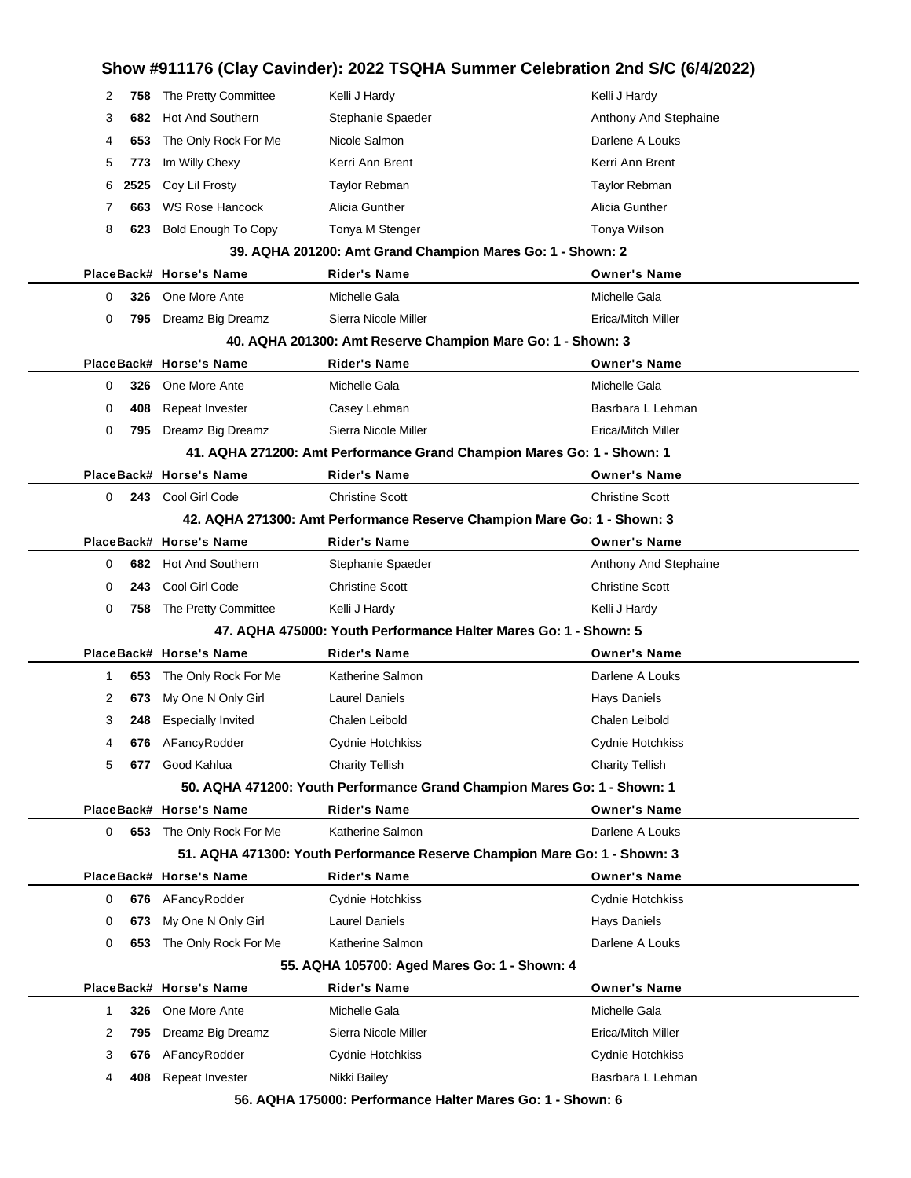# Show #911176 (Clay Cavinder): 2022 TSQHA Summer Celebration 2nd S/C (6/4/2022)

| Place | Back# | Horse's Name | Rider's Name | Owner's Name |
|---|---|---|---|---|
| 2 | 758 | The Pretty Committee | Kelli J Hardy | Kelli J Hardy |
| 3 | 682 | Hot And Southern | Stephanie Spaeder | Anthony And Stephaine |
| 4 | 653 | The Only Rock For Me | Nicole Salmon | Darlene A Louks |
| 5 | 773 | Im Willy Chexy | Kerri Ann Brent | Kerri Ann Brent |
| 6 | 2525 | Coy Lil Frosty | Taylor Rebman | Taylor Rebman |
| 7 | 663 | WS Rose Hancock | Alicia Gunther | Alicia Gunther |
| 8 | 623 | Bold Enough To Copy | Tonya M Stenger | Tonya Wilson |

### 39. AQHA 201200: Amt Grand Champion Mares Go: 1 - Shown: 2

| Place | Back# | Horse's Name | Rider's Name | Owner's Name |
|---|---|---|---|---|
| 0 | 326 | One More Ante | Michelle Gala | Michelle Gala |
| 0 | 795 | Dreamz Big Dreamz | Sierra Nicole Miller | Erica/Mitch Miller |

### 40. AQHA 201300: Amt Reserve Champion Mare Go: 1 - Shown: 3

| Place | Back# | Horse's Name | Rider's Name | Owner's Name |
|---|---|---|---|---|
| 0 | 326 | One More Ante | Michelle Gala | Michelle Gala |
| 0 | 408 | Repeat Invester | Casey Lehman | Basrbara L Lehman |
| 0 | 795 | Dreamz Big Dreamz | Sierra Nicole Miller | Erica/Mitch Miller |

### 41. AQHA 271200: Amt Performance Grand Champion Mares Go: 1 - Shown: 1

| Place | Back# | Horse's Name | Rider's Name | Owner's Name |
|---|---|---|---|---|
| 0 | 243 | Cool Girl Code | Christine Scott | Christine Scott |

### 42. AQHA 271300: Amt Performance Reserve Champion Mare Go: 1 - Shown: 3

| Place | Back# | Horse's Name | Rider's Name | Owner's Name |
|---|---|---|---|---|
| 0 | 682 | Hot And Southern | Stephanie Spaeder | Anthony And Stephaine |
| 0 | 243 | Cool Girl Code | Christine Scott | Christine Scott |
| 0 | 758 | The Pretty Committee | Kelli J Hardy | Kelli J Hardy |

### 47. AQHA 475000: Youth Performance Halter Mares Go: 1 - Shown: 5

| Place | Back# | Horse's Name | Rider's Name | Owner's Name |
|---|---|---|---|---|
| 1 | 653 | The Only Rock For Me | Katherine Salmon | Darlene A Louks |
| 2 | 673 | My One N Only Girl | Laurel Daniels | Hays Daniels |
| 3 | 248 | Especially Invited | Chalen Leibold | Chalen Leibold |
| 4 | 676 | AFancyRodder | Cydnie Hotchkiss | Cydnie Hotchkiss |
| 5 | 677 | Good Kahlua | Charity Tellish | Charity Tellish |

### 50. AQHA 471200: Youth Performance Grand Champion Mares Go: 1 - Shown: 1

| Place | Back# | Horse's Name | Rider's Name | Owner's Name |
|---|---|---|---|---|
| 0 | 653 | The Only Rock For Me | Katherine Salmon | Darlene A Louks |

### 51. AQHA 471300: Youth Performance Reserve Champion Mare Go: 1 - Shown: 3

| Place | Back# | Horse's Name | Rider's Name | Owner's Name |
|---|---|---|---|---|
| 0 | 676 | AFancyRodder | Cydnie Hotchkiss | Cydnie Hotchkiss |
| 0 | 673 | My One N Only Girl | Laurel Daniels | Hays Daniels |
| 0 | 653 | The Only Rock For Me | Katherine Salmon | Darlene A Louks |

### 55. AQHA 105700: Aged Mares Go: 1 - Shown: 4

| Place | Back# | Horse's Name | Rider's Name | Owner's Name |
|---|---|---|---|---|
| 1 | 326 | One More Ante | Michelle Gala | Michelle Gala |
| 2 | 795 | Dreamz Big Dreamz | Sierra Nicole Miller | Erica/Mitch Miller |
| 3 | 676 | AFancyRodder | Cydnie Hotchkiss | Cydnie Hotchkiss |
| 4 | 408 | Repeat Invester | Nikki Bailey | Basrbara L Lehman |

### 56. AQHA 175000: Performance Halter Mares Go: 1 - Shown: 6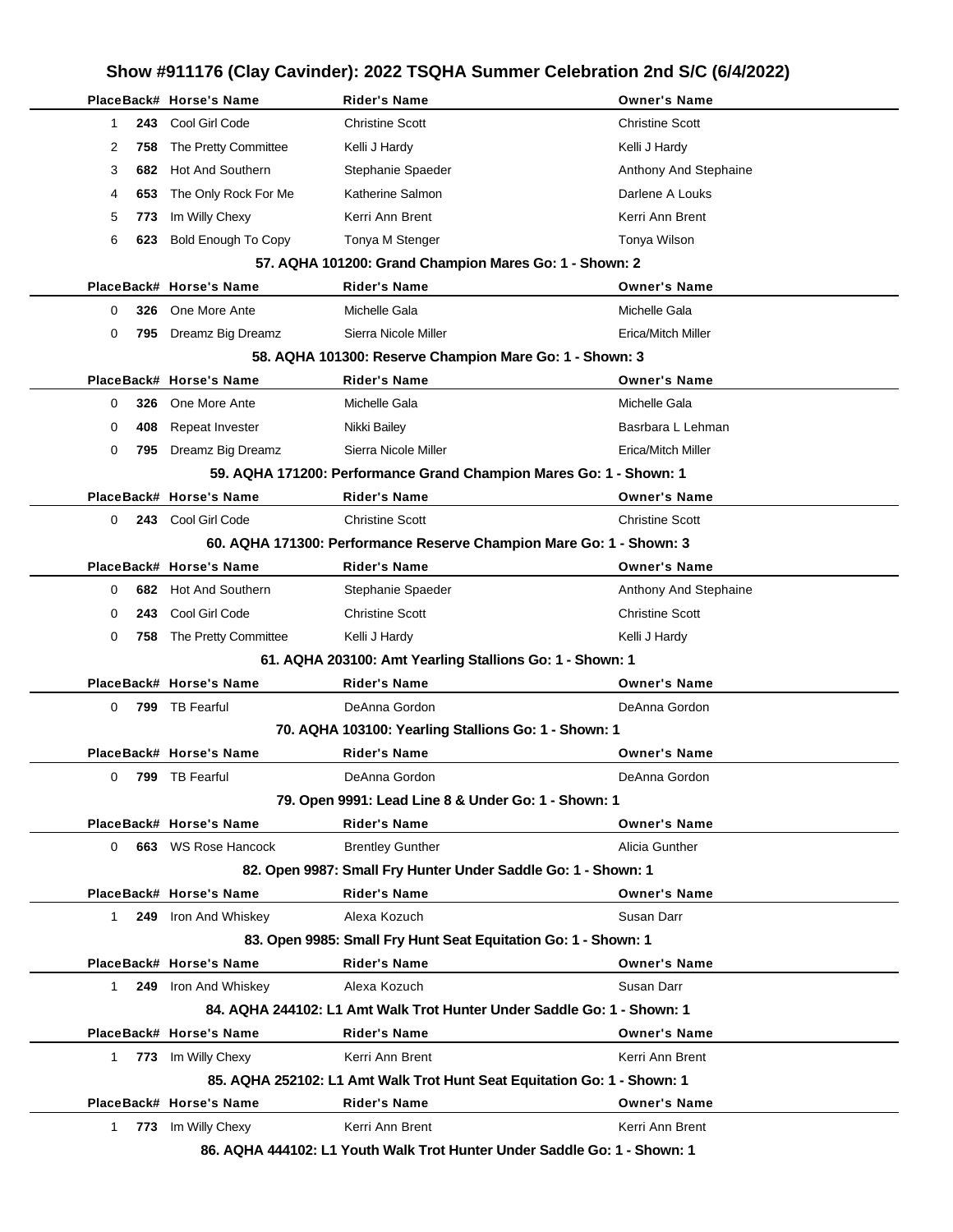# Show #911176 (Clay Cavinder): 2022 TSQHA Summer Celebration 2nd S/C (6/4/2022)

| Place | Back# | Horse's Name | Rider's Name | Owner's Name |
|---|---|---|---|---|
| 1 | 243 | Cool Girl Code | Christine Scott | Christine Scott |
| 2 | 758 | The Pretty Committee | Kelli J Hardy | Kelli J Hardy |
| 3 | 682 | Hot And Southern | Stephanie Spaeder | Anthony And Stephaine |
| 4 | 653 | The Only Rock For Me | Katherine Salmon | Darlene A Louks |
| 5 | 773 | Im Willy Chexy | Kerri Ann Brent | Kerri Ann Brent |
| 6 | 623 | Bold Enough To Copy | Tonya M Stenger | Tonya Wilson |

### 57. AQHA 101200: Grand Champion Mares Go: 1 - Shown: 2

| Place | Back# | Horse's Name | Rider's Name | Owner's Name |
|---|---|---|---|---|
| 0 | 326 | One More Ante | Michelle Gala | Michelle Gala |
| 0 | 795 | Dreamz Big Dreamz | Sierra Nicole Miller | Erica/Mitch Miller |

### 58. AQHA 101300: Reserve Champion Mare Go: 1 - Shown: 3

| Place | Back# | Horse's Name | Rider's Name | Owner's Name |
|---|---|---|---|---|
| 0 | 326 | One More Ante | Michelle Gala | Michelle Gala |
| 0 | 408 | Repeat Invester | Nikki Bailey | Basrbara L Lehman |
| 0 | 795 | Dreamz Big Dreamz | Sierra Nicole Miller | Erica/Mitch Miller |

### 59. AQHA 171200: Performance Grand Champion Mares Go: 1 - Shown: 1

| Place | Back# | Horse's Name | Rider's Name | Owner's Name |
|---|---|---|---|---|
| 0 | 243 | Cool Girl Code | Christine Scott | Christine Scott |

### 60. AQHA 171300: Performance Reserve Champion Mare Go: 1 - Shown: 3

| Place | Back# | Horse's Name | Rider's Name | Owner's Name |
|---|---|---|---|---|
| 0 | 682 | Hot And Southern | Stephanie Spaeder | Anthony And Stephaine |
| 0 | 243 | Cool Girl Code | Christine Scott | Christine Scott |
| 0 | 758 | The Pretty Committee | Kelli J Hardy | Kelli J Hardy |

### 61. AQHA 203100: Amt Yearling Stallions Go: 1 - Shown: 1

| Place | Back# | Horse's Name | Rider's Name | Owner's Name |
|---|---|---|---|---|
| 0 | 799 | TB Fearful | DeAnna Gordon | DeAnna Gordon |

### 70. AQHA 103100: Yearling Stallions Go: 1 - Shown: 1

| Place | Back# | Horse's Name | Rider's Name | Owner's Name |
|---|---|---|---|---|
| 0 | 799 | TB Fearful | DeAnna Gordon | DeAnna Gordon |

### 79. Open 9991: Lead Line 8 & Under Go: 1 - Shown: 1

| Place | Back# | Horse's Name | Rider's Name | Owner's Name |
|---|---|---|---|---|
| 0 | 663 | WS Rose Hancock | Brentley Gunther | Alicia Gunther |

### 82. Open 9987: Small Fry Hunter Under Saddle Go: 1 - Shown: 1

| Place | Back# | Horse's Name | Rider's Name | Owner's Name |
|---|---|---|---|---|
| 1 | 249 | Iron And Whiskey | Alexa Kozuch | Susan Darr |

### 83. Open 9985: Small Fry Hunt Seat Equitation Go: 1 - Shown: 1

| Place | Back# | Horse's Name | Rider's Name | Owner's Name |
|---|---|---|---|---|
| 1 | 249 | Iron And Whiskey | Alexa Kozuch | Susan Darr |

### 84. AQHA 244102: L1 Amt Walk Trot Hunter Under Saddle Go: 1 - Shown: 1

| Place | Back# | Horse's Name | Rider's Name | Owner's Name |
|---|---|---|---|---|
| 1 | 773 | Im Willy Chexy | Kerri Ann Brent | Kerri Ann Brent |

### 85. AQHA 252102: L1 Amt Walk Trot Hunt Seat Equitation Go: 1 - Shown: 1

| Place | Back# | Horse's Name | Rider's Name | Owner's Name |
|---|---|---|---|---|
| 1 | 773 | Im Willy Chexy | Kerri Ann Brent | Kerri Ann Brent |

### 86. AQHA 444102: L1 Youth Walk Trot Hunter Under Saddle Go: 1 - Shown: 1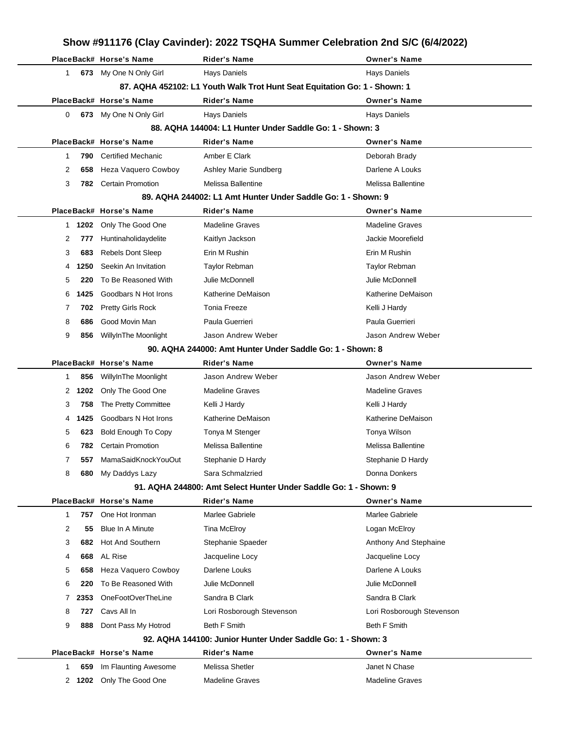# Show #911176 (Clay Cavinder): 2022 TSQHA Summer Celebration 2nd S/C (6/4/2022)

| Place | Back# | Horse's Name | Rider's Name | Owner's Name |
|---|---|---|---|---|
| 1 | 673 | My One N Only Girl | Hays Daniels | Hays Daniels |

### 87. AQHA 452102: L1 Youth Walk Trot Hunt Seat Equitation Go: 1 - Shown: 1

| Place | Back# | Horse's Name | Rider's Name | Owner's Name |
|---|---|---|---|---|
| 0 | 673 | My One N Only Girl | Hays Daniels | Hays Daniels |

### 88. AQHA 144004: L1 Hunter Under Saddle Go: 1 - Shown: 3

| Place | Back# | Horse's Name | Rider's Name | Owner's Name |
|---|---|---|---|---|
| 1 | 790 | Certified Mechanic | Amber E Clark | Deborah Brady |
| 2 | 658 | Heza Vaquero Cowboy | Ashley Marie Sundberg | Darlene A Louks |
| 3 | 782 | Certain Promotion | Melissa Ballentine | Melissa Ballentine |

### 89. AQHA 244002: L1 Amt Hunter Under Saddle Go: 1 - Shown: 9

| Place | Back# | Horse's Name | Rider's Name | Owner's Name |
|---|---|---|---|---|
| 1 | 1202 | Only The Good One | Madeline Graves | Madeline Graves |
| 2 | 777 | Huntinaholidaydelite | Kaitlyn Jackson | Jackie Moorefield |
| 3 | 683 | Rebels Dont Sleep | Erin M Rushin | Erin M Rushin |
| 4 | 1250 | Seekin An Invitation | Taylor Rebman | Taylor Rebman |
| 5 | 220 | To Be Reasoned With | Julie McDonnell | Julie McDonnell |
| 6 | 1425 | Goodbars N Hot Irons | Katherine DeMaison | Katherine DeMaison |
| 7 | 702 | Pretty Girls Rock | Tonia Freeze | Kelli J Hardy |
| 8 | 686 | Good Movin Man | Paula Guerrieri | Paula Guerrieri |
| 9 | 856 | WillyInThe Moonlight | Jason Andrew Weber | Jason Andrew Weber |

### 90. AQHA 244000: Amt Hunter Under Saddle Go: 1 - Shown: 8

| Place | Back# | Horse's Name | Rider's Name | Owner's Name |
|---|---|---|---|---|
| 1 | 856 | WillyInThe Moonlight | Jason Andrew Weber | Jason Andrew Weber |
| 2 | 1202 | Only The Good One | Madeline Graves | Madeline Graves |
| 3 | 758 | The Pretty Committee | Kelli J Hardy | Kelli J Hardy |
| 4 | 1425 | Goodbars N Hot Irons | Katherine DeMaison | Katherine DeMaison |
| 5 | 623 | Bold Enough To Copy | Tonya M Stenger | Tonya Wilson |
| 6 | 782 | Certain Promotion | Melissa Ballentine | Melissa Ballentine |
| 7 | 557 | MamaSaidKnockYouOut | Stephanie D Hardy | Stephanie D Hardy |
| 8 | 680 | My Daddys Lazy | Sara Schmalzried | Donna Donkers |

### 91. AQHA 244800: Amt Select Hunter Under Saddle Go: 1 - Shown: 9

| Place | Back# | Horse's Name | Rider's Name | Owner's Name |
|---|---|---|---|---|
| 1 | 757 | One Hot Ironman | Marlee Gabriele | Marlee Gabriele |
| 2 | 55 | Blue In A Minute | Tina McElroy | Logan McElroy |
| 3 | 682 | Hot And Southern | Stephanie Spaeder | Anthony And Stephaine |
| 4 | 668 | AL Rise | Jacqueline Locy | Jacqueline Locy |
| 5 | 658 | Heza Vaquero Cowboy | Darlene Louks | Darlene A Louks |
| 6 | 220 | To Be Reasoned With | Julie McDonnell | Julie McDonnell |
| 7 | 2353 | OneFootOverTheLine | Sandra B Clark | Sandra B Clark |
| 8 | 727 | Cavs All In | Lori Rosborough Stevenson | Lori Rosborough Stevenson |
| 9 | 888 | Dont Pass My Hotrod | Beth F Smith | Beth F Smith |

### 92. AQHA 144100: Junior Hunter Under Saddle Go: 1 - Shown: 3

| Place | Back# | Horse's Name | Rider's Name | Owner's Name |
|---|---|---|---|---|
| 1 | 659 | Im Flaunting Awesome | Melissa Shetler | Janet N Chase |
| 2 | 1202 | Only The Good One | Madeline Graves | Madeline Graves |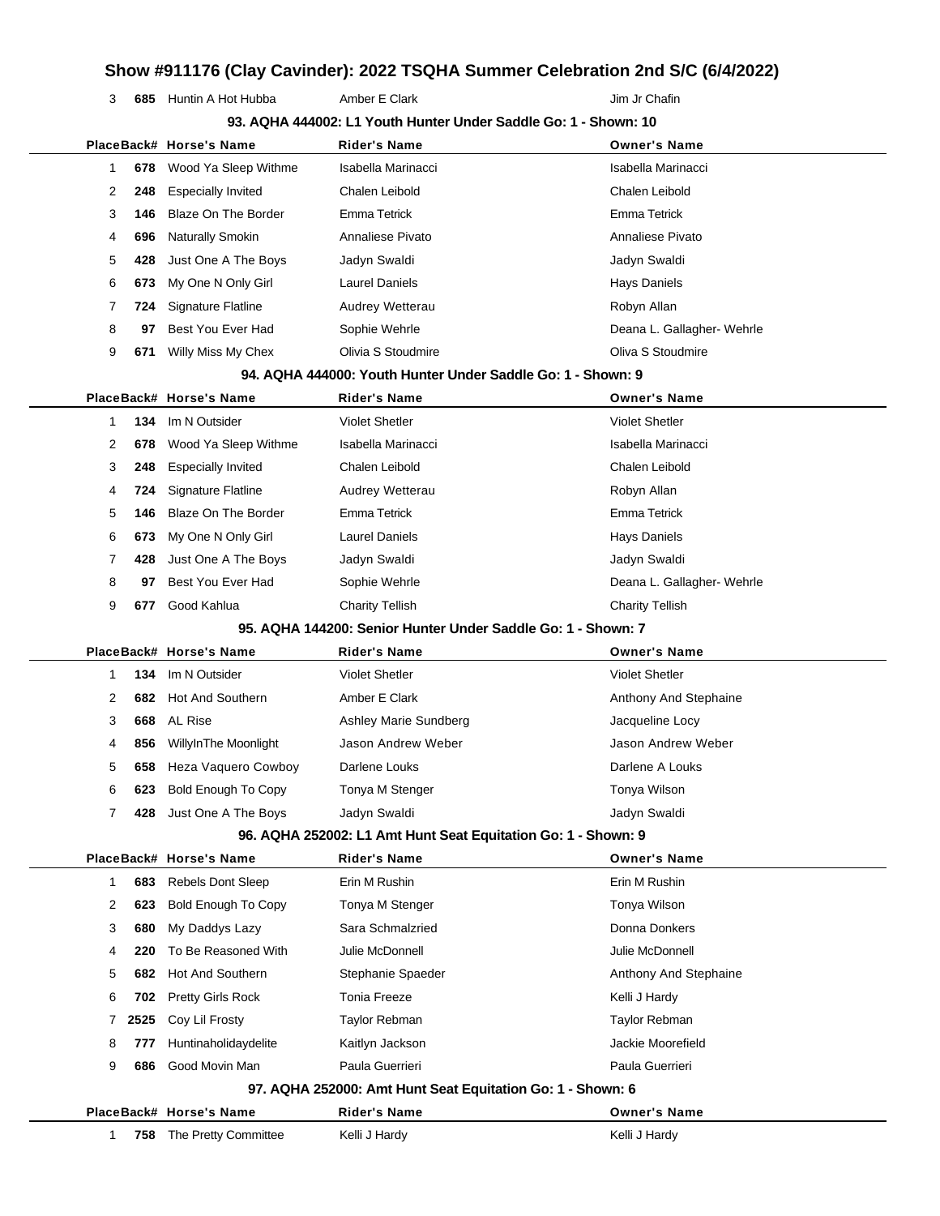# Show #911176 (Clay Cavinder): 2022 TSQHA Summer Celebration 2nd S/C (6/4/2022)

| Place | Back# | Horse's Name | Rider's Name | Owner's Name |
|---|---|---|---|---|
| 3 | 685 | Huntin A Hot Hubba | Amber E Clark | Jim Jr Chafin |

### 93. AQHA 444002: L1 Youth Hunter Under Saddle Go: 1 - Shown: 10

| Place | Back# | Horse's Name | Rider's Name | Owner's Name |
|---|---|---|---|---|
| 1 | 678 | Wood Ya Sleep Withme | Isabella Marinacci | Isabella Marinacci |
| 2 | 248 | Especially Invited | Chalen Leibold | Chalen Leibold |
| 3 | 146 | Blaze On The Border | Emma Tetrick | Emma Tetrick |
| 4 | 696 | Naturally Smokin | Annaliese Pivato | Annaliese Pivato |
| 5 | 428 | Just One A The Boys | Jadyn Swaldi | Jadyn Swaldi |
| 6 | 673 | My One N Only Girl | Laurel Daniels | Hays Daniels |
| 7 | 724 | Signature Flatline | Audrey Wetterau | Robyn Allan |
| 8 | 97 | Best You Ever Had | Sophie Wehrle | Deana L. Gallagher- Wehrle |
| 9 | 671 | Willy Miss My Chex | Olivia S Stoudmire | Oliva S Stoudmire |

### 94. AQHA 444000: Youth Hunter Under Saddle Go: 1 - Shown: 9

| Place | Back# | Horse's Name | Rider's Name | Owner's Name |
|---|---|---|---|---|
| 1 | 134 | Im N Outsider | Violet Shetler | Violet Shetler |
| 2 | 678 | Wood Ya Sleep Withme | Isabella Marinacci | Isabella Marinacci |
| 3 | 248 | Especially Invited | Chalen Leibold | Chalen Leibold |
| 4 | 724 | Signature Flatline | Audrey Wetterau | Robyn Allan |
| 5 | 146 | Blaze On The Border | Emma Tetrick | Emma Tetrick |
| 6 | 673 | My One N Only Girl | Laurel Daniels | Hays Daniels |
| 7 | 428 | Just One A The Boys | Jadyn Swaldi | Jadyn Swaldi |
| 8 | 97 | Best You Ever Had | Sophie Wehrle | Deana L. Gallagher- Wehrle |
| 9 | 677 | Good Kahlua | Charity Tellish | Charity Tellish |

### 95. AQHA 144200: Senior Hunter Under Saddle Go: 1 - Shown: 7

| Place | Back# | Horse's Name | Rider's Name | Owner's Name |
|---|---|---|---|---|
| 1 | 134 | Im N Outsider | Violet Shetler | Violet Shetler |
| 2 | 682 | Hot And Southern | Amber E Clark | Anthony And Stephaine |
| 3 | 668 | AL Rise | Ashley Marie Sundberg | Jacqueline Locy |
| 4 | 856 | WillyInThe Moonlight | Jason Andrew Weber | Jason Andrew Weber |
| 5 | 658 | Heza Vaquero Cowboy | Darlene Louks | Darlene A Louks |
| 6 | 623 | Bold Enough To Copy | Tonya M Stenger | Tonya Wilson |
| 7 | 428 | Just One A The Boys | Jadyn Swaldi | Jadyn Swaldi |

### 96. AQHA 252002: L1 Amt Hunt Seat Equitation Go: 1 - Shown: 9

| Place | Back# | Horse's Name | Rider's Name | Owner's Name |
|---|---|---|---|---|
| 1 | 683 | Rebels Dont Sleep | Erin M Rushin | Erin M Rushin |
| 2 | 623 | Bold Enough To Copy | Tonya M Stenger | Tonya Wilson |
| 3 | 680 | My Daddys Lazy | Sara Schmalzried | Donna Donkers |
| 4 | 220 | To Be Reasoned With | Julie McDonnell | Julie McDonnell |
| 5 | 682 | Hot And Southern | Stephanie Spaeder | Anthony And Stephaine |
| 6 | 702 | Pretty Girls Rock | Tonia Freeze | Kelli J Hardy |
| 7 | 2525 | Coy Lil Frosty | Taylor Rebman | Taylor Rebman |
| 8 | 777 | Huntinaholidaydelite | Kaitlyn Jackson | Jackie Moorefield |
| 9 | 686 | Good Movin Man | Paula Guerrieri | Paula Guerrieri |

### 97. AQHA 252000: Amt Hunt Seat Equitation Go: 1 - Shown: 6

| Place | Back# | Horse's Name | Rider's Name | Owner's Name |
|---|---|---|---|---|
| 1 | 758 | The Pretty Committee | Kelli J Hardy | Kelli J Hardy |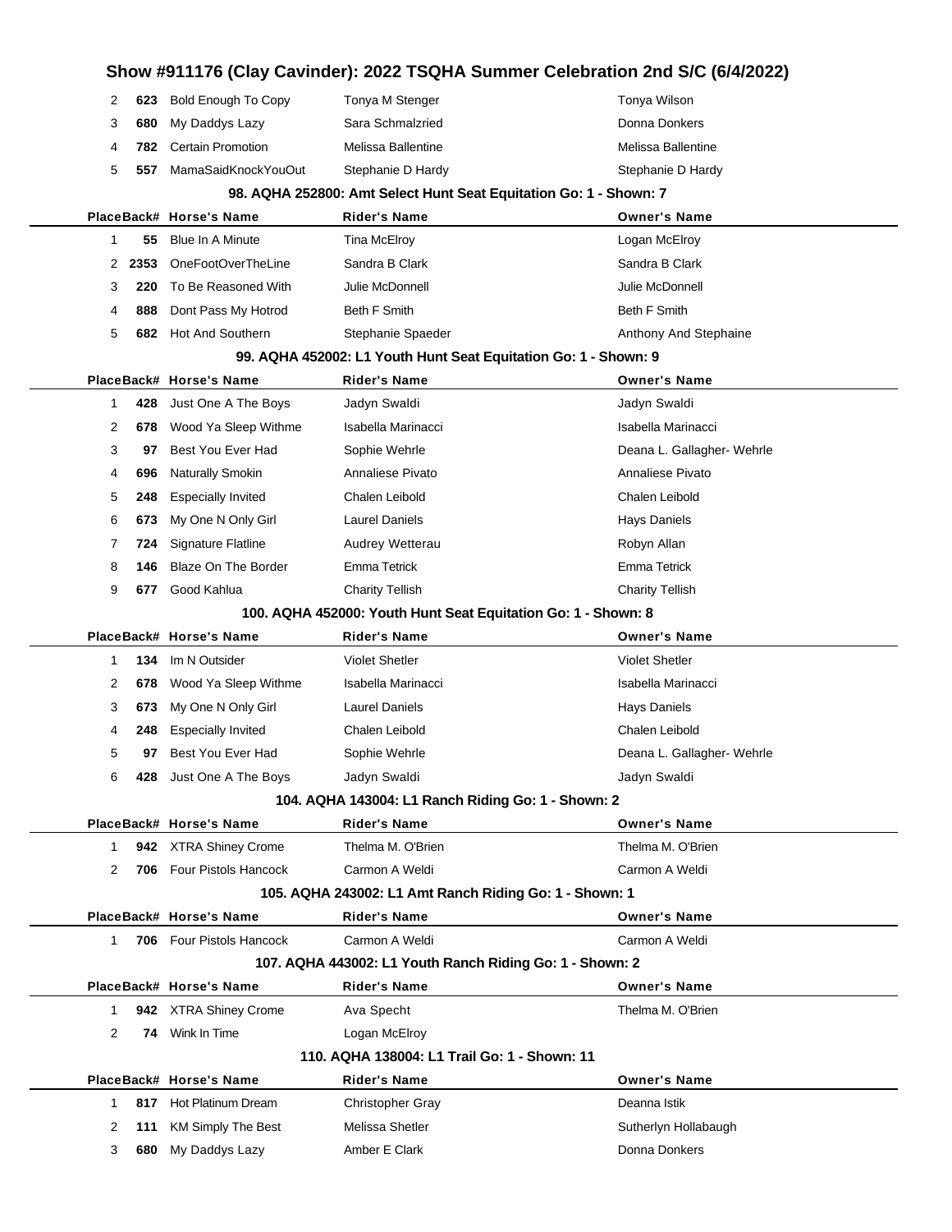# Show #911176 (Clay Cavinder): 2022 TSQHA Summer Celebration 2nd S/C (6/4/2022)

| Place | Back# | Horse's Name | Rider's Name | Owner's Name |
|---|---|---|---|---|
| 2 | 623 | Bold Enough To Copy | Tonya M Stenger | Tonya Wilson |
| 3 | 680 | My Daddys Lazy | Sara Schmalzried | Donna Donkers |
| 4 | 782 | Certain Promotion | Melissa Ballentine | Melissa Ballentine |
| 5 | 557 | MamaSaidKnockYouOut | Stephanie D Hardy | Stephanie D Hardy |

### 98. AQHA 252800: Amt Select Hunt Seat Equitation Go: 1 - Shown: 7

| Place | Back# | Horse's Name | Rider's Name | Owner's Name |
|---|---|---|---|---|
| 1 | 55 | Blue In A Minute | Tina McElroy | Logan McElroy |
| 2 | 2353 | OneFootOverTheLine | Sandra B Clark | Sandra B Clark |
| 3 | 220 | To Be Reasoned With | Julie McDonnell | Julie McDonnell |
| 4 | 888 | Dont Pass My Hotrod | Beth F Smith | Beth F Smith |
| 5 | 682 | Hot And Southern | Stephanie Spaeder | Anthony And Stephaine |

### 99. AQHA 452002: L1 Youth Hunt Seat Equitation Go: 1 - Shown: 9

| Place | Back# | Horse's Name | Rider's Name | Owner's Name |
|---|---|---|---|---|
| 1 | 428 | Just One A The Boys | Jadyn Swaldi | Jadyn Swaldi |
| 2 | 678 | Wood Ya Sleep Withme | Isabella Marinacci | Isabella Marinacci |
| 3 | 97 | Best You Ever Had | Sophie Wehrle | Deana L. Gallagher- Wehrle |
| 4 | 696 | Naturally Smokin | Annaliese Pivato | Annaliese Pivato |
| 5 | 248 | Especially Invited | Chalen Leibold | Chalen Leibold |
| 6 | 673 | My One N Only Girl | Laurel Daniels | Hays Daniels |
| 7 | 724 | Signature Flatline | Audrey Wetterau | Robyn Allan |
| 8 | 146 | Blaze On The Border | Emma Tetrick | Emma Tetrick |
| 9 | 677 | Good Kahlua | Charity Tellish | Charity Tellish |

### 100. AQHA 452000: Youth Hunt Seat Equitation Go: 1 - Shown: 8

| Place | Back# | Horse's Name | Rider's Name | Owner's Name |
|---|---|---|---|---|
| 1 | 134 | Im N Outsider | Violet Shetler | Violet Shetler |
| 2 | 678 | Wood Ya Sleep Withme | Isabella Marinacci | Isabella Marinacci |
| 3 | 673 | My One N Only Girl | Laurel Daniels | Hays Daniels |
| 4 | 248 | Especially Invited | Chalen Leibold | Chalen Leibold |
| 5 | 97 | Best You Ever Had | Sophie Wehrle | Deana L. Gallagher- Wehrle |
| 6 | 428 | Just One A The Boys | Jadyn Swaldi | Jadyn Swaldi |

### 104. AQHA 143004: L1 Ranch Riding Go: 1 - Shown: 2

| Place | Back# | Horse's Name | Rider's Name | Owner's Name |
|---|---|---|---|---|
| 1 | 942 | XTRA Shiney Crome | Thelma M. O'Brien | Thelma M. O'Brien |
| 2 | 706 | Four Pistols Hancock | Carmon A Weldi | Carmon A Weldi |

### 105. AQHA 243002: L1 Amt Ranch Riding Go: 1 - Shown: 1

| Place | Back# | Horse's Name | Rider's Name | Owner's Name |
|---|---|---|---|---|
| 1 | 706 | Four Pistols Hancock | Carmon A Weldi | Carmon A Weldi |

### 107. AQHA 443002: L1 Youth Ranch Riding Go: 1 - Shown: 2

| Place | Back# | Horse's Name | Rider's Name | Owner's Name |
|---|---|---|---|---|
| 1 | 942 | XTRA Shiney Crome | Ava Specht | Thelma M. O'Brien |
| 2 | 74 | Wink In Time | Logan McElroy | |

### 110. AQHA 138004: L1 Trail Go: 1 - Shown: 11

| Place | Back# | Horse's Name | Rider's Name | Owner's Name |
|---|---|---|---|---|
| 1 | 817 | Hot Platinum Dream | Christopher Gray | Deanna Istik |
| 2 | 111 | KM Simply The Best | Melissa Shetler | Sutherlyn Hollabaugh |
| 3 | 680 | My Daddys Lazy | Amber E Clark | Donna Donkers |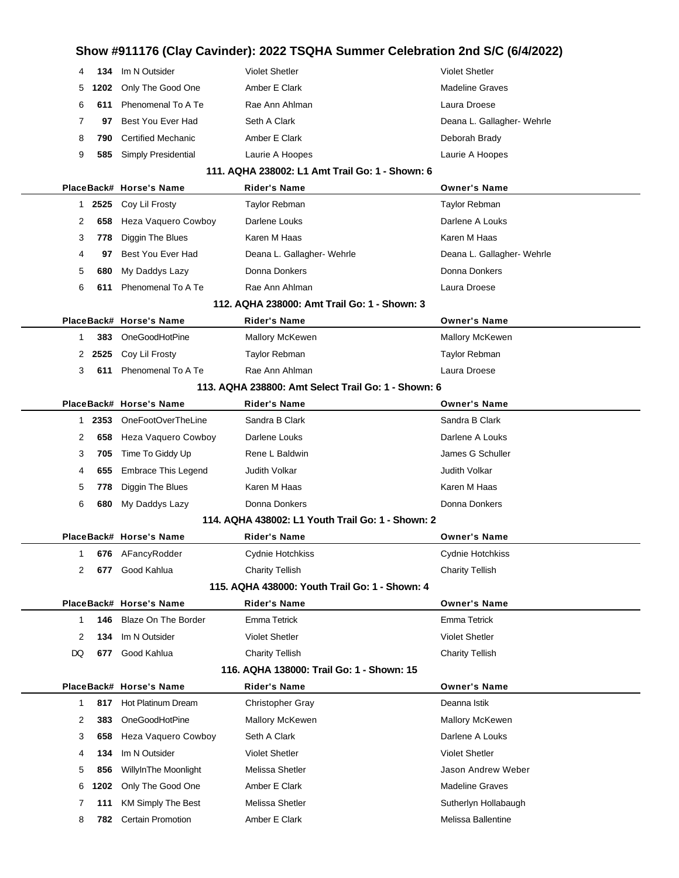# Show #911176 (Clay Cavinder): 2022 TSQHA Summer Celebration 2nd S/C (6/4/2022)

| Place | Back# | Horse's Name | Rider's Name | Owner's Name |
|---|---|---|---|---|
| 4 | 134 | Im N Outsider | Violet Shetler | Violet Shetler |
| 5 | 1202 | Only The Good One | Amber E Clark | Madeline Graves |
| 6 | 611 | Phenomenal To A Te | Rae Ann Ahlman | Laura Droese |
| 7 | 97 | Best You Ever Had | Seth A Clark | Deana L. Gallagher- Wehrle |
| 8 | 790 | Certified Mechanic | Amber E Clark | Deborah Brady |
| 9 | 585 | Simply Presidential | Laurie A Hoopes | Laurie A Hoopes |

### 111. AQHA 238002: L1 Amt Trail Go: 1 - Shown: 6

| Place | Back# | Horse's Name | Rider's Name | Owner's Name |
|---|---|---|---|---|
| 1 | 2525 | Coy Lil Frosty | Taylor Rebman | Taylor Rebman |
| 2 | 658 | Heza Vaquero Cowboy | Darlene Louks | Darlene A Louks |
| 3 | 778 | Diggin The Blues | Karen M Haas | Karen M Haas |
| 4 | 97 | Best You Ever Had | Deana L. Gallagher- Wehrle | Deana L. Gallagher- Wehrle |
| 5 | 680 | My Daddys Lazy | Donna Donkers | Donna Donkers |
| 6 | 611 | Phenomenal To A Te | Rae Ann Ahlman | Laura Droese |

### 112. AQHA 238000: Amt Trail Go: 1 - Shown: 3

| Place | Back# | Horse's Name | Rider's Name | Owner's Name |
|---|---|---|---|---|
| 1 | 383 | OneGoodHotPine | Mallory McKewen | Mallory McKewen |
| 2 | 2525 | Coy Lil Frosty | Taylor Rebman | Taylor Rebman |
| 3 | 611 | Phenomenal To A Te | Rae Ann Ahlman | Laura Droese |

### 113. AQHA 238800: Amt Select Trail Go: 1 - Shown: 6

| Place | Back# | Horse's Name | Rider's Name | Owner's Name |
|---|---|---|---|---|
| 1 | 2353 | OneFootOverTheLine | Sandra B Clark | Sandra B Clark |
| 2 | 658 | Heza Vaquero Cowboy | Darlene Louks | Darlene A Louks |
| 3 | 705 | Time To Giddy Up | Rene L Baldwin | James G Schuller |
| 4 | 655 | Embrace This Legend | Judith Volkar | Judith Volkar |
| 5 | 778 | Diggin The Blues | Karen M Haas | Karen M Haas |
| 6 | 680 | My Daddys Lazy | Donna Donkers | Donna Donkers |

### 114. AQHA 438002: L1 Youth Trail Go: 1 - Shown: 2

| Place | Back# | Horse's Name | Rider's Name | Owner's Name |
|---|---|---|---|---|
| 1 | 676 | AFancyRodder | Cydnie Hotchkiss | Cydnie Hotchkiss |
| 2 | 677 | Good Kahlua | Charity Tellish | Charity Tellish |

### 115. AQHA 438000: Youth Trail Go: 1 - Shown: 4

| Place | Back# | Horse's Name | Rider's Name | Owner's Name |
|---|---|---|---|---|
| 1 | 146 | Blaze On The Border | Emma Tetrick | Emma Tetrick |
| 2 | 134 | Im N Outsider | Violet Shetler | Violet Shetler |
| DQ | 677 | Good Kahlua | Charity Tellish | Charity Tellish |

### 116. AQHA 138000: Trail Go: 1 - Shown: 15

| Place | Back# | Horse's Name | Rider's Name | Owner's Name |
|---|---|---|---|---|
| 1 | 817 | Hot Platinum Dream | Christopher Gray | Deanna Istik |
| 2 | 383 | OneGoodHotPine | Mallory McKewen | Mallory McKewen |
| 3 | 658 | Heza Vaquero Cowboy | Seth A Clark | Darlene A Louks |
| 4 | 134 | Im N Outsider | Violet Shetler | Violet Shetler |
| 5 | 856 | WillyInThe Moonlight | Melissa Shetler | Jason Andrew Weber |
| 6 | 1202 | Only The Good One | Amber E Clark | Madeline Graves |
| 7 | 111 | KM Simply The Best | Melissa Shetler | Sutherlyn Hollabaugh |
| 8 | 782 | Certain Promotion | Amber E Clark | Melissa Ballentine |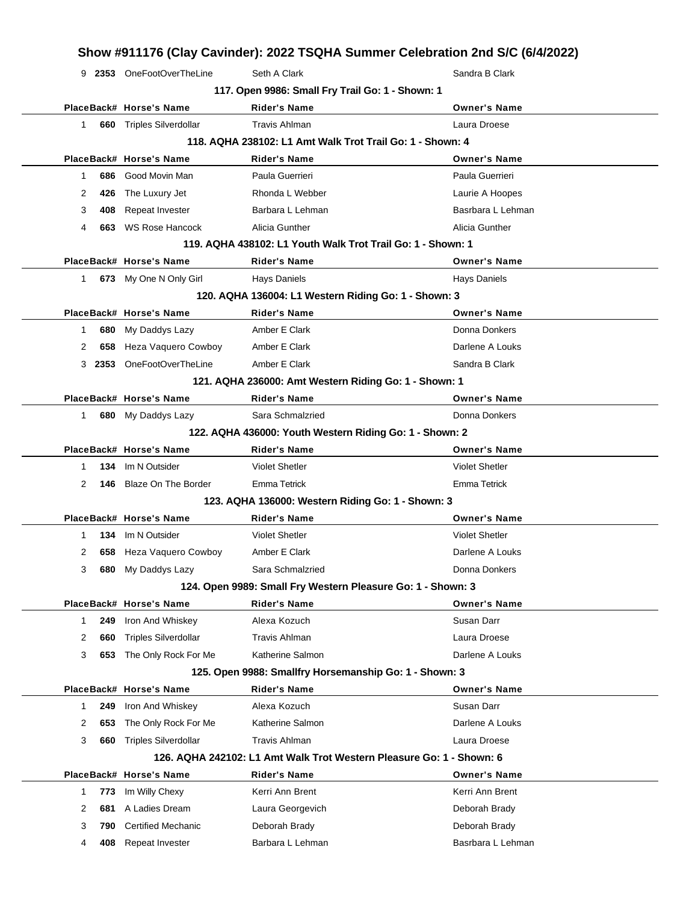# Show #911176 (Clay Cavinder): 2022 TSQHA Summer Celebration 2nd S/C (6/4/2022)

| Place | Back# | Horse's Name | Rider's Name | Owner's Name |
|---|---|---|---|---|
| 9 | 2353 | OneFootOverTheLine | Seth A Clark | Sandra B Clark |

### 117. Open 9986: Small Fry Trail Go: 1 - Shown: 1

| Place | Back# | Horse's Name | Rider's Name | Owner's Name |
|---|---|---|---|---|
| 1 | 660 | Triples Silverdollar | Travis Ahlman | Laura Droese |

### 118. AQHA 238102: L1 Amt Walk Trot Trail Go: 1 - Shown: 4

| Place | Back# | Horse's Name | Rider's Name | Owner's Name |
|---|---|---|---|---|
| 1 | 686 | Good Movin Man | Paula Guerrieri | Paula Guerrieri |
| 2 | 426 | The Luxury Jet | Rhonda L Webber | Laurie A Hoopes |
| 3 | 408 | Repeat Invester | Barbara L Lehman | Basrbara L Lehman |
| 4 | 663 | WS Rose Hancock | Alicia Gunther | Alicia Gunther |

### 119. AQHA 438102: L1 Youth Walk Trot Trail Go: 1 - Shown: 1

| Place | Back# | Horse's Name | Rider's Name | Owner's Name |
|---|---|---|---|---|
| 1 | 673 | My One N Only Girl | Hays Daniels | Hays Daniels |

### 120. AQHA 136004: L1 Western Riding Go: 1 - Shown: 3

| Place | Back# | Horse's Name | Rider's Name | Owner's Name |
|---|---|---|---|---|
| 1 | 680 | My Daddys Lazy | Amber E Clark | Donna Donkers |
| 2 | 658 | Heza Vaquero Cowboy | Amber E Clark | Darlene A Louks |
| 3 | 2353 | OneFootOverTheLine | Amber E Clark | Sandra B Clark |

### 121. AQHA 236000: Amt Western Riding Go: 1 - Shown: 1

| Place | Back# | Horse's Name | Rider's Name | Owner's Name |
|---|---|---|---|---|
| 1 | 680 | My Daddys Lazy | Sara Schmalzried | Donna Donkers |

### 122. AQHA 436000: Youth Western Riding Go: 1 - Shown: 2

| Place | Back# | Horse's Name | Rider's Name | Owner's Name |
|---|---|---|---|---|
| 1 | 134 | Im N Outsider | Violet Shetler | Violet Shetler |
| 2 | 146 | Blaze On The Border | Emma Tetrick | Emma Tetrick |

### 123. AQHA 136000: Western Riding Go: 1 - Shown: 3

| Place | Back# | Horse's Name | Rider's Name | Owner's Name |
|---|---|---|---|---|
| 1 | 134 | Im N Outsider | Violet Shetler | Violet Shetler |
| 2 | 658 | Heza Vaquero Cowboy | Amber E Clark | Darlene A Louks |
| 3 | 680 | My Daddys Lazy | Sara Schmalzried | Donna Donkers |

### 124. Open 9989: Small Fry Western Pleasure Go: 1 - Shown: 3

| Place | Back# | Horse's Name | Rider's Name | Owner's Name |
|---|---|---|---|---|
| 1 | 249 | Iron And Whiskey | Alexa Kozuch | Susan Darr |
| 2 | 660 | Triples Silverdollar | Travis Ahlman | Laura Droese |
| 3 | 653 | The Only Rock For Me | Katherine Salmon | Darlene A Louks |

### 125. Open 9988: Smallfry Horsemanship Go: 1 - Shown: 3

| Place | Back# | Horse's Name | Rider's Name | Owner's Name |
|---|---|---|---|---|
| 1 | 249 | Iron And Whiskey | Alexa Kozuch | Susan Darr |
| 2 | 653 | The Only Rock For Me | Katherine Salmon | Darlene A Louks |
| 3 | 660 | Triples Silverdollar | Travis Ahlman | Laura Droese |

### 126. AQHA 242102: L1 Amt Walk Trot Western Pleasure Go: 1 - Shown: 6

| Place | Back# | Horse's Name | Rider's Name | Owner's Name |
|---|---|---|---|---|
| 1 | 773 | Im Willy Chexy | Kerri Ann Brent | Kerri Ann Brent |
| 2 | 681 | A Ladies Dream | Laura Georgevich | Deborah Brady |
| 3 | 790 | Certified Mechanic | Deborah Brady | Deborah Brady |
| 4 | 408 | Repeat Invester | Barbara L Lehman | Basrbara L Lehman |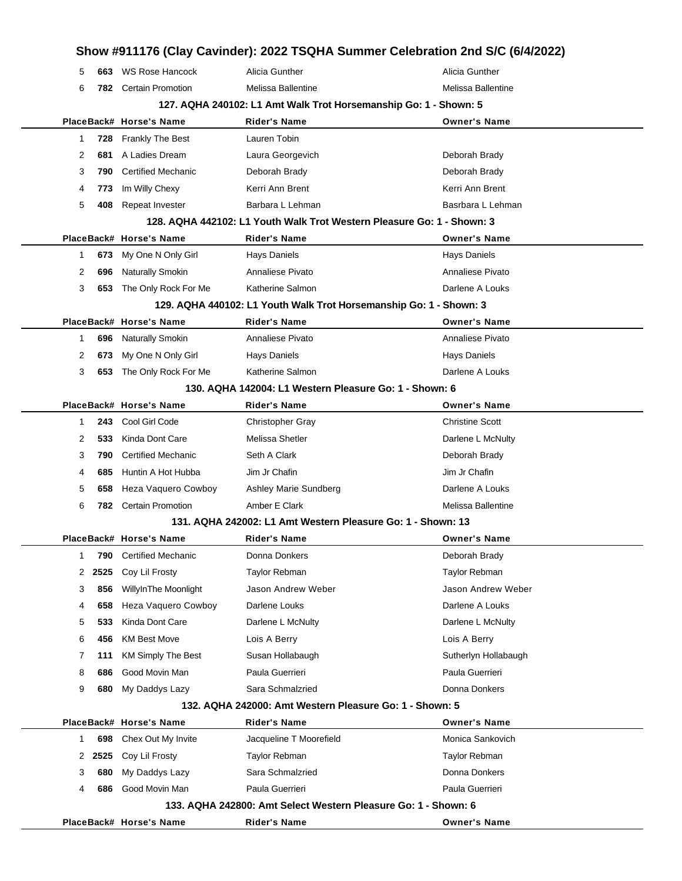# Show #911176 (Clay Cavinder): 2022 TSQHA Summer Celebration 2nd S/C (6/4/2022)

| Place | Back# | Horse's Name | Rider's Name | Owner's Name |
|---|---|---|---|---|
| 5 | 663 | WS Rose Hancock | Alicia Gunther | Alicia Gunther |
| 6 | 782 | Certain Promotion | Melissa Ballentine | Melissa Ballentine |

### 127. AQHA 240102: L1 Amt Walk Trot Horsemanship Go: 1 - Shown: 5

| Place | Back# | Horse's Name | Rider's Name | Owner's Name |
|---|---|---|---|---|
| 1 | 728 | Frankly The Best | Lauren Tobin | |
| 2 | 681 | A Ladies Dream | Laura Georgevich | Deborah Brady |
| 3 | 790 | Certified Mechanic | Deborah Brady | Deborah Brady |
| 4 | 773 | Im Willy Chexy | Kerri Ann Brent | Kerri Ann Brent |
| 5 | 408 | Repeat Invester | Barbara L Lehman | Basrbara L Lehman |

### 128. AQHA 442102: L1 Youth Walk Trot Western Pleasure Go: 1 - Shown: 3

| Place | Back# | Horse's Name | Rider's Name | Owner's Name |
|---|---|---|---|---|
| 1 | 673 | My One N Only Girl | Hays Daniels | Hays Daniels |
| 2 | 696 | Naturally Smokin | Annaliese Pivato | Annaliese Pivato |
| 3 | 653 | The Only Rock For Me | Katherine Salmon | Darlene A Louks |

### 129. AQHA 440102: L1 Youth Walk Trot Horsemanship Go: 1 - Shown: 3

| Place | Back# | Horse's Name | Rider's Name | Owner's Name |
|---|---|---|---|---|
| 1 | 696 | Naturally Smokin | Annaliese Pivato | Annaliese Pivato |
| 2 | 673 | My One N Only Girl | Hays Daniels | Hays Daniels |
| 3 | 653 | The Only Rock For Me | Katherine Salmon | Darlene A Louks |

### 130. AQHA 142004: L1 Western Pleasure Go: 1 - Shown: 6

| Place | Back# | Horse's Name | Rider's Name | Owner's Name |
|---|---|---|---|---|
| 1 | 243 | Cool Girl Code | Christopher Gray | Christine Scott |
| 2 | 533 | Kinda Dont Care | Melissa Shetler | Darlene L McNulty |
| 3 | 790 | Certified Mechanic | Seth A Clark | Deborah Brady |
| 4 | 685 | Huntin A Hot Hubba | Jim Jr Chafin | Jim Jr Chafin |
| 5 | 658 | Heza Vaquero Cowboy | Ashley Marie Sundberg | Darlene A Louks |
| 6 | 782 | Certain Promotion | Amber E Clark | Melissa Ballentine |

### 131. AQHA 242002: L1 Amt Western Pleasure Go: 1 - Shown: 13

| Place | Back# | Horse's Name | Rider's Name | Owner's Name |
|---|---|---|---|---|
| 1 | 790 | Certified Mechanic | Donna Donkers | Deborah Brady |
| 2 | 2525 | Coy Lil Frosty | Taylor Rebman | Taylor Rebman |
| 3 | 856 | WillyInThe Moonlight | Jason Andrew Weber | Jason Andrew Weber |
| 4 | 658 | Heza Vaquero Cowboy | Darlene Louks | Darlene A Louks |
| 5 | 533 | Kinda Dont Care | Darlene L McNulty | Darlene L McNulty |
| 6 | 456 | KM Best Move | Lois A Berry | Lois A Berry |
| 7 | 111 | KM Simply The Best | Susan Hollabaugh | Sutherlyn Hollabaugh |
| 8 | 686 | Good Movin Man | Paula Guerrieri | Paula Guerrieri |
| 9 | 680 | My Daddys Lazy | Sara Schmalzried | Donna Donkers |

### 132. AQHA 242000: Amt Western Pleasure Go: 1 - Shown: 5

| Place | Back# | Horse's Name | Rider's Name | Owner's Name |
|---|---|---|---|---|
| 1 | 698 | Chex Out My Invite | Jacqueline T Moorefield | Monica Sankovich |
| 2 | 2525 | Coy Lil Frosty | Taylor Rebman | Taylor Rebman |
| 3 | 680 | My Daddys Lazy | Sara Schmalzried | Donna Donkers |
| 4 | 686 | Good Movin Man | Paula Guerrieri | Paula Guerrieri |

### 133. AQHA 242800: Amt Select Western Pleasure Go: 1 - Shown: 6

| Place | Back# | Horse's Name | Rider's Name | Owner's Name |
|---|---|---|---|---|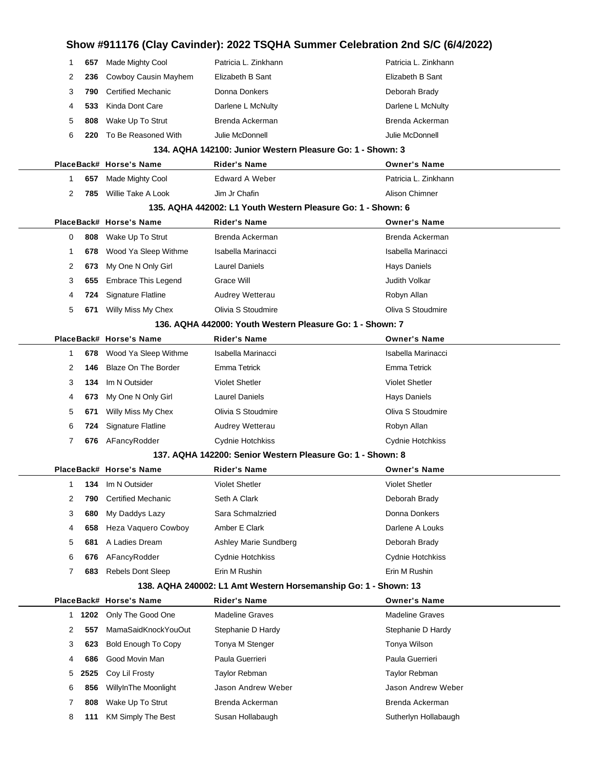# Show #911176 (Clay Cavinder): 2022 TSQHA Summer Celebration 2nd S/C (6/4/2022)

| Place | Back# | Horse's Name | Rider's Name | Owner's Name |
|---|---|---|---|---|
| 1 | 657 | Made Mighty Cool | Patricia L. Zinkhann | Patricia L. Zinkhann |
| 2 | 236 | Cowboy Causin Mayhem | Elizabeth B Sant | Elizabeth B Sant |
| 3 | 790 | Certified Mechanic | Donna Donkers | Deborah Brady |
| 4 | 533 | Kinda Dont Care | Darlene L McNulty | Darlene L McNulty |
| 5 | 808 | Wake Up To Strut | Brenda Ackerman | Brenda Ackerman |
| 6 | 220 | To Be Reasoned With | Julie McDonnell | Julie McDonnell |

### 134. AQHA 142100: Junior Western Pleasure Go: 1 - Shown: 3

| Place | Back# | Horse's Name | Rider's Name | Owner's Name |
|---|---|---|---|---|
| 1 | 657 | Made Mighty Cool | Edward A Weber | Patricia L. Zinkhann |
| 2 | 785 | Willie Take A Look | Jim Jr Chafin | Alison Chimner |

### 135. AQHA 442002: L1 Youth Western Pleasure Go: 1 - Shown: 6

| Place | Back# | Horse's Name | Rider's Name | Owner's Name |
|---|---|---|---|---|
| 0 | 808 | Wake Up To Strut | Brenda Ackerman | Brenda Ackerman |
| 1 | 678 | Wood Ya Sleep Withme | Isabella Marinacci | Isabella Marinacci |
| 2 | 673 | My One N Only Girl | Laurel Daniels | Hays Daniels |
| 3 | 655 | Embrace This Legend | Grace Will | Judith Volkar |
| 4 | 724 | Signature Flatline | Audrey Wetterau | Robyn Allan |
| 5 | 671 | Willy Miss My Chex | Olivia S Stoudmire | Oliva S Stoudmire |

### 136. AQHA 442000: Youth Western Pleasure Go: 1 - Shown: 7

| Place | Back# | Horse's Name | Rider's Name | Owner's Name |
|---|---|---|---|---|
| 1 | 678 | Wood Ya Sleep Withme | Isabella Marinacci | Isabella Marinacci |
| 2 | 146 | Blaze On The Border | Emma Tetrick | Emma Tetrick |
| 3 | 134 | Im N Outsider | Violet Shetler | Violet Shetler |
| 4 | 673 | My One N Only Girl | Laurel Daniels | Hays Daniels |
| 5 | 671 | Willy Miss My Chex | Olivia S Stoudmire | Oliva S Stoudmire |
| 6 | 724 | Signature Flatline | Audrey Wetterau | Robyn Allan |
| 7 | 676 | AFancyRodder | Cydnie Hotchkiss | Cydnie Hotchkiss |

### 137. AQHA 142200: Senior Western Pleasure Go: 1 - Shown: 8

| Place | Back# | Horse's Name | Rider's Name | Owner's Name |
|---|---|---|---|---|
| 1 | 134 | Im N Outsider | Violet Shetler | Violet Shetler |
| 2 | 790 | Certified Mechanic | Seth A Clark | Deborah Brady |
| 3 | 680 | My Daddys Lazy | Sara Schmalzried | Donna Donkers |
| 4 | 658 | Heza Vaquero Cowboy | Amber E Clark | Darlene A Louks |
| 5 | 681 | A Ladies Dream | Ashley Marie Sundberg | Deborah Brady |
| 6 | 676 | AFancyRodder | Cydnie Hotchkiss | Cydnie Hotchkiss |
| 7 | 683 | Rebels Dont Sleep | Erin M Rushin | Erin M Rushin |

### 138. AQHA 240002: L1 Amt Western Horsemanship Go: 1 - Shown: 13

| Place | Back# | Horse's Name | Rider's Name | Owner's Name |
|---|---|---|---|---|
| 1 | 1202 | Only The Good One | Madeline Graves | Madeline Graves |
| 2 | 557 | MamaSaidKnockYouOut | Stephanie D Hardy | Stephanie D Hardy |
| 3 | 623 | Bold Enough To Copy | Tonya M Stenger | Tonya Wilson |
| 4 | 686 | Good Movin Man | Paula Guerrieri | Paula Guerrieri |
| 5 | 2525 | Coy Lil Frosty | Taylor Rebman | Taylor Rebman |
| 6 | 856 | WillyInThe Moonlight | Jason Andrew Weber | Jason Andrew Weber |
| 7 | 808 | Wake Up To Strut | Brenda Ackerman | Brenda Ackerman |
| 8 | 111 | KM Simply The Best | Susan Hollabaugh | Sutherlyn Hollabaugh |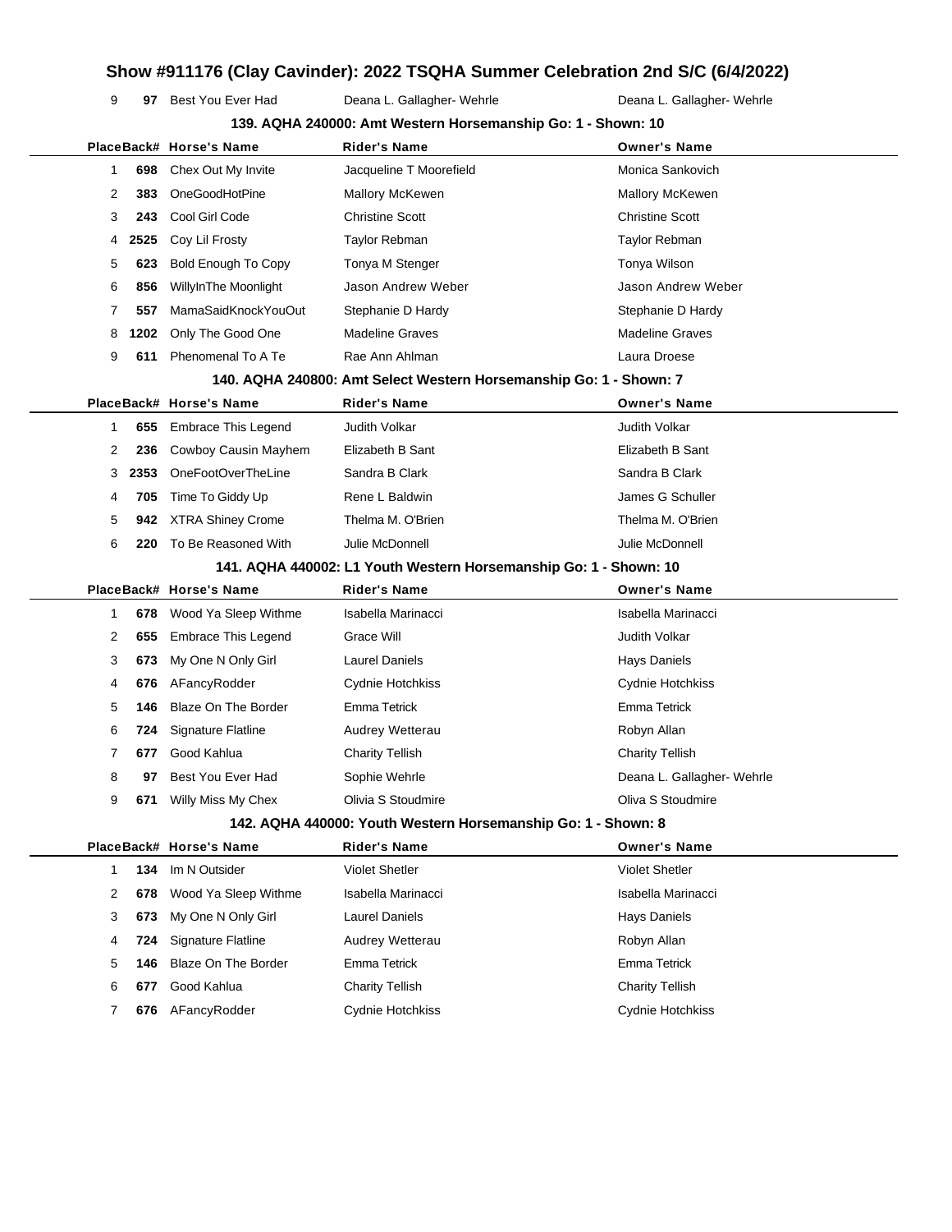# Show #911176 (Clay Cavinder): 2022 TSQHA Summer Celebration 2nd S/C (6/4/2022)

| | | | | |
|---|---|---|---|---|
| 9 | 97 | Best You Ever Had | Deana L. Gallagher- Wehrle | Deana L. Gallagher- Wehrle |

### 139. AQHA 240000: Amt Western Horsemanship Go: 1 - Shown: 10

| Place | Back# | Horse's Name | Rider's Name | Owner's Name |
|---|---|---|---|---|
| 1 | 698 | Chex Out My Invite | Jacqueline T Moorefield | Monica Sankovich |
| 2 | 383 | OneGoodHotPine | Mallory McKewen | Mallory McKewen |
| 3 | 243 | Cool Girl Code | Christine Scott | Christine Scott |
| 4 | 2525 | Coy Lil Frosty | Taylor Rebman | Taylor Rebman |
| 5 | 623 | Bold Enough To Copy | Tonya M Stenger | Tonya Wilson |
| 6 | 856 | WillyInThe Moonlight | Jason Andrew Weber | Jason Andrew Weber |
| 7 | 557 | MamaSaidKnockYouOut | Stephanie D Hardy | Stephanie D Hardy |
| 8 | 1202 | Only The Good One | Madeline Graves | Madeline Graves |
| 9 | 611 | Phenomenal To A Te | Rae Ann Ahlman | Laura Droese |

### 140. AQHA 240800: Amt Select Western Horsemanship Go: 1 - Shown: 7

| Place | Back# | Horse's Name | Rider's Name | Owner's Name |
|---|---|---|---|---|
| 1 | 655 | Embrace This Legend | Judith Volkar | Judith Volkar |
| 2 | 236 | Cowboy Causin Mayhem | Elizabeth B Sant | Elizabeth B Sant |
| 3 | 2353 | OneFootOverTheLine | Sandra B Clark | Sandra B Clark |
| 4 | 705 | Time To Giddy Up | Rene L Baldwin | James G Schuller |
| 5 | 942 | XTRA Shiney Crome | Thelma M. O'Brien | Thelma M. O'Brien |
| 6 | 220 | To Be Reasoned With | Julie McDonnell | Julie McDonnell |

### 141. AQHA 440002: L1 Youth Western Horsemanship Go: 1 - Shown: 10

| Place | Back# | Horse's Name | Rider's Name | Owner's Name |
|---|---|---|---|---|
| 1 | 678 | Wood Ya Sleep Withme | Isabella Marinacci | Isabella Marinacci |
| 2 | 655 | Embrace This Legend | Grace Will | Judith Volkar |
| 3 | 673 | My One N Only Girl | Laurel Daniels | Hays Daniels |
| 4 | 676 | AFancyRodder | Cydnie Hotchkiss | Cydnie Hotchkiss |
| 5 | 146 | Blaze On The Border | Emma Tetrick | Emma Tetrick |
| 6 | 724 | Signature Flatline | Audrey Wetterau | Robyn Allan |
| 7 | 677 | Good Kahlua | Charity Tellish | Charity Tellish |
| 8 | 97 | Best You Ever Had | Sophie Wehrle | Deana L. Gallagher- Wehrle |
| 9 | 671 | Willy Miss My Chex | Olivia S Stoudmire | Oliva S Stoudmire |

### 142. AQHA 440000: Youth Western Horsemanship Go: 1 - Shown: 8

| Place | Back# | Horse's Name | Rider's Name | Owner's Name |
|---|---|---|---|---|
| 1 | 134 | Im N Outsider | Violet Shetler | Violet Shetler |
| 2 | 678 | Wood Ya Sleep Withme | Isabella Marinacci | Isabella Marinacci |
| 3 | 673 | My One N Only Girl | Laurel Daniels | Hays Daniels |
| 4 | 724 | Signature Flatline | Audrey Wetterau | Robyn Allan |
| 5 | 146 | Blaze On The Border | Emma Tetrick | Emma Tetrick |
| 6 | 677 | Good Kahlua | Charity Tellish | Charity Tellish |
| 7 | 676 | AFancyRodder | Cydnie Hotchkiss | Cydnie Hotchkiss |